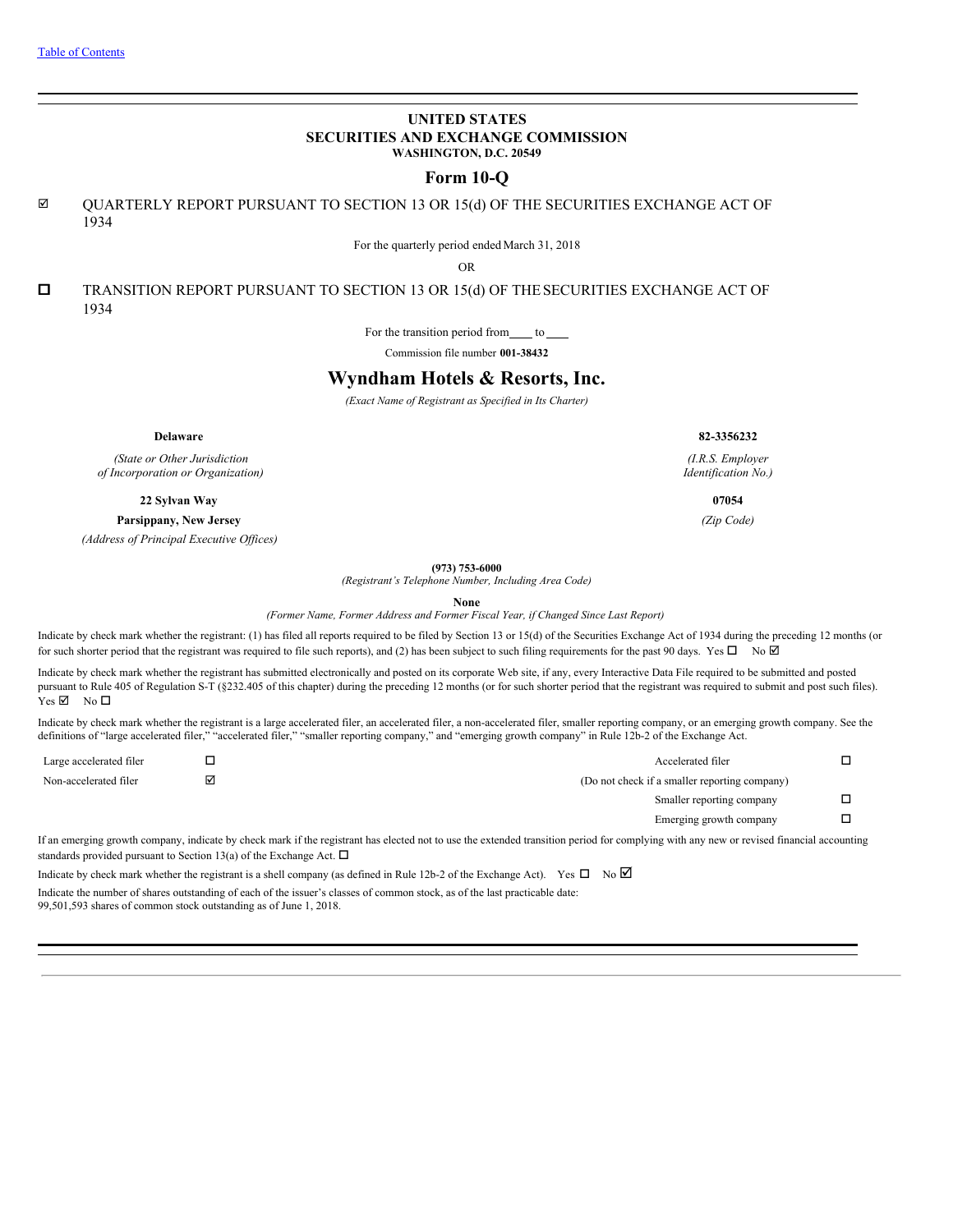[Table of Contents](#)

# UNITED STATES
## SECURITIES AND EXCHANGE COMMISSION
**WASHINGTON, D.C. 20549**

## Form 10-Q

☑ QUARTERLY REPORT PURSUANT TO SECTION 13 OR 15(d) OF THE SECURITIES EXCHANGE ACT OF 1934

For the quarterly period ended March 31, 2018

OR

☐ TRANSITION REPORT PURSUANT TO SECTION 13 OR 15(d) OF THE SECURITIES EXCHANGE ACT OF 1934

For the transition period from \_\_\_\_ to \_\_\_\_

Commission file number **001-38432**

# Wyndham Hotels & Resorts, Inc.

*(Exact Name of Registrant as Specified in Its Charter)*

| | |
|---|---|
| **Delaware** | **82-3356232** |
| *(State or Other Jurisdiction of Incorporation or Organization)* | *(I.R.S. Employer Identification No.)* |
| **22 Sylvan Way** | **07054** |
| **Parsippany, New Jersey** | *(Zip Code)* |
| *(Address of Principal Executive Offices)* | |

**(973) 753-6000**
*(Registrant's Telephone Number, Including Area Code)*

**None**
*(Former Name, Former Address and Former Fiscal Year, if Changed Since Last Report)*

Indicate by check mark whether the registrant: (1) has filed all reports required to be filed by Section 13 or 15(d) of the Securities Exchange Act of 1934 during the preceding 12 months (or for such shorter period that the registrant was required to file such reports), and (2) has been subject to such filing requirements for the past 90 days. Yes ☐ No ☑

Indicate by check mark whether the registrant has submitted electronically and posted on its corporate Web site, if any, every Interactive Data File required to be submitted and posted pursuant to Rule 405 of Regulation S-T (§232.405 of this chapter) during the preceding 12 months (or for such shorter period that the registrant was required to submit and post such files). Yes ☑ No ☐

Indicate by check mark whether the registrant is a large accelerated filer, an accelerated filer, a non-accelerated filer, smaller reporting company, or an emerging growth company. See the definitions of "large accelerated filer," "accelerated filer," "smaller reporting company," and "emerging growth company" in Rule 12b-2 of the Exchange Act.

| | | | |
|---|---|---|---|
| Large accelerated filer | ☐ | Accelerated filer | ☐ |
| Non-accelerated filer | ☑ | (Do not check if a smaller reporting company) | |
| | | Smaller reporting company | ☐ |
| | | Emerging growth company | ☐ |

If an emerging growth company, indicate by check mark if the registrant has elected not to use the extended transition period for complying with any new or revised financial accounting standards provided pursuant to Section 13(a) of the Exchange Act. ☐

Indicate by check mark whether the registrant is a shell company (as defined in Rule 12b-2 of the Exchange Act). Yes ☐ No ☑

Indicate the number of shares outstanding of each of the issuer's classes of common stock, as of the last practicable date:
99,501,593 shares of common stock outstanding as of June 1, 2018.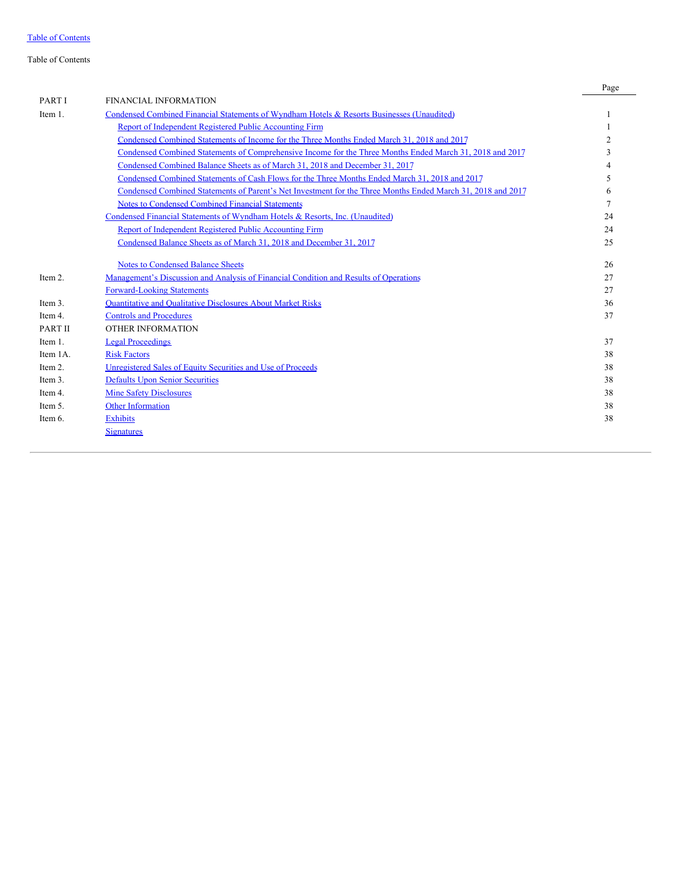Table of Contents

Table of Contents

| | | Page |
|---|---|---|
| PART I | FINANCIAL INFORMATION | |
| Item 1. | Condensed Combined Financial Statements of Wyndham Hotels & Resorts Businesses (Unaudited) | 1 |
| | Report of Independent Registered Public Accounting Firm | 1 |
| | Condensed Combined Statements of Income for the Three Months Ended March 31, 2018 and 2017 | 2 |
| | Condensed Combined Statements of Comprehensive Income for the Three Months Ended March 31, 2018 and 2017 | 3 |
| | Condensed Combined Balance Sheets as of March 31, 2018 and December 31, 2017 | 4 |
| | Condensed Combined Statements of Cash Flows for the Three Months Ended March 31, 2018 and 2017 | 5 |
| | Condensed Combined Statements of Parent's Net Investment for the Three Months Ended March 31, 2018 and 2017 | 6 |
| | Notes to Condensed Combined Financial Statements | 7 |
| | Condensed Financial Statements of Wyndham Hotels & Resorts, Inc. (Unaudited) | 24 |
| | Report of Independent Registered Public Accounting Firm | 24 |
| | Condensed Balance Sheets as of March 31, 2018 and December 31, 2017 | 25 |
| | Notes to Condensed Balance Sheets | 26 |
| Item 2. | Management's Discussion and Analysis of Financial Condition and Results of Operations | 27 |
| | Forward-Looking Statements | 27 |
| Item 3. | Quantitative and Qualitative Disclosures About Market Risks | 36 |
| Item 4. | Controls and Procedures | 37 |
| PART II | OTHER INFORMATION | |
| Item 1. | Legal Proceedings | 37 |
| Item 1A. | Risk Factors | 38 |
| Item 2. | Unregistered Sales of Equity Securities and Use of Proceeds | 38 |
| Item 3. | Defaults Upon Senior Securities | 38 |
| Item 4. | Mine Safety Disclosures | 38 |
| Item 5. | Other Information | 38 |
| Item 6. | Exhibits | 38 |
| | Signatures | |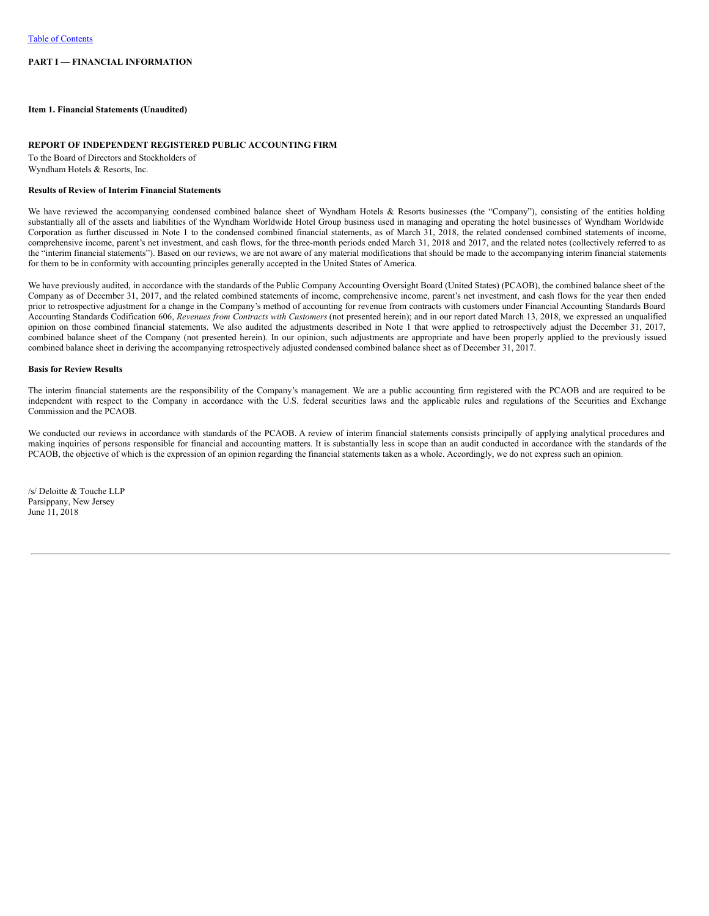**PART I — FINANCIAL INFORMATION**

**Item 1. Financial Statements (Unaudited)**

**REPORT OF INDEPENDENT REGISTERED PUBLIC ACCOUNTING FIRM**

To the Board of Directors and Stockholders of
Wyndham Hotels & Resorts, Inc.

**Results of Review of Interim Financial Statements**

We have reviewed the accompanying condensed combined balance sheet of Wyndham Hotels & Resorts businesses (the "Company"), consisting of the entities holding substantially all of the assets and liabilities of the Wyndham Worldwide Hotel Group business used in managing and operating the hotel businesses of Wyndham Worldwide Corporation as further discussed in Note 1 to the condensed combined financial statements, as of March 31, 2018, the related condensed combined statements of income, comprehensive income, parent's net investment, and cash flows, for the three-month periods ended March 31, 2018 and 2017, and the related notes (collectively referred to as the "interim financial statements"). Based on our reviews, we are not aware of any material modifications that should be made to the accompanying interim financial statements for them to be in conformity with accounting principles generally accepted in the United States of America.

We have previously audited, in accordance with the standards of the Public Company Accounting Oversight Board (United States) (PCAOB), the combined balance sheet of the Company as of December 31, 2017, and the related combined statements of income, comprehensive income, parent's net investment, and cash flows for the year then ended prior to retrospective adjustment for a change in the Company's method of accounting for revenue from contracts with customers under Financial Accounting Standards Board Accounting Standards Codification 606, *Revenues from Contracts with Customers* (not presented herein); and in our report dated March 13, 2018, we expressed an unqualified opinion on those combined financial statements. We also audited the adjustments described in Note 1 that were applied to retrospectively adjust the December 31, 2017, combined balance sheet of the Company (not presented herein). In our opinion, such adjustments are appropriate and have been properly applied to the previously issued combined balance sheet in deriving the accompanying retrospectively adjusted condensed combined balance sheet as of December 31, 2017.

**Basis for Review Results**

The interim financial statements are the responsibility of the Company's management. We are a public accounting firm registered with the PCAOB and are required to be independent with respect to the Company in accordance with the U.S. federal securities laws and the applicable rules and regulations of the Securities and Exchange Commission and the PCAOB.

We conducted our reviews in accordance with standards of the PCAOB. A review of interim financial statements consists principally of applying analytical procedures and making inquiries of persons responsible for financial and accounting matters. It is substantially less in scope than an audit conducted in accordance with the standards of the PCAOB, the objective of which is the expression of an opinion regarding the financial statements taken as a whole. Accordingly, we do not express such an opinion.

/s/ Deloitte & Touche LLP
Parsippany, New Jersey
June 11, 2018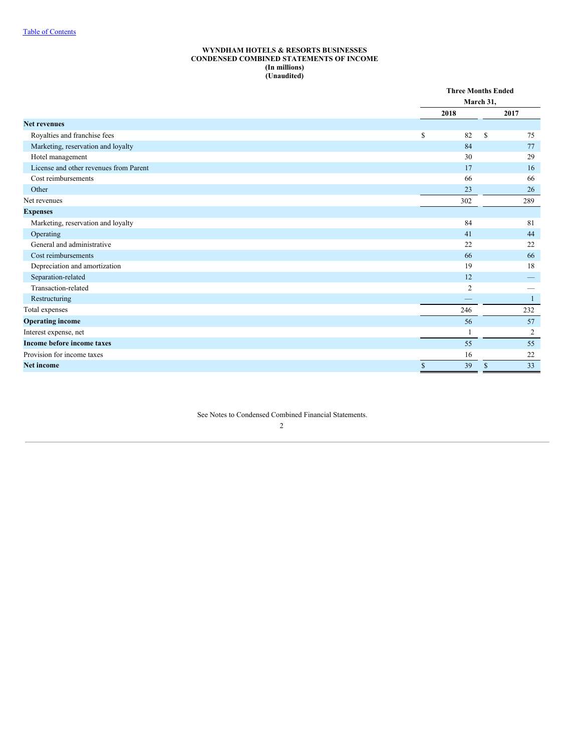[Table of Contents](#)

**WYNDHAM HOTELS & RESORTS BUSINESSES**
**CONDENSED COMBINED STATEMENTS OF INCOME**
**(In millions)**
**(Unaudited)**

| | Three Months Ended March 31, | |
|---|---|---|
| | **2018** | **2017** |
| **Net revenues** | | |
| Royalties and franchise fees | $ 82 | $ 75 |
| Marketing, reservation and loyalty | 84 | 77 |
| Hotel management | 30 | 29 |
| License and other revenues from Parent | 17 | 16 |
| Cost reimbursements | 66 | 66 |
| Other | 23 | 26 |
| Net revenues | 302 | 289 |
| **Expenses** | | |
| Marketing, reservation and loyalty | 84 | 81 |
| Operating | 41 | 44 |
| General and administrative | 22 | 22 |
| Cost reimbursements | 66 | 66 |
| Depreciation and amortization | 19 | 18 |
| Separation-related | 12 | — |
| Transaction-related | 2 | — |
| Restructuring | — | 1 |
| Total expenses | 246 | 232 |
| **Operating income** | 56 | 57 |
| Interest expense, net | 1 | 2 |
| **Income before income taxes** | 55 | 55 |
| Provision for income taxes | 16 | 22 |
| **Net income** | $ 39 | $ 33 |

See Notes to Condensed Combined Financial Statements.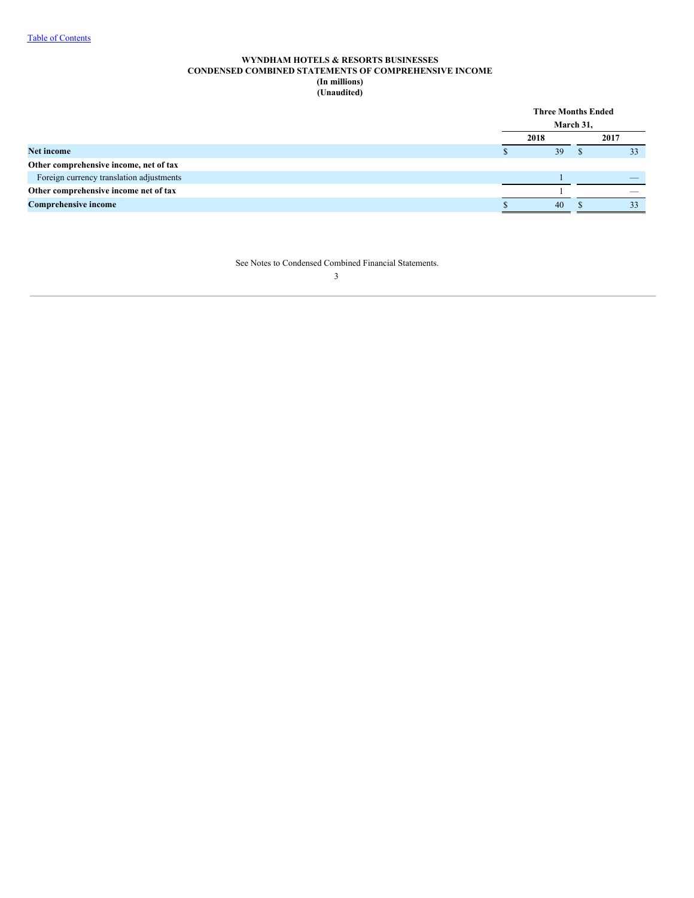[Table of Contents]

**WYNDHAM HOTELS & RESORTS BUSINESSES**
**CONDENSED COMBINED STATEMENTS OF COMPREHENSIVE INCOME**
**(In millions)**
**(Unaudited)**

| | Three Months Ended March 31, | |
|---|---|---|
| | **2018** | **2017** |
| **Net income** | $ 39 | $ 33 |
| **Other comprehensive income, net of tax** | | |
| Foreign currency translation adjustments | 1 | — |
| **Other comprehensive income net of tax** | 1 | — |
| **Comprehensive income** | $ 40 | $ 33 |

See Notes to Condensed Combined Financial Statements.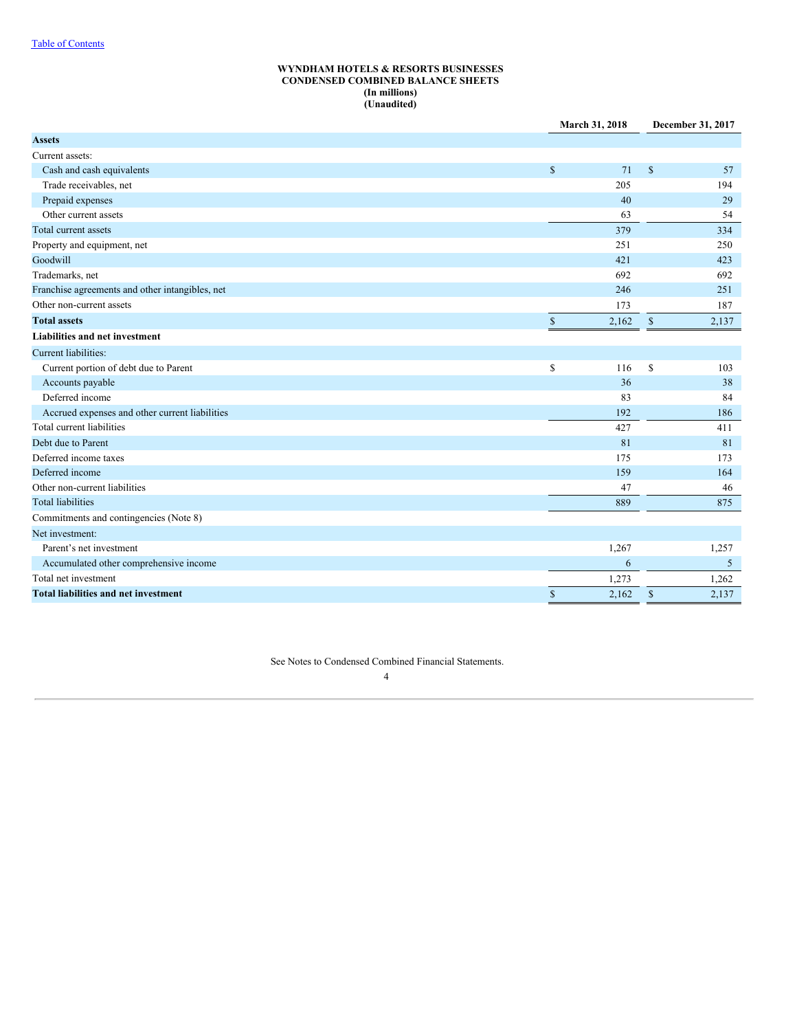Table of Contents

**WYNDHAM HOTELS & RESORTS BUSINESSES**
**CONDENSED COMBINED BALANCE SHEETS**
**(In millions)**
**(Unaudited)**

| | March 31, 2018 | December 31, 2017 |
|---|---|---|
| **Assets** | | |
| Current assets: | | |
| Cash and cash equivalents | $ 71 | $ 57 |
| Trade receivables, net | 205 | 194 |
| Prepaid expenses | 40 | 29 |
| Other current assets | 63 | 54 |
| Total current assets | 379 | 334 |
| Property and equipment, net | 251 | 250 |
| Goodwill | 421 | 423 |
| Trademarks, net | 692 | 692 |
| Franchise agreements and other intangibles, net | 246 | 251 |
| Other non-current assets | 173 | 187 |
| **Total assets** | $ 2,162 | $ 2,137 |
| **Liabilities and net investment** | | |
| Current liabilities: | | |
| Current portion of debt due to Parent | $ 116 | $ 103 |
| Accounts payable | 36 | 38 |
| Deferred income | 83 | 84 |
| Accrued expenses and other current liabilities | 192 | 186 |
| Total current liabilities | 427 | 411 |
| Debt due to Parent | 81 | 81 |
| Deferred income taxes | 175 | 173 |
| Deferred income | 159 | 164 |
| Other non-current liabilities | 47 | 46 |
| Total liabilities | 889 | 875 |
| Commitments and contingencies (Note 8) | | |
| Net investment: | | |
| Parent's net investment | 1,267 | 1,257 |
| Accumulated other comprehensive income | 6 | 5 |
| Total net investment | 1,273 | 1,262 |
| **Total liabilities and net investment** | $ 2,162 | $ 2,137 |

See Notes to Condensed Combined Financial Statements.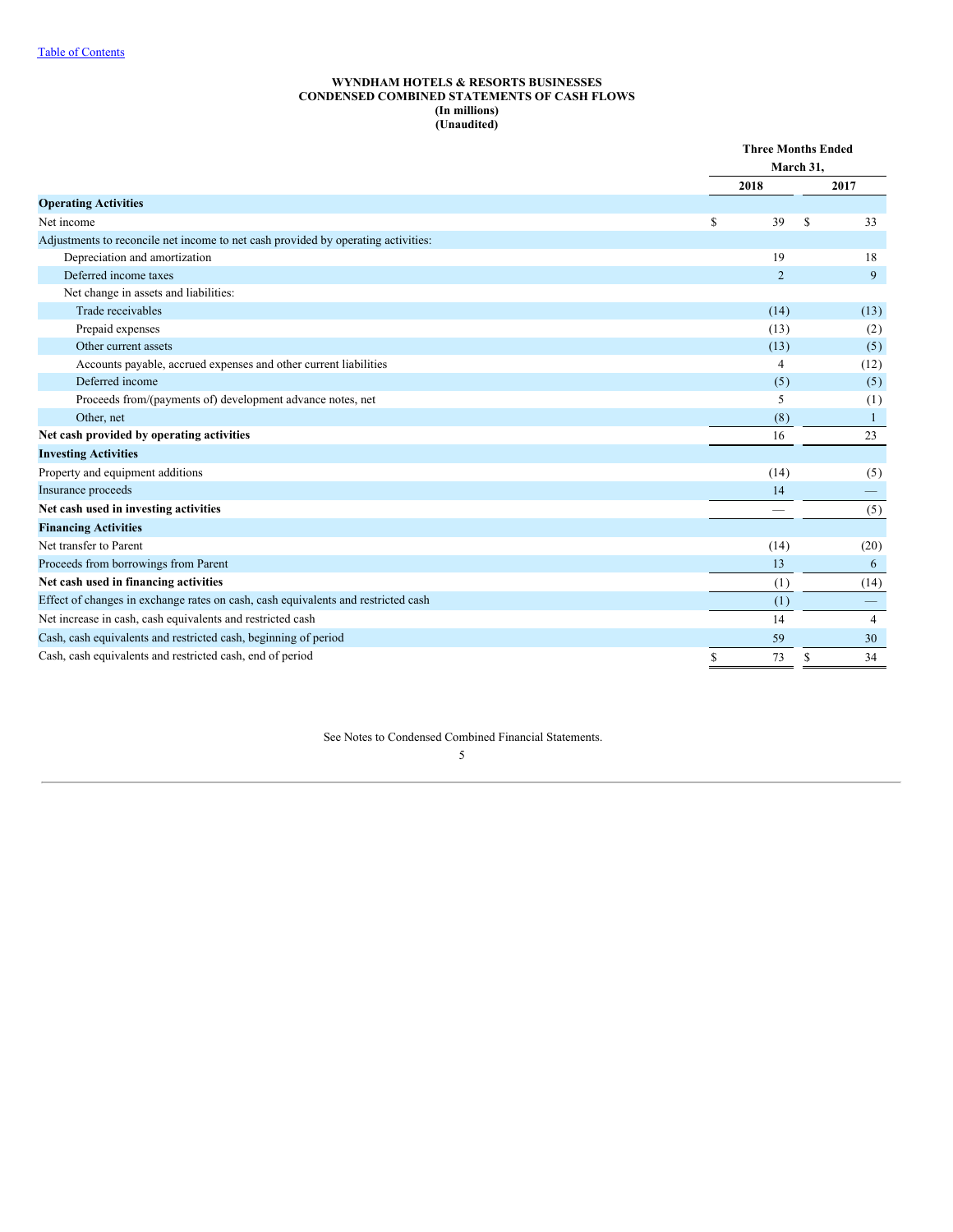[Table of Contents](#)

**WYNDHAM HOTELS & RESORTS BUSINESSES**
**CONDENSED COMBINED STATEMENTS OF CASH FLOWS**
**(In millions)**
**(Unaudited)**

| | Three Months Ended March 31, | |
|---|---|---|
| | 2018 | 2017 |
| **Operating Activities** | | |
| Net income | $ 39 | $ 33 |
| Adjustments to reconcile net income to net cash provided by operating activities: | | |
| Depreciation and amortization | 19 | 18 |
| Deferred income taxes | 2 | 9 |
| Net change in assets and liabilities: | | |
| Trade receivables | (14) | (13) |
| Prepaid expenses | (13) | (2) |
| Other current assets | (13) | (5) |
| Accounts payable, accrued expenses and other current liabilities | 4 | (12) |
| Deferred income | (5) | (5) |
| Proceeds from/(payments of) development advance notes, net | 5 | (1) |
| Other, net | (8) | 1 |
| **Net cash provided by operating activities** | 16 | 23 |
| **Investing Activities** | | |
| Property and equipment additions | (14) | (5) |
| Insurance proceeds | 14 | — |
| **Net cash used in investing activities** | — | (5) |
| **Financing Activities** | | |
| Net transfer to Parent | (14) | (20) |
| Proceeds from borrowings from Parent | 13 | 6 |
| **Net cash used in financing activities** | (1) | (14) |
| Effect of changes in exchange rates on cash, cash equivalents and restricted cash | (1) | — |
| Net increase in cash, cash equivalents and restricted cash | 14 | 4 |
| Cash, cash equivalents and restricted cash, beginning of period | 59 | 30 |
| Cash, cash equivalents and restricted cash, end of period | $ 73 | $ 34 |

See Notes to Condensed Combined Financial Statements.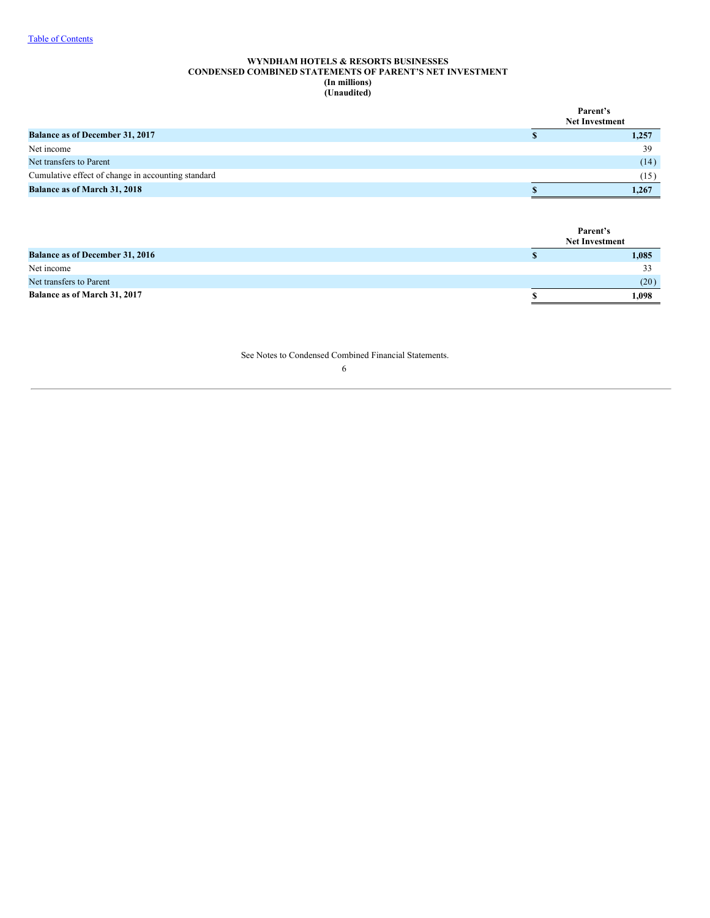Table of Contents

**WYNDHAM HOTELS & RESORTS BUSINESSES**
**CONDENSED COMBINED STATEMENTS OF PARENT'S NET INVESTMENT**
**(In millions)**
**(Unaudited)**

| | Parent's Net Investment |
|---|---|
| **Balance as of December 31, 2017** | **$ 1,257** |
| Net income | 39 |
| Net transfers to Parent | (14) |
| Cumulative effect of change in accounting standard | (15) |
| **Balance as of March 31, 2018** | **$ 1,267** |

| | Parent's Net Investment |
|---|---|
| **Balance as of December 31, 2016** | **$ 1,085** |
| Net income | 33 |
| Net transfers to Parent | (20) |
| **Balance as of March 31, 2017** | **$ 1,098** |

See Notes to Condensed Combined Financial Statements.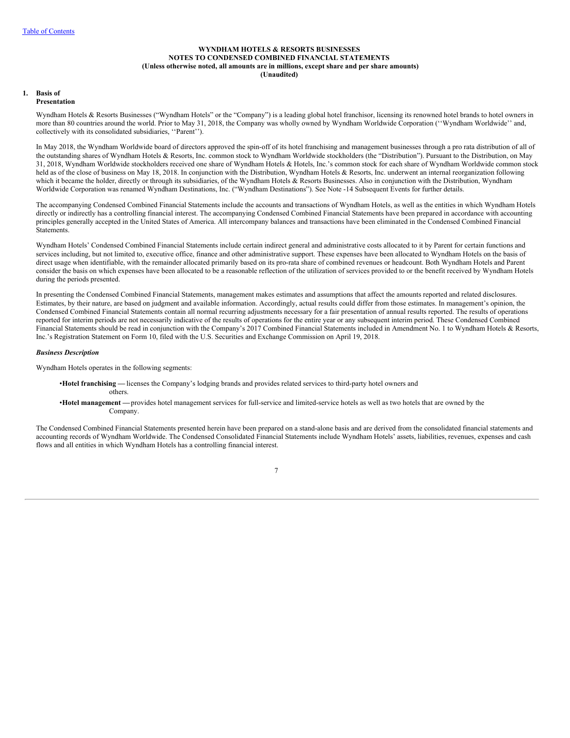# WYNDHAM HOTELS & RESORTS BUSINESSES
## NOTES TO CONDENSED COMBINED FINANCIAL STATEMENTS
### (Unless otherwise noted, all amounts are in millions, except share and per share amounts)
### (Unaudited)

## 1. Basis of Presentation

Wyndham Hotels & Resorts Businesses ("Wyndham Hotels" or the "Company") is a leading global hotel franchisor, licensing its renowned hotel brands to hotel owners in more than 80 countries around the world. Prior to May 31, 2018, the Company was wholly owned by Wyndham Worldwide Corporation (''Wyndham Worldwide'' and, collectively with its consolidated subsidiaries, ''Parent'').

In May 2018, the Wyndham Worldwide board of directors approved the spin-off of its hotel franchising and management businesses through a pro rata distribution of all of the outstanding shares of Wyndham Hotels & Resorts, Inc. common stock to Wyndham Worldwide stockholders (the "Distribution"). Pursuant to the Distribution, on May 31, 2018, Wyndham Worldwide stockholders received one share of Wyndham Hotels & Hotels, Inc.'s common stock for each share of Wyndham Worldwide common stock held as of the close of business on May 18, 2018. In conjunction with the Distribution, Wyndham Hotels & Resorts, Inc. underwent an internal reorganization following which it became the holder, directly or through its subsidiaries, of the Wyndham Hotels & Resorts Businesses. Also in conjunction with the Distribution, Wyndham Worldwide Corporation was renamed Wyndham Destinations, Inc. ("Wyndham Destinations"). See Note -14 Subsequent Events for further details.

The accompanying Condensed Combined Financial Statements include the accounts and transactions of Wyndham Hotels, as well as the entities in which Wyndham Hotels directly or indirectly has a controlling financial interest. The accompanying Condensed Combined Financial Statements have been prepared in accordance with accounting principles generally accepted in the United States of America. All intercompany balances and transactions have been eliminated in the Condensed Combined Financial Statements.

Wyndham Hotels' Condensed Combined Financial Statements include certain indirect general and administrative costs allocated to it by Parent for certain functions and services including, but not limited to, executive office, finance and other administrative support. These expenses have been allocated to Wyndham Hotels on the basis of direct usage when identifiable, with the remainder allocated primarily based on its pro-rata share of combined revenues or headcount. Both Wyndham Hotels and Parent consider the basis on which expenses have been allocated to be a reasonable reflection of the utilization of services provided to or the benefit received by Wyndham Hotels during the periods presented.

In presenting the Condensed Combined Financial Statements, management makes estimates and assumptions that affect the amounts reported and related disclosures. Estimates, by their nature, are based on judgment and available information. Accordingly, actual results could differ from those estimates. In management's opinion, the Condensed Combined Financial Statements contain all normal recurring adjustments necessary for a fair presentation of annual results reported. The results of operations reported for interim periods are not necessarily indicative of the results of operations for the entire year or any subsequent interim period. These Condensed Combined Financial Statements should be read in conjunction with the Company's 2017 Combined Financial Statements included in Amendment No. 1 to Wyndham Hotels & Resorts, Inc.'s Registration Statement on Form 10, filed with the U.S. Securities and Exchange Commission on April 19, 2018.

***Business Description***

Wyndham Hotels operates in the following segments:

- **Hotel franchising —** licenses the Company's lodging brands and provides related services to third-party hotel owners and others.
- **Hotel management —** provides hotel management services for full-service and limited-service hotels as well as two hotels that are owned by the Company.

The Condensed Combined Financial Statements presented herein have been prepared on a stand-alone basis and are derived from the consolidated financial statements and accounting records of Wyndham Worldwide. The Condensed Consolidated Financial Statements include Wyndham Hotels' assets, liabilities, revenues, expenses and cash flows and all entities in which Wyndham Hotels has a controlling financial interest.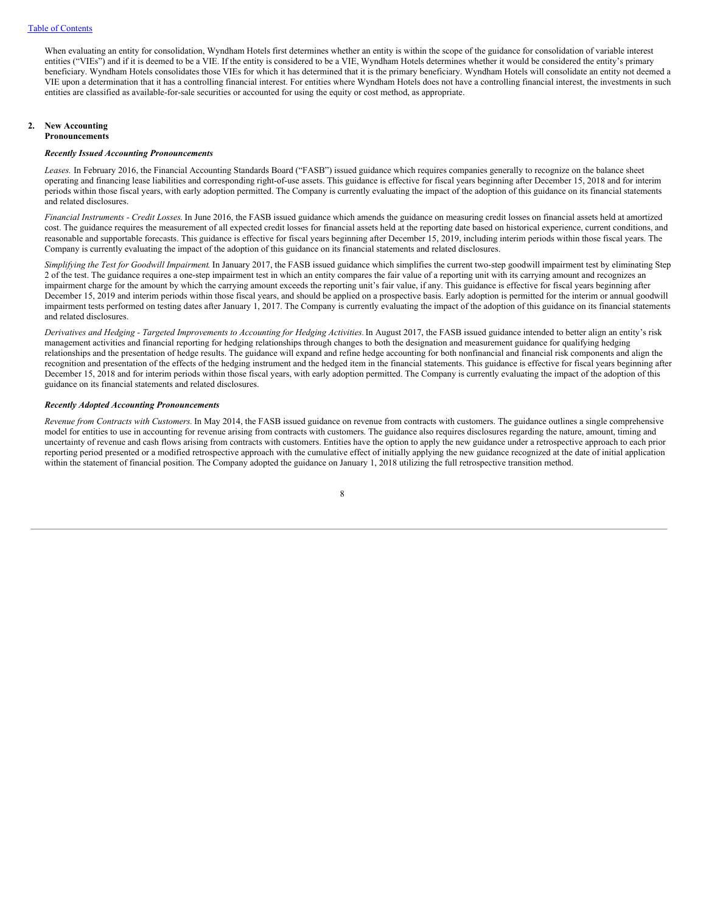When evaluating an entity for consolidation, Wyndham Hotels first determines whether an entity is within the scope of the guidance for consolidation of variable interest entities ("VIEs") and if it is deemed to be a VIE. If the entity is considered to be a VIE, Wyndham Hotels determines whether it would be considered the entity's primary beneficiary. Wyndham Hotels consolidates those VIEs for which it has determined that it is the primary beneficiary. Wyndham Hotels will consolidate an entity not deemed a VIE upon a determination that it has a controlling financial interest. For entities where Wyndham Hotels does not have a controlling financial interest, the investments in such entities are classified as available-for-sale securities or accounted for using the equity or cost method, as appropriate.

## 2. New Accounting Pronouncements

***Recently Issued Accounting Pronouncements***

*Leases.* In February 2016, the Financial Accounting Standards Board ("FASB") issued guidance which requires companies generally to recognize on the balance sheet operating and financing lease liabilities and corresponding right-of-use assets. This guidance is effective for fiscal years beginning after December 15, 2018 and for interim periods within those fiscal years, with early adoption permitted. The Company is currently evaluating the impact of the adoption of this guidance on its financial statements and related disclosures.

*Financial Instruments - Credit Losses.* In June 2016, the FASB issued guidance which amends the guidance on measuring credit losses on financial assets held at amortized cost. The guidance requires the measurement of all expected credit losses for financial assets held at the reporting date based on historical experience, current conditions, and reasonable and supportable forecasts. This guidance is effective for fiscal years beginning after December 15, 2019, including interim periods within those fiscal years. The Company is currently evaluating the impact of the adoption of this guidance on its financial statements and related disclosures.

*Simplifying the Test for Goodwill Impairment.* In January 2017, the FASB issued guidance which simplifies the current two-step goodwill impairment test by eliminating Step 2 of the test. The guidance requires a one-step impairment test in which an entity compares the fair value of a reporting unit with its carrying amount and recognizes an impairment charge for the amount by which the carrying amount exceeds the reporting unit's fair value, if any. This guidance is effective for fiscal years beginning after December 15, 2019 and interim periods within those fiscal years, and should be applied on a prospective basis. Early adoption is permitted for the interim or annual goodwill impairment tests performed on testing dates after January 1, 2017. The Company is currently evaluating the impact of the adoption of this guidance on its financial statements and related disclosures.

*Derivatives and Hedging - Targeted Improvements to Accounting for Hedging Activities.* In August 2017, the FASB issued guidance intended to better align an entity's risk management activities and financial reporting for hedging relationships through changes to both the designation and measurement guidance for qualifying hedging relationships and the presentation of hedge results. The guidance will expand and refine hedge accounting for both nonfinancial and financial risk components and align the recognition and presentation of the effects of the hedging instrument and the hedged item in the financial statements. This guidance is effective for fiscal years beginning after December 15, 2018 and for interim periods within those fiscal years, with early adoption permitted. The Company is currently evaluating the impact of the adoption of this guidance on its financial statements and related disclosures.

***Recently Adopted Accounting Pronouncements***

*Revenue from Contracts with Customers.* In May 2014, the FASB issued guidance on revenue from contracts with customers. The guidance outlines a single comprehensive model for entities to use in accounting for revenue arising from contracts with customers. The guidance also requires disclosures regarding the nature, amount, timing and uncertainty of revenue and cash flows arising from contracts with customers. Entities have the option to apply the new guidance under a retrospective approach to each prior reporting period presented or a modified retrospective approach with the cumulative effect of initially applying the new guidance recognized at the date of initial application within the statement of financial position. The Company adopted the guidance on January 1, 2018 utilizing the full retrospective transition method.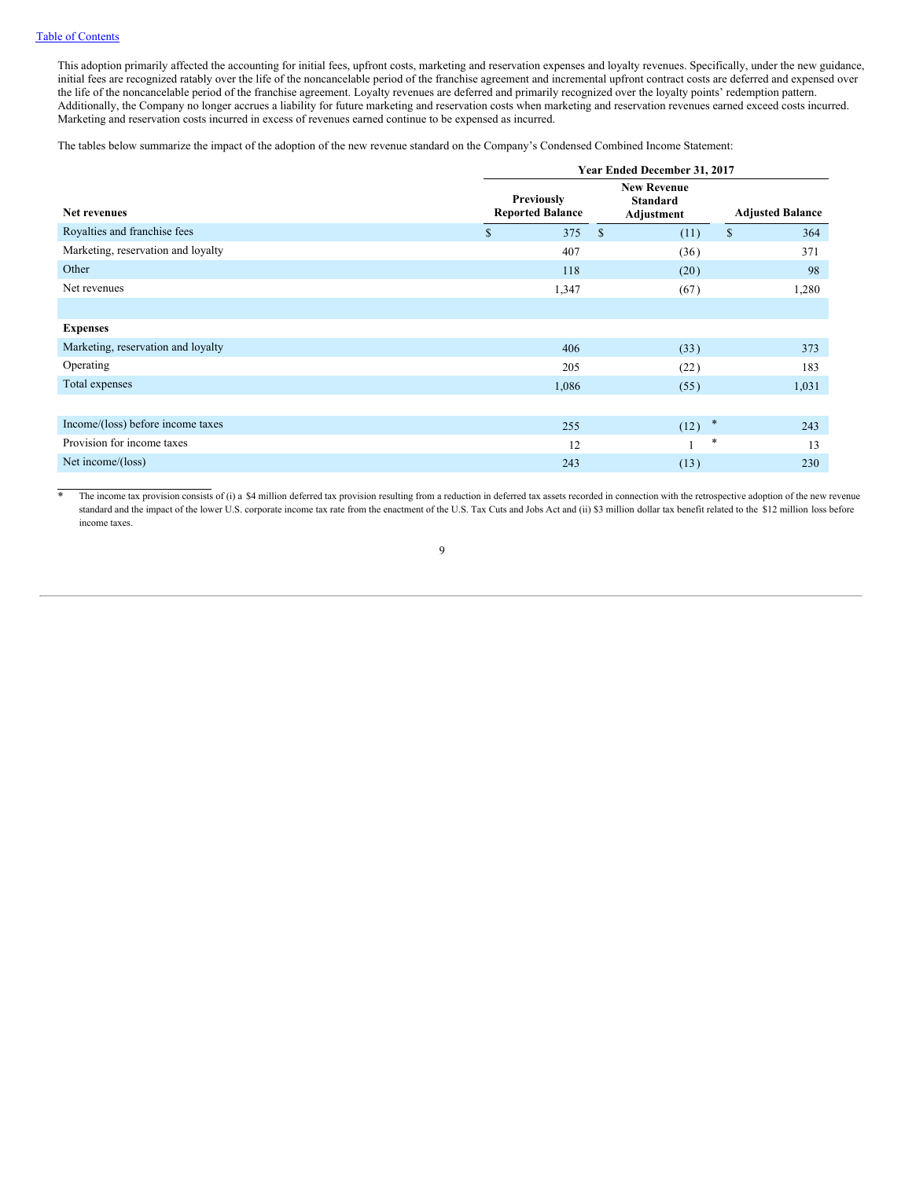This adoption primarily affected the accounting for initial fees, upfront costs, marketing and reservation expenses and loyalty revenues. Specifically, under the new guidance, initial fees are recognized ratably over the life of the noncancelable period of the franchise agreement and incremental upfront contract costs are deferred and expensed over the life of the noncancelable period of the franchise agreement. Loyalty revenues are deferred and primarily recognized over the loyalty points' redemption pattern. Additionally, the Company no longer accrues a liability for future marketing and reservation costs when marketing and reservation revenues earned exceed costs incurred. Marketing and reservation costs incurred in excess of revenues earned continue to be expensed as incurred.

The tables below summarize the impact of the adoption of the new revenue standard on the Company's Condensed Combined Income Statement:

| | Year Ended December 31, 2017 | | |
|---|---|---|---|
| **Net revenues** | **Previously Reported Balance** | **New Revenue Standard Adjustment** | **Adjusted Balance** |
| Royalties and franchise fees | $ 375 | $ (11) | $ 364 |
| Marketing, reservation and loyalty | 407 | (36) | 371 |
| Other | 118 | (20) | 98 |
| Net revenues | 1,347 | (67) | 1,280 |
| | | | |
| **Expenses** | | | |
| Marketing, reservation and loyalty | 406 | (33) | 373 |
| Operating | 205 | (22) | 183 |
| Total expenses | 1,086 | (55) | 1,031 |
| | | | |
| Income/(loss) before income taxes | 255 | (12) * | 243 |
| Provision for income taxes | 12 | 1 * | 13 |
| Net income/(loss) | 243 | (13) | 230 |

\* The income tax provision consists of (i) a $4 million deferred tax provision resulting from a reduction in deferred tax assets recorded in connection with the retrospective adoption of the new revenue standard and the impact of the lower U.S. corporate income tax rate from the enactment of the U.S. Tax Cuts and Jobs Act and (ii) $3 million dollar tax benefit related to the $12 million loss before income taxes.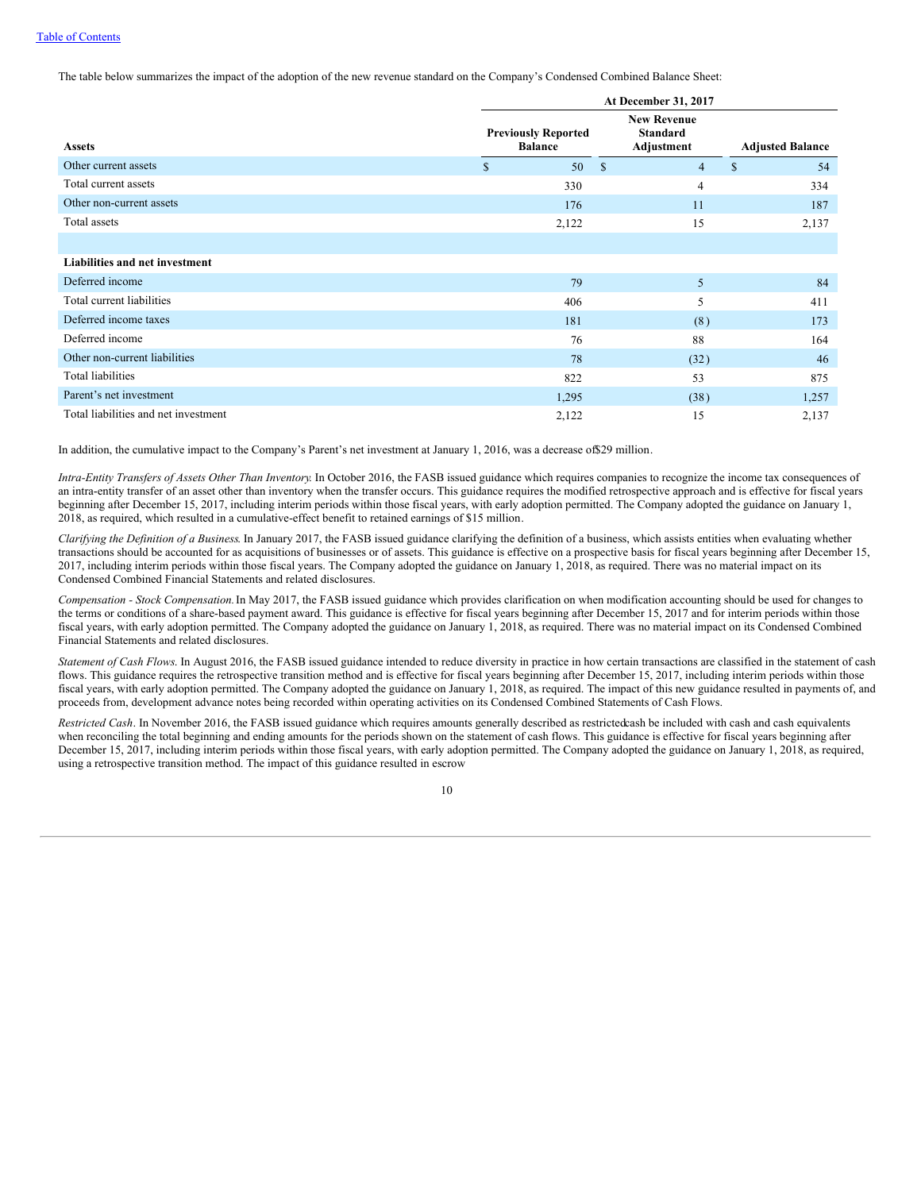The table below summarizes the impact of the adoption of the new revenue standard on the Company's Condensed Combined Balance Sheet:

| | At December 31, 2017 | | |
|---|---|---|---|
| **Assets** | **Previously Reported Balance** | **New Revenue Standard Adjustment** | **Adjusted Balance** |
| Other current assets | $ 50 | $ 4 | $ 54 |
| Total current assets | 330 | 4 | 334 |
| Other non-current assets | 176 | 11 | 187 |
| Total assets | 2,122 | 15 | 2,137 |
| | | | |
| **Liabilities and net investment** | | | |
| Deferred income | 79 | 5 | 84 |
| Total current liabilities | 406 | 5 | 411 |
| Deferred income taxes | 181 | (8) | 173 |
| Deferred income | 76 | 88 | 164 |
| Other non-current liabilities | 78 | (32) | 46 |
| Total liabilities | 822 | 53 | 875 |
| Parent's net investment | 1,295 | (38) | 1,257 |
| Total liabilities and net investment | 2,122 | 15 | 2,137 |

In addition, the cumulative impact to the Company's Parent's net investment at January 1, 2016, was a decrease of $29 million.

*Intra-Entity Transfers of Assets Other Than Inventory.* In October 2016, the FASB issued guidance which requires companies to recognize the income tax consequences of an intra-entity transfer of an asset other than inventory when the transfer occurs. This guidance requires the modified retrospective approach and is effective for fiscal years beginning after December 15, 2017, including interim periods within those fiscal years, with early adoption permitted. The Company adopted the guidance on January 1, 2018, as required, which resulted in a cumulative-effect benefit to retained earnings of $15 million.

*Clarifying the Definition of a Business.* In January 2017, the FASB issued guidance clarifying the definition of a business, which assists entities when evaluating whether transactions should be accounted for as acquisitions of businesses or of assets. This guidance is effective on a prospective basis for fiscal years beginning after December 15, 2017, including interim periods within those fiscal years. The Company adopted the guidance on January 1, 2018, as required. There was no material impact on its Condensed Combined Financial Statements and related disclosures.

*Compensation - Stock Compensation.* In May 2017, the FASB issued guidance which provides clarification on when modification accounting should be used for changes to the terms or conditions of a share-based payment award. This guidance is effective for fiscal years beginning after December 15, 2017 and for interim periods within those fiscal years, with early adoption permitted. The Company adopted the guidance on January 1, 2018, as required. There was no material impact on its Condensed Combined Financial Statements and related disclosures.

*Statement of Cash Flows.* In August 2016, the FASB issued guidance intended to reduce diversity in practice in how certain transactions are classified in the statement of cash flows. This guidance requires the retrospective transition method and is effective for fiscal years beginning after December 15, 2017, including interim periods within those fiscal years, with early adoption permitted. The Company adopted the guidance on January 1, 2018, as required. The impact of this new guidance resulted in payments of, and proceeds from, development advance notes being recorded within operating activities on its Condensed Combined Statements of Cash Flows.

*Restricted Cash.* In November 2016, the FASB issued guidance which requires amounts generally described as restricted cash be included with cash and cash equivalents when reconciling the total beginning and ending amounts for the periods shown on the statement of cash flows. This guidance is effective for fiscal years beginning after December 15, 2017, including interim periods within those fiscal years, with early adoption permitted. The Company adopted the guidance on January 1, 2018, as required, using a retrospective transition method. The impact of this guidance resulted in escrow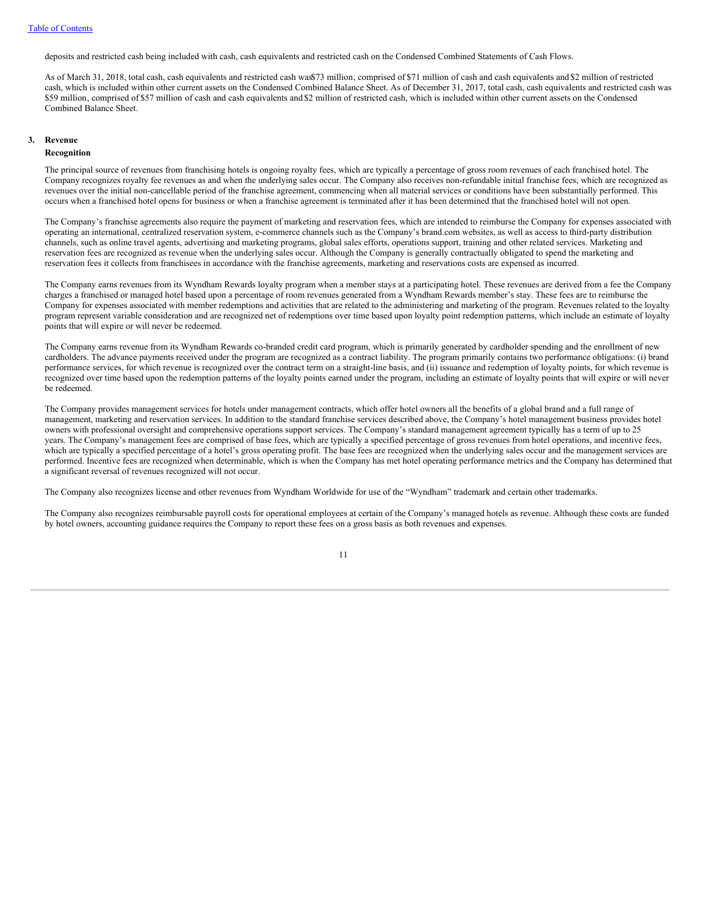deposits and restricted cash being included with cash, cash equivalents and restricted cash on the Condensed Combined Statements of Cash Flows.

As of March 31, 2018, total cash, cash equivalents and restricted cash was $73 million, comprised of $71 million of cash and cash equivalents and $2 million of restricted cash, which is included within other current assets on the Condensed Combined Balance Sheet. As of December 31, 2017, total cash, cash equivalents and restricted cash was $59 million, comprised of $57 million of cash and cash equivalents and $2 million of restricted cash, which is included within other current assets on the Condensed Combined Balance Sheet.

## 3. Revenue

### Recognition

The principal source of revenues from franchising hotels is ongoing royalty fees, which are typically a percentage of gross room revenues of each franchised hotel. The Company recognizes royalty fee revenues as and when the underlying sales occur. The Company also receives non-refundable initial franchise fees, which are recognized as revenues over the initial non-cancellable period of the franchise agreement, commencing when all material services or conditions have been substantially performed. This occurs when a franchised hotel opens for business or when a franchise agreement is terminated after it has been determined that the franchised hotel will not open.

The Company's franchise agreements also require the payment of marketing and reservation fees, which are intended to reimburse the Company for expenses associated with operating an international, centralized reservation system, e-commerce channels such as the Company's brand.com websites, as well as access to third-party distribution channels, such as online travel agents, advertising and marketing programs, global sales efforts, operations support, training and other related services. Marketing and reservation fees are recognized as revenue when the underlying sales occur. Although the Company is generally contractually obligated to spend the marketing and reservation fees it collects from franchisees in accordance with the franchise agreements, marketing and reservations costs are expensed as incurred.

The Company earns revenues from its Wyndham Rewards loyalty program when a member stays at a participating hotel. These revenues are derived from a fee the Company charges a franchised or managed hotel based upon a percentage of room revenues generated from a Wyndham Rewards member's stay. These fees are to reimburse the Company for expenses associated with member redemptions and activities that are related to the administering and marketing of the program. Revenues related to the loyalty program represent variable consideration and are recognized net of redemptions over time based upon loyalty point redemption patterns, which include an estimate of loyalty points that will expire or will never be redeemed.

The Company earns revenue from its Wyndham Rewards co-branded credit card program, which is primarily generated by cardholder spending and the enrollment of new cardholders. The advance payments received under the program are recognized as a contract liability. The program primarily contains two performance obligations: (i) brand performance services, for which revenue is recognized over the contract term on a straight-line basis, and (ii) issuance and redemption of loyalty points, for which revenue is recognized over time based upon the redemption patterns of the loyalty points earned under the program, including an estimate of loyalty points that will expire or will never be redeemed.

The Company provides management services for hotels under management contracts, which offer hotel owners all the benefits of a global brand and a full range of management, marketing and reservation services. In addition to the standard franchise services described above, the Company's hotel management business provides hotel owners with professional oversight and comprehensive operations support services. The Company's standard management agreement typically has a term of up to 25 years. The Company's management fees are comprised of base fees, which are typically a specified percentage of gross revenues from hotel operations, and incentive fees, which are typically a specified percentage of a hotel's gross operating profit. The base fees are recognized when the underlying sales occur and the management services are performed. Incentive fees are recognized when determinable, which is when the Company has met hotel operating performance metrics and the Company has determined that a significant reversal of revenues recognized will not occur.

The Company also recognizes license and other revenues from Wyndham Worldwide for use of the "Wyndham" trademark and certain other trademarks.

The Company also recognizes reimbursable payroll costs for operational employees at certain of the Company's managed hotels as revenue. Although these costs are funded by hotel owners, accounting guidance requires the Company to report these fees on a gross basis as both revenues and expenses.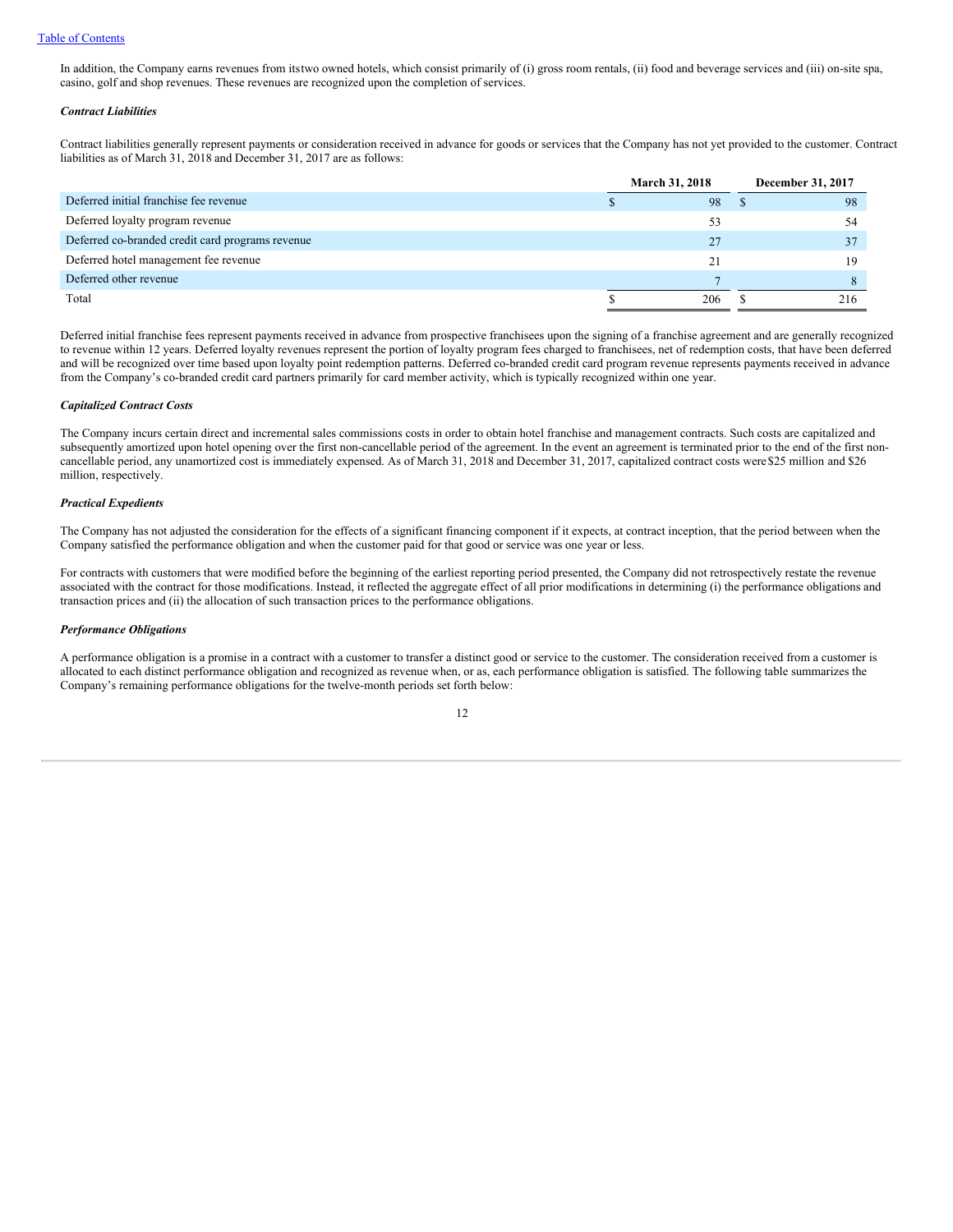In addition, the Company earns revenues from its two owned hotels, which consist primarily of (i) gross room rentals, (ii) food and beverage services and (iii) on-site spa, casino, golf and shop revenues. These revenues are recognized upon the completion of services.

***Contract Liabilities***

Contract liabilities generally represent payments or consideration received in advance for goods or services that the Company has not yet provided to the customer. Contract liabilities as of March 31, 2018 and December 31, 2017 are as follows:

| | March 31, 2018 | December 31, 2017 |
|---|---|---|
| Deferred initial franchise fee revenue | $ 98 | $ 98 |
| Deferred loyalty program revenue | 53 | 54 |
| Deferred co-branded credit card programs revenue | 27 | 37 |
| Deferred hotel management fee revenue | 21 | 19 |
| Deferred other revenue | 7 | 8 |
| Total | $ 206 | $ 216 |

Deferred initial franchise fees represent payments received in advance from prospective franchisees upon the signing of a franchise agreement and are generally recognized to revenue within 12 years. Deferred loyalty revenues represent the portion of loyalty program fees charged to franchisees, net of redemption costs, that have been deferred and will be recognized over time based upon loyalty point redemption patterns. Deferred co-branded credit card program revenue represents payments received in advance from the Company's co-branded credit card partners primarily for card member activity, which is typically recognized within one year.

***Capitalized Contract Costs***

The Company incurs certain direct and incremental sales commissions costs in order to obtain hotel franchise and management contracts. Such costs are capitalized and subsequently amortized upon hotel opening over the first non-cancellable period of the agreement. In the event an agreement is terminated prior to the end of the first non-cancellable period, any unamortized cost is immediately expensed. As of March 31, 2018 and December 31, 2017, capitalized contract costs were $25 million and $26 million, respectively.

***Practical Expedients***

The Company has not adjusted the consideration for the effects of a significant financing component if it expects, at contract inception, that the period between when the Company satisfied the performance obligation and when the customer paid for that good or service was one year or less.

For contracts with customers that were modified before the beginning of the earliest reporting period presented, the Company did not retrospectively restate the revenue associated with the contract for those modifications. Instead, it reflected the aggregate effect of all prior modifications in determining (i) the performance obligations and transaction prices and (ii) the allocation of such transaction prices to the performance obligations.

***Performance Obligations***

A performance obligation is a promise in a contract with a customer to transfer a distinct good or service to the customer. The consideration received from a customer is allocated to each distinct performance obligation and recognized as revenue when, or as, each performance obligation is satisfied. The following table summarizes the Company's remaining performance obligations for the twelve-month periods set forth below: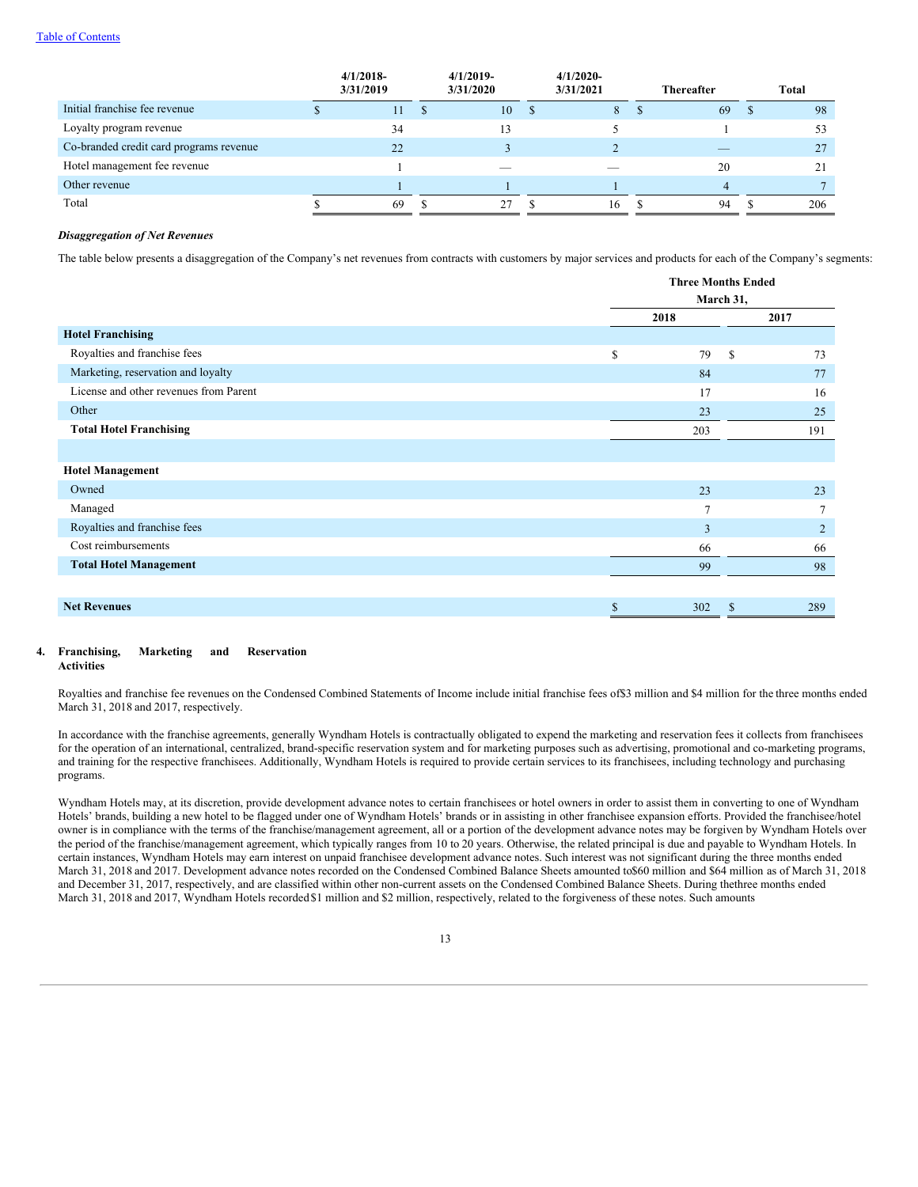|  | 4/1/2018-3/31/2019 | 4/1/2019-3/31/2020 | 4/1/2020-3/31/2021 | Thereafter | Total |
|---|---|---|---|---|---|
| Initial franchise fee revenue | $ 11 | $ 10 | $ 8 | $ 69 | $ 98 |
| Loyalty program revenue | 34 | 13 | 5 | 1 | 53 |
| Co-branded credit card programs revenue | 22 | 3 | 2 | — | 27 |
| Hotel management fee revenue | 1 | — | — | 20 | 21 |
| Other revenue | 1 | 1 | 1 | 4 | 7 |
| Total | $ 69 | $ 27 | $ 16 | $ 94 | $ 206 |

***Disaggregation of Net Revenues***

The table below presents a disaggregation of the Company's net revenues from contracts with customers by major services and products for each of the Company's segments:

|  | Three Months Ended March 31, | |
|---|---|---|
|  | 2018 | 2017 |
| **Hotel Franchising** | | |
| Royalties and franchise fees | $ 79 | $ 73 |
| Marketing, reservation and loyalty | 84 | 77 |
| License and other revenues from Parent | 17 | 16 |
| Other | 23 | 25 |
| **Total Hotel Franchising** | 203 | 191 |
| | | |
| **Hotel Management** | | |
| Owned | 23 | 23 |
| Managed | 7 | 7 |
| Royalties and franchise fees | 3 | 2 |
| Cost reimbursements | 66 | 66 |
| **Total Hotel Management** | 99 | 98 |
| | | |
| **Net Revenues** | $ 302 | $ 289 |

## 4. Franchising, Marketing and Reservation Activities

Royalties and franchise fee revenues on the Condensed Combined Statements of Income include initial franchise fees of $3 million and $4 million for the three months ended March 31, 2018 and 2017, respectively.

In accordance with the franchise agreements, generally Wyndham Hotels is contractually obligated to expend the marketing and reservation fees it collects from franchisees for the operation of an international, centralized, brand-specific reservation system and for marketing purposes such as advertising, promotional and co-marketing programs, and training for the respective franchisees. Additionally, Wyndham Hotels is required to provide certain services to its franchisees, including technology and purchasing programs.

Wyndham Hotels may, at its discretion, provide development advance notes to certain franchisees or hotel owners in order to assist them in converting to one of Wyndham Hotels' brands, building a new hotel to be flagged under one of Wyndham Hotels' brands or in assisting in other franchisee expansion efforts. Provided the franchisee/hotel owner is in compliance with the terms of the franchise/management agreement, all or a portion of the development advance notes may be forgiven by Wyndham Hotels over the period of the franchise/management agreement, which typically ranges from 10 to 20 years. Otherwise, the related principal is due and payable to Wyndham Hotels. In certain instances, Wyndham Hotels may earn interest on unpaid franchisee development advance notes. Such interest was not significant during the three months ended March 31, 2018 and 2017. Development advance notes recorded on the Condensed Combined Balance Sheets amounted to $60 million and $64 million as of March 31, 2018 and December 31, 2017, respectively, and are classified within other non-current assets on the Condensed Combined Balance Sheets. During the three months ended March 31, 2018 and 2017, Wyndham Hotels recorded $1 million and $2 million, respectively, related to the forgiveness of these notes. Such amounts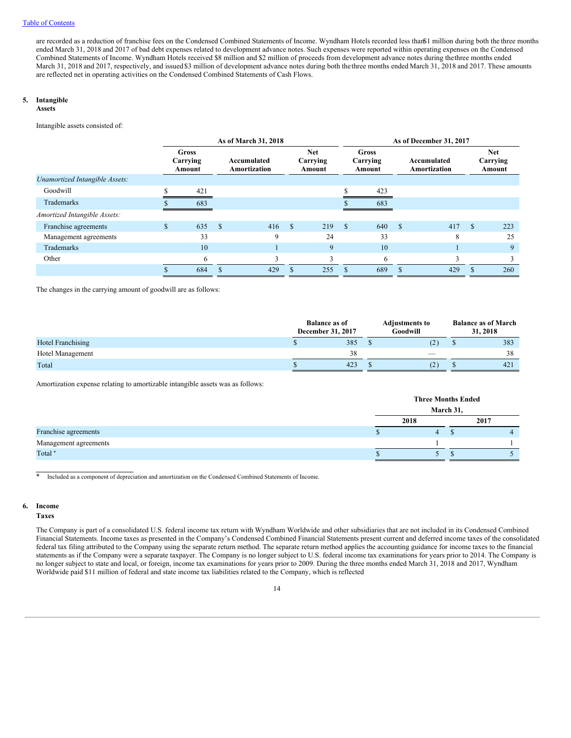are recorded as a reduction of franchise fees on the Condensed Combined Statements of Income. Wyndham Hotels recorded less than $1 million during both the three months ended March 31, 2018 and 2017 of bad debt expenses related to development advance notes. Such expenses were reported within operating expenses on the Condensed Combined Statements of Income. Wyndham Hotels received $8 million and $2 million of proceeds from development advance notes during the three months ended March 31, 2018 and 2017, respectively, and issued $3 million of development advance notes during both the three months ended March 31, 2018 and 2017. These amounts are reflected net in operating activities on the Condensed Combined Statements of Cash Flows.

## 5. Intangible Assets

Intangible assets consisted of:

| | As of March 31, 2018 | | | As of December 31, 2017 | | |
|---|---|---|---|---|---|---|
| | Gross Carrying Amount | Accumulated Amortization | Net Carrying Amount | Gross Carrying Amount | Accumulated Amortization | Net Carrying Amount |
| *Unamortized Intangible Assets:* | | | | | | |
| Goodwill | $ 421 | | | $ 423 | | |
| Trademarks | $ 683 | | | $ 683 | | |
| *Amortized Intangible Assets:* | | | | | | |
| Franchise agreements | $ 635 | $ 416 | $ 219 | $ 640 | $ 417 | $ 223 |
| Management agreements | 33 | 9 | 24 | 33 | 8 | 25 |
| Trademarks | 10 | 1 | 9 | 10 | 1 | 9 |
| Other | 6 | 3 | 3 | 6 | 3 | 3 |
| | $ 684 | $ 429 | $ 255 | $ 689 | $ 429 | $ 260 |

The changes in the carrying amount of goodwill are as follows:

| | Balance as of December 31, 2017 | Adjustments to Goodwill | Balance as of March 31, 2018 |
|---|---|---|---|
| Hotel Franchising | $ 385 | $ (2) | $ 383 |
| Hotel Management | 38 | — | 38 |
| Total | $ 423 | $ (2) | $ 421 |

Amortization expense relating to amortizable intangible assets was as follows:

| | Three Months Ended March 31, | |
|---|---|---|
| | 2018 | 2017 |
| Franchise agreements | $ 4 | $ 4 |
| Management agreements | 1 | 1 |
| Total * | $ 5 | $ 5 |

\* Included as a component of depreciation and amortization on the Condensed Combined Statements of Income.

## 6. Income Taxes

The Company is part of a consolidated U.S. federal income tax return with Wyndham Worldwide and other subsidiaries that are not included in its Condensed Combined Financial Statements. Income taxes as presented in the Company's Condensed Combined Financial Statements present current and deferred income taxes of the consolidated federal tax filing attributed to the Company using the separate return method. The separate return method applies the accounting guidance for income taxes to the financial statements as if the Company were a separate taxpayer. The Company is no longer subject to U.S. federal income tax examinations for years prior to 2014. The Company is no longer subject to state and local, or foreign, income tax examinations for years prior to 2009. During the three months ended March 31, 2018 and 2017, Wyndham Worldwide paid $11 million of federal and state income tax liabilities related to the Company, which is reflected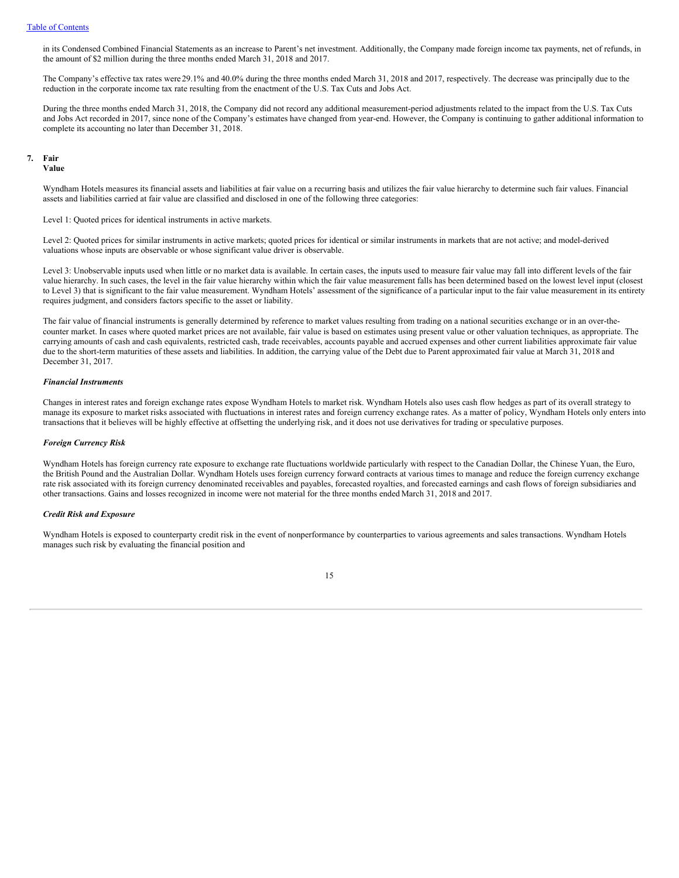in its Condensed Combined Financial Statements as an increase to Parent's net investment. Additionally, the Company made foreign income tax payments, net of refunds, in the amount of $2 million during the three months ended March 31, 2018 and 2017.

The Company's effective tax rates were 29.1% and 40.0% during the three months ended March 31, 2018 and 2017, respectively. The decrease was principally due to the reduction in the corporate income tax rate resulting from the enactment of the U.S. Tax Cuts and Jobs Act.

During the three months ended March 31, 2018, the Company did not record any additional measurement-period adjustments related to the impact from the U.S. Tax Cuts and Jobs Act recorded in 2017, since none of the Company's estimates have changed from year-end. However, the Company is continuing to gather additional information to complete its accounting no later than December 31, 2018.

## 7. Fair Value

Wyndham Hotels measures its financial assets and liabilities at fair value on a recurring basis and utilizes the fair value hierarchy to determine such fair values. Financial assets and liabilities carried at fair value are classified and disclosed in one of the following three categories:

Level 1: Quoted prices for identical instruments in active markets.

Level 2: Quoted prices for similar instruments in active markets; quoted prices for identical or similar instruments in markets that are not active; and model-derived valuations whose inputs are observable or whose significant value driver is observable.

Level 3: Unobservable inputs used when little or no market data is available. In certain cases, the inputs used to measure fair value may fall into different levels of the fair value hierarchy. In such cases, the level in the fair value hierarchy within which the fair value measurement falls has been determined based on the lowest level input (closest to Level 3) that is significant to the fair value measurement. Wyndham Hotels' assessment of the significance of a particular input to the fair value measurement in its entirety requires judgment, and considers factors specific to the asset or liability.

The fair value of financial instruments is generally determined by reference to market values resulting from trading on a national securities exchange or in an over-the-counter market. In cases where quoted market prices are not available, fair value is based on estimates using present value or other valuation techniques, as appropriate. The carrying amounts of cash and cash equivalents, restricted cash, trade receivables, accounts payable and accrued expenses and other current liabilities approximate fair value due to the short-term maturities of these assets and liabilities. In addition, the carrying value of the Debt due to Parent approximated fair value at March 31, 2018 and December 31, 2017.

***Financial Instruments***

Changes in interest rates and foreign exchange rates expose Wyndham Hotels to market risk. Wyndham Hotels also uses cash flow hedges as part of its overall strategy to manage its exposure to market risks associated with fluctuations in interest rates and foreign currency exchange rates. As a matter of policy, Wyndham Hotels only enters into transactions that it believes will be highly effective at offsetting the underlying risk, and it does not use derivatives for trading or speculative purposes.

***Foreign Currency Risk***

Wyndham Hotels has foreign currency rate exposure to exchange rate fluctuations worldwide particularly with respect to the Canadian Dollar, the Chinese Yuan, the Euro, the British Pound and the Australian Dollar. Wyndham Hotels uses foreign currency forward contracts at various times to manage and reduce the foreign currency exchange rate risk associated with its foreign currency denominated receivables and payables, forecasted royalties, and forecasted earnings and cash flows of foreign subsidiaries and other transactions. Gains and losses recognized in income were not material for the three months ended March 31, 2018 and 2017.

***Credit Risk and Exposure***

Wyndham Hotels is exposed to counterparty credit risk in the event of nonperformance by counterparties to various agreements and sales transactions. Wyndham Hotels manages such risk by evaluating the financial position and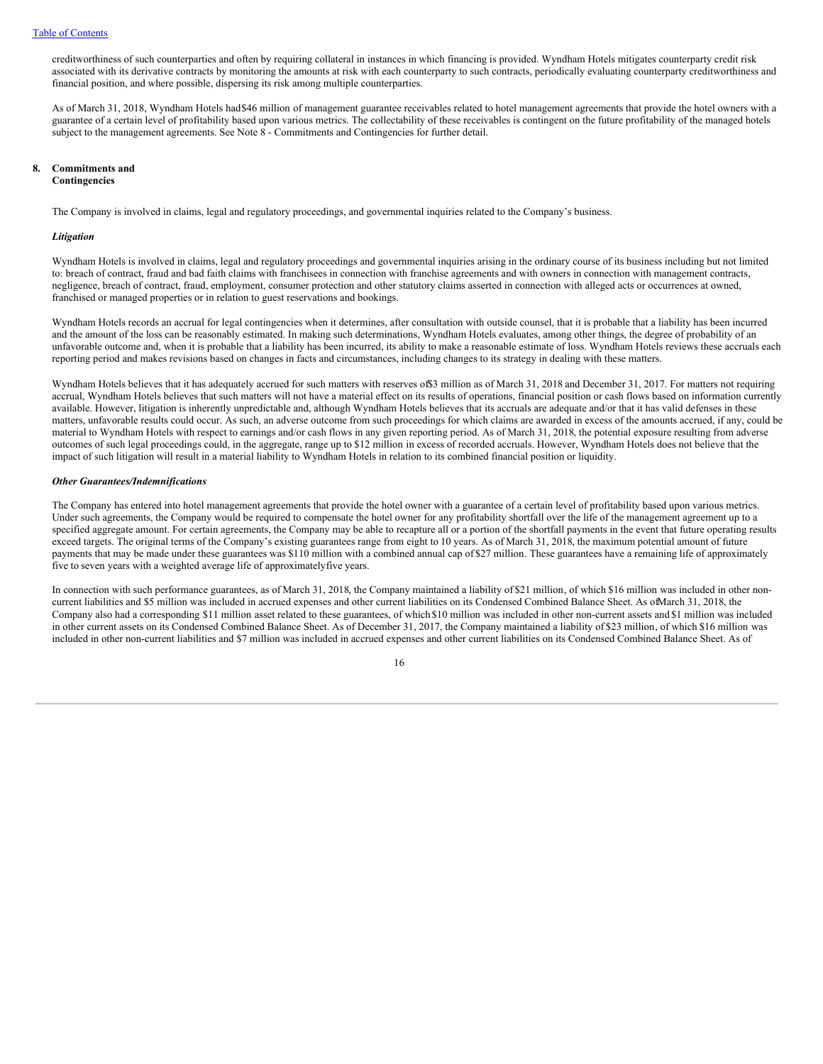creditworthiness of such counterparties and often by requiring collateral in instances in which financing is provided. Wyndham Hotels mitigates counterparty credit risk associated with its derivative contracts by monitoring the amounts at risk with each counterparty to such contracts, periodically evaluating counterparty creditworthiness and financial position, and where possible, dispersing its risk among multiple counterparties.

As of March 31, 2018, Wyndham Hotels had $46 million of management guarantee receivables related to hotel management agreements that provide the hotel owners with a guarantee of a certain level of profitability based upon various metrics. The collectability of these receivables is contingent on the future profitability of the managed hotels subject to the management agreements. See Note 8 - Commitments and Contingencies for further detail.

## 8. Commitments and Contingencies

The Company is involved in claims, legal and regulatory proceedings, and governmental inquiries related to the Company's business.

***Litigation***

Wyndham Hotels is involved in claims, legal and regulatory proceedings and governmental inquiries arising in the ordinary course of its business including but not limited to: breach of contract, fraud and bad faith claims with franchisees in connection with franchise agreements and with owners in connection with management contracts, negligence, breach of contract, fraud, employment, consumer protection and other statutory claims asserted in connection with alleged acts or occurrences at owned, franchised or managed properties or in relation to guest reservations and bookings.

Wyndham Hotels records an accrual for legal contingencies when it determines, after consultation with outside counsel, that it is probable that a liability has been incurred and the amount of the loss can be reasonably estimated. In making such determinations, Wyndham Hotels evaluates, among other things, the degree of probability of an unfavorable outcome and, when it is probable that a liability has been incurred, its ability to make a reasonable estimate of loss. Wyndham Hotels reviews these accruals each reporting period and makes revisions based on changes in facts and circumstances, including changes to its strategy in dealing with these matters.

Wyndham Hotels believes that it has adequately accrued for such matters with reserves of $3 million as of March 31, 2018 and December 31, 2017. For matters not requiring accrual, Wyndham Hotels believes that such matters will not have a material effect on its results of operations, financial position or cash flows based on information currently available. However, litigation is inherently unpredictable and, although Wyndham Hotels believes that its accruals are adequate and/or that it has valid defenses in these matters, unfavorable results could occur. As such, an adverse outcome from such proceedings for which claims are awarded in excess of the amounts accrued, if any, could be material to Wyndham Hotels with respect to earnings and/or cash flows in any given reporting period. As of March 31, 2018, the potential exposure resulting from adverse outcomes of such legal proceedings could, in the aggregate, range up to $12 million in excess of recorded accruals. However, Wyndham Hotels does not believe that the impact of such litigation will result in a material liability to Wyndham Hotels in relation to its combined financial position or liquidity.

***Other Guarantees/Indemnifications***

The Company has entered into hotel management agreements that provide the hotel owner with a guarantee of a certain level of profitability based upon various metrics. Under such agreements, the Company would be required to compensate the hotel owner for any profitability shortfall over the life of the management agreement up to a specified aggregate amount. For certain agreements, the Company may be able to recapture all or a portion of the shortfall payments in the event that future operating results exceed targets. The original terms of the Company's existing guarantees range from eight to 10 years. As of March 31, 2018, the maximum potential amount of future payments that may be made under these guarantees was $110 million with a combined annual cap of $27 million. These guarantees have a remaining life of approximately five to seven years with a weighted average life of approximately five years.

In connection with such performance guarantees, as of March 31, 2018, the Company maintained a liability of $21 million, of which $16 million was included in other non-current liabilities and $5 million was included in accrued expenses and other current liabilities on its Condensed Combined Balance Sheet. As of March 31, 2018, the Company also had a corresponding $11 million asset related to these guarantees, of which $10 million was included in other non-current assets and $1 million was included in other current assets on its Condensed Combined Balance Sheet. As of December 31, 2017, the Company maintained a liability of $23 million, of which $16 million was included in other non-current liabilities and $7 million was included in accrued expenses and other current liabilities on its Condensed Combined Balance Sheet. As of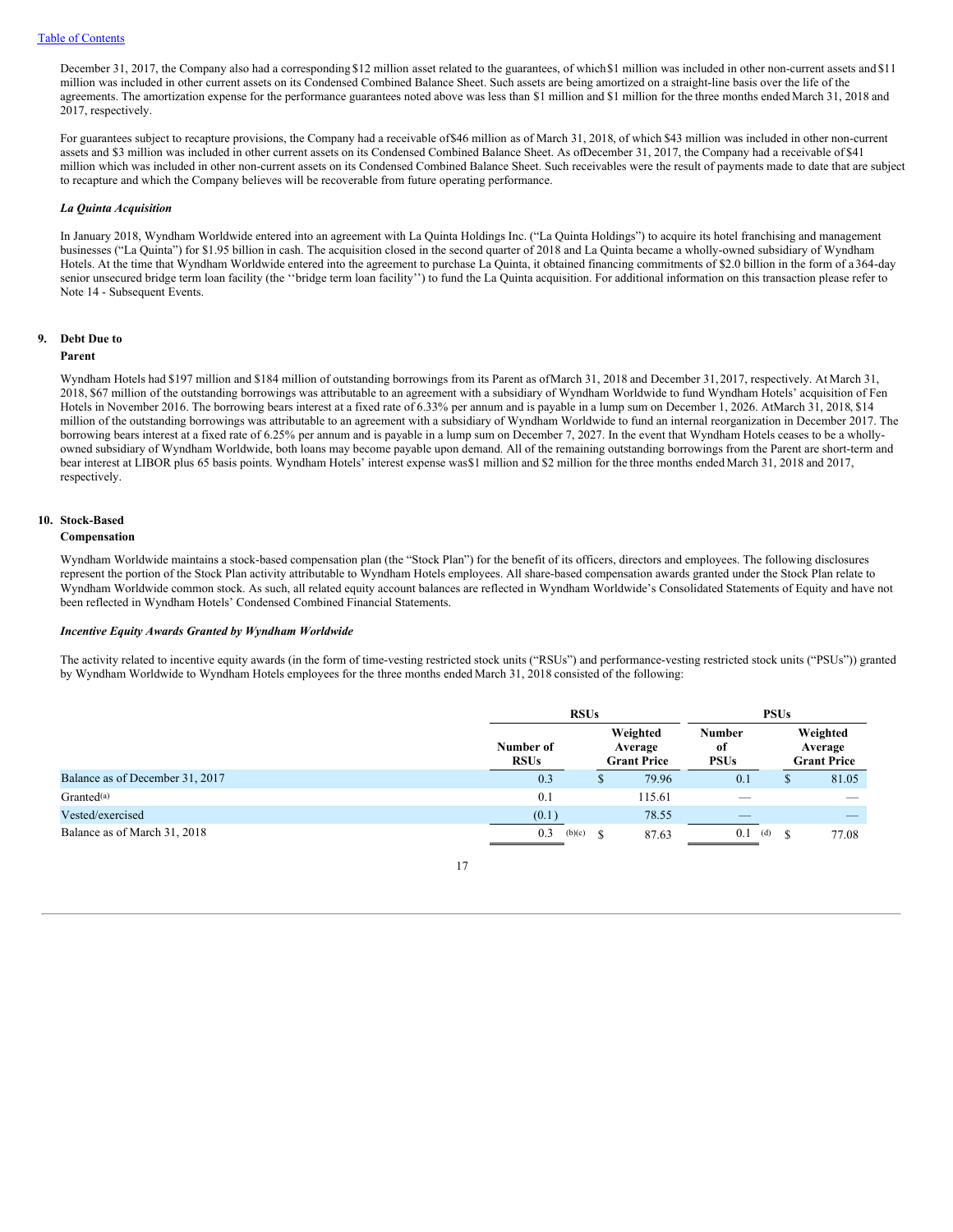December 31, 2017, the Company also had a corresponding $12 million asset related to the guarantees, of which $1 million was included in other non-current assets and $11 million was included in other current assets on its Condensed Combined Balance Sheet. Such assets are being amortized on a straight-line basis over the life of the agreements. The amortization expense for the performance guarantees noted above was less than $1 million and $1 million for the three months ended March 31, 2018 and 2017, respectively.

For guarantees subject to recapture provisions, the Company had a receivable of $46 million as of March 31, 2018, of which $43 million was included in other non-current assets and $3 million was included in other current assets on its Condensed Combined Balance Sheet. As of December 31, 2017, the Company had a receivable of $41 million which was included in other non-current assets on its Condensed Combined Balance Sheet. Such receivables were the result of payments made to date that are subject to recapture and which the Company believes will be recoverable from future operating performance.

***La Quinta Acquisition***

In January 2018, Wyndham Worldwide entered into an agreement with La Quinta Holdings Inc. ("La Quinta Holdings") to acquire its hotel franchising and management businesses ("La Quinta") for $1.95 billion in cash. The acquisition closed in the second quarter of 2018 and La Quinta became a wholly-owned subsidiary of Wyndham Hotels. At the time that Wyndham Worldwide entered into the agreement to purchase La Quinta, it obtained financing commitments of $2.0 billion in the form of a 364-day senior unsecured bridge term loan facility (the ''bridge term loan facility'') to fund the La Quinta acquisition. For additional information on this transaction please refer to Note 14 - Subsequent Events.

## 9. Debt Due to Parent

Wyndham Hotels had $197 million and $184 million of outstanding borrowings from its Parent as of March 31, 2018 and December 31, 2017, respectively. At March 31, 2018, $67 million of the outstanding borrowings was attributable to an agreement with a subsidiary of Wyndham Worldwide to fund Wyndham Hotels' acquisition of Fen Hotels in November 2016. The borrowing bears interest at a fixed rate of 6.33% per annum and is payable in a lump sum on December 1, 2026. At March 31, 2018, $14 million of the outstanding borrowings was attributable to an agreement with a subsidiary of Wyndham Worldwide to fund an internal reorganization in December 2017. The borrowing bears interest at a fixed rate of 6.25% per annum and is payable in a lump sum on December 7, 2027. In the event that Wyndham Hotels ceases to be a wholly-owned subsidiary of Wyndham Worldwide, both loans may become payable upon demand. All of the remaining outstanding borrowings from the Parent are short-term and bear interest at LIBOR plus 65 basis points. Wyndham Hotels' interest expense was $1 million and $2 million for the three months ended March 31, 2018 and 2017, respectively.

## 10. Stock-Based Compensation

Wyndham Worldwide maintains a stock-based compensation plan (the "Stock Plan") for the benefit of its officers, directors and employees. The following disclosures represent the portion of the Stock Plan activity attributable to Wyndham Hotels employees. All share-based compensation awards granted under the Stock Plan relate to Wyndham Worldwide common stock. As such, all related equity account balances are reflected in Wyndham Worldwide's Consolidated Statements of Equity and have not been reflected in Wyndham Hotels' Condensed Combined Financial Statements.

***Incentive Equity Awards Granted by Wyndham Worldwide***

The activity related to incentive equity awards (in the form of time-vesting restricted stock units ("RSUs") and performance-vesting restricted stock units ("PSUs")) granted by Wyndham Worldwide to Wyndham Hotels employees for the three months ended March 31, 2018 consisted of the following:

| | RSUs | | PSUs | |
|---|---|---|---|---|
| | Number of RSUs | Weighted Average Grant Price | Number of PSUs | Weighted Average Grant Price |
| Balance as of December 31, 2017 | 0.3 | $ 79.96 | 0.1 | $ 81.05 |
| Granted[(a)] | 0.1 | 115.61 | — | — |
| Vested/exercised | (0.1) | 78.55 | — | — |
| Balance as of March 31, 2018 | 0.3 [(b)(c)] | $ 87.63 | 0.1 [(d)] | $ 77.08 |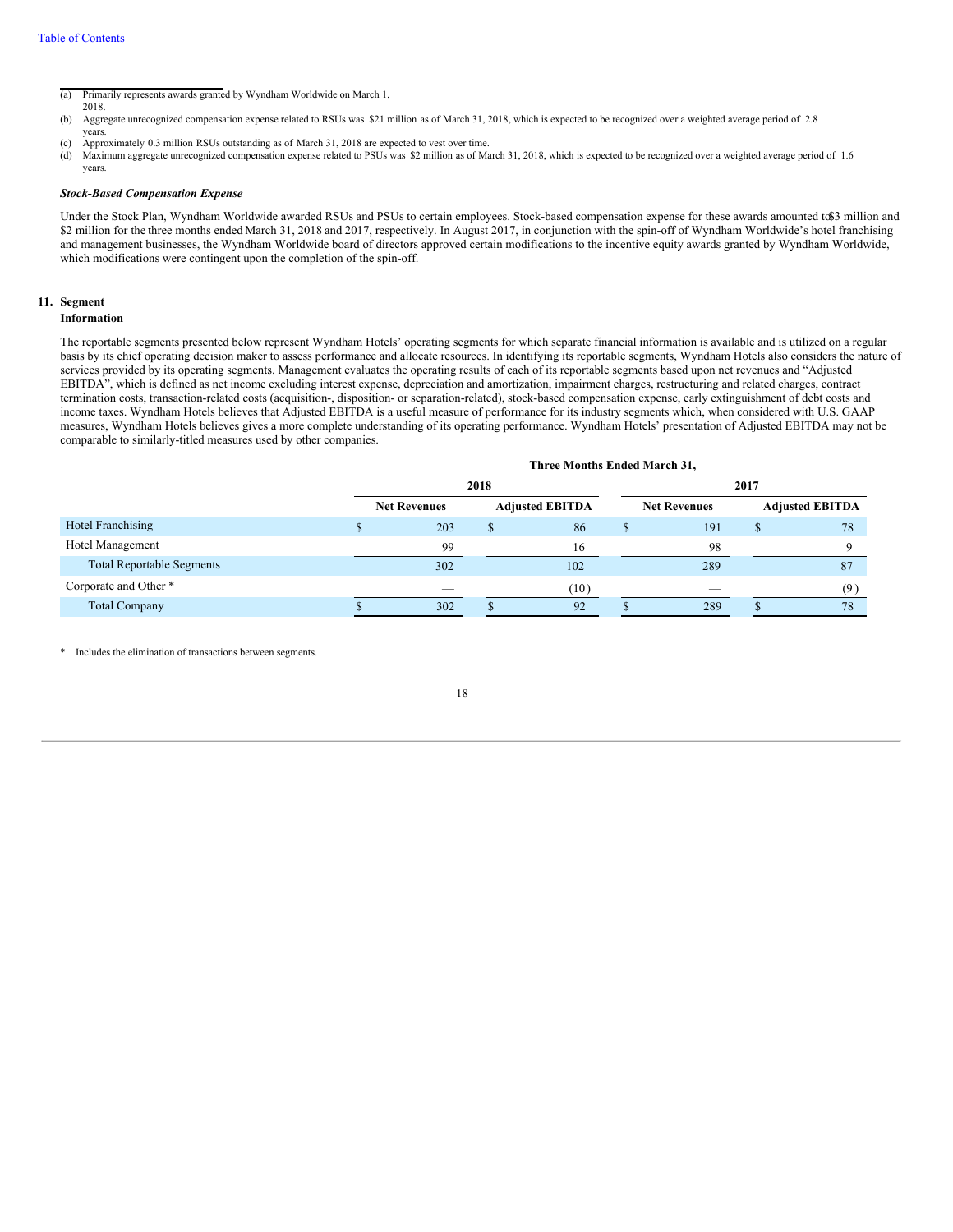(a) Primarily represents awards granted by Wyndham Worldwide on March 1, 2018.

(b) Aggregate unrecognized compensation expense related to RSUs was $21 million as of March 31, 2018, which is expected to be recognized over a weighted average period of 2.8 years.

(c) Approximately 0.3 million RSUs outstanding as of March 31, 2018 are expected to vest over time.

(d) Maximum aggregate unrecognized compensation expense related to PSUs was $2 million as of March 31, 2018, which is expected to be recognized over a weighted average period of 1.6 years.

***Stock-Based Compensation Expense***

Under the Stock Plan, Wyndham Worldwide awarded RSUs and PSUs to certain employees. Stock-based compensation expense for these awards amounted to $3 million and $2 million for the three months ended March 31, 2018 and 2017, respectively. In August 2017, in conjunction with the spin-off of Wyndham Worldwide's hotel franchising and management businesses, the Wyndham Worldwide board of directors approved certain modifications to the incentive equity awards granted by Wyndham Worldwide, which modifications were contingent upon the completion of the spin-off.

## 11. Segment Information

The reportable segments presented below represent Wyndham Hotels' operating segments for which separate financial information is available and is utilized on a regular basis by its chief operating decision maker to assess performance and allocate resources. In identifying its reportable segments, Wyndham Hotels also considers the nature of services provided by its operating segments. Management evaluates the operating results of each of its reportable segments based upon net revenues and "Adjusted EBITDA", which is defined as net income excluding interest expense, depreciation and amortization, impairment charges, restructuring and related charges, contract termination costs, transaction-related costs (acquisition-, disposition- or separation-related), stock-based compensation expense, early extinguishment of debt costs and income taxes. Wyndham Hotels believes that Adjusted EBITDA is a useful measure of performance for its industry segments which, when considered with U.S. GAAP measures, Wyndham Hotels believes gives a more complete understanding of its operating performance. Wyndham Hotels' presentation of Adjusted EBITDA may not be comparable to similarly-titled measures used by other companies.

| | Three Months Ended March 31, | | | |
|---|---|---|---|---|
| | 2018 | | 2017 | |
| | Net Revenues | Adjusted EBITDA | Net Revenues | Adjusted EBITDA |
| Hotel Franchising | $ 203 | $ 86 | $ 191 | $ 78 |
| Hotel Management | 99 | 16 | 98 | 9 |
| Total Reportable Segments | 302 | 102 | 289 | 87 |
| Corporate and Other * | — | (10) | — | (9) |
| Total Company | $ 302 | $ 92 | $ 289 | $ 78 |

\* Includes the elimination of transactions between segments.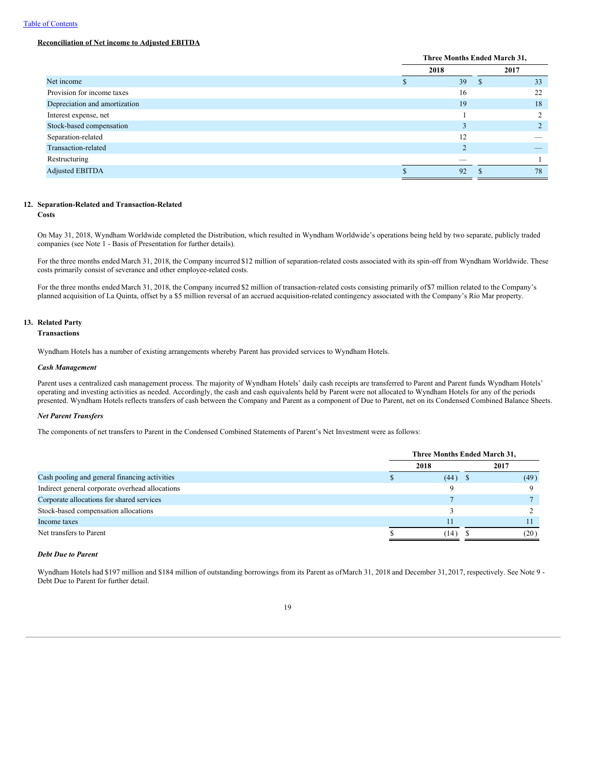[Table of Contents](#)

**Reconciliation of Net income to Adjusted EBITDA**

| | Three Months Ended March 31, | |
|---|---|---|
| | 2018 | 2017 |
| Net income | $ 39 | $ 33 |
| Provision for income taxes | 16 | 22 |
| Depreciation and amortization | 19 | 18 |
| Interest expense, net | 1 | 2 |
| Stock-based compensation | 3 | 2 |
| Separation-related | 12 | — |
| Transaction-related | 2 | — |
| Restructuring | — | 1 |
| Adjusted EBITDA | $ 92 | $ 78 |

## 12. Separation-Related and Transaction-Related Costs

On May 31, 2018, Wyndham Worldwide completed the Distribution, which resulted in Wyndham Worldwide's operations being held by two separate, publicly traded companies (see Note 1 - Basis of Presentation for further details).

For the three months ended March 31, 2018, the Company incurred $12 million of separation-related costs associated with its spin-off from Wyndham Worldwide. These costs primarily consist of severance and other employee-related costs.

For the three months ended March 31, 2018, the Company incurred $2 million of transaction-related costs consisting primarily of $7 million related to the Company's planned acquisition of La Quinta, offset by a $5 million reversal of an accrued acquisition-related contingency associated with the Company's Rio Mar property.

## 13. Related Party Transactions

Wyndham Hotels has a number of existing arrangements whereby Parent has provided services to Wyndham Hotels.

***Cash Management***

Parent uses a centralized cash management process. The majority of Wyndham Hotels' daily cash receipts are transferred to Parent and Parent funds Wyndham Hotels' operating and investing activities as needed. Accordingly, the cash and cash equivalents held by Parent were not allocated to Wyndham Hotels for any of the periods presented. Wyndham Hotels reflects transfers of cash between the Company and Parent as a component of Due to Parent, net on its Condensed Combined Balance Sheets.

***Net Parent Transfers***

The components of net transfers to Parent in the Condensed Combined Statements of Parent's Net Investment were as follows:

| | Three Months Ended March 31, | |
|---|---|---|
| | 2018 | 2017 |
| Cash pooling and general financing activities | $ (44) | $ (49) |
| Indirect general corporate overhead allocations | 9 | 9 |
| Corporate allocations for shared services | 7 | 7 |
| Stock-based compensation allocations | 3 | 2 |
| Income taxes | 11 | 11 |
| Net transfers to Parent | $ (14) | $ (20) |

***Debt Due to Parent***

Wyndham Hotels had $197 million and $184 million of outstanding borrowings from its Parent as of March 31, 2018 and December 31, 2017, respectively. See Note 9 - Debt Due to Parent for further detail.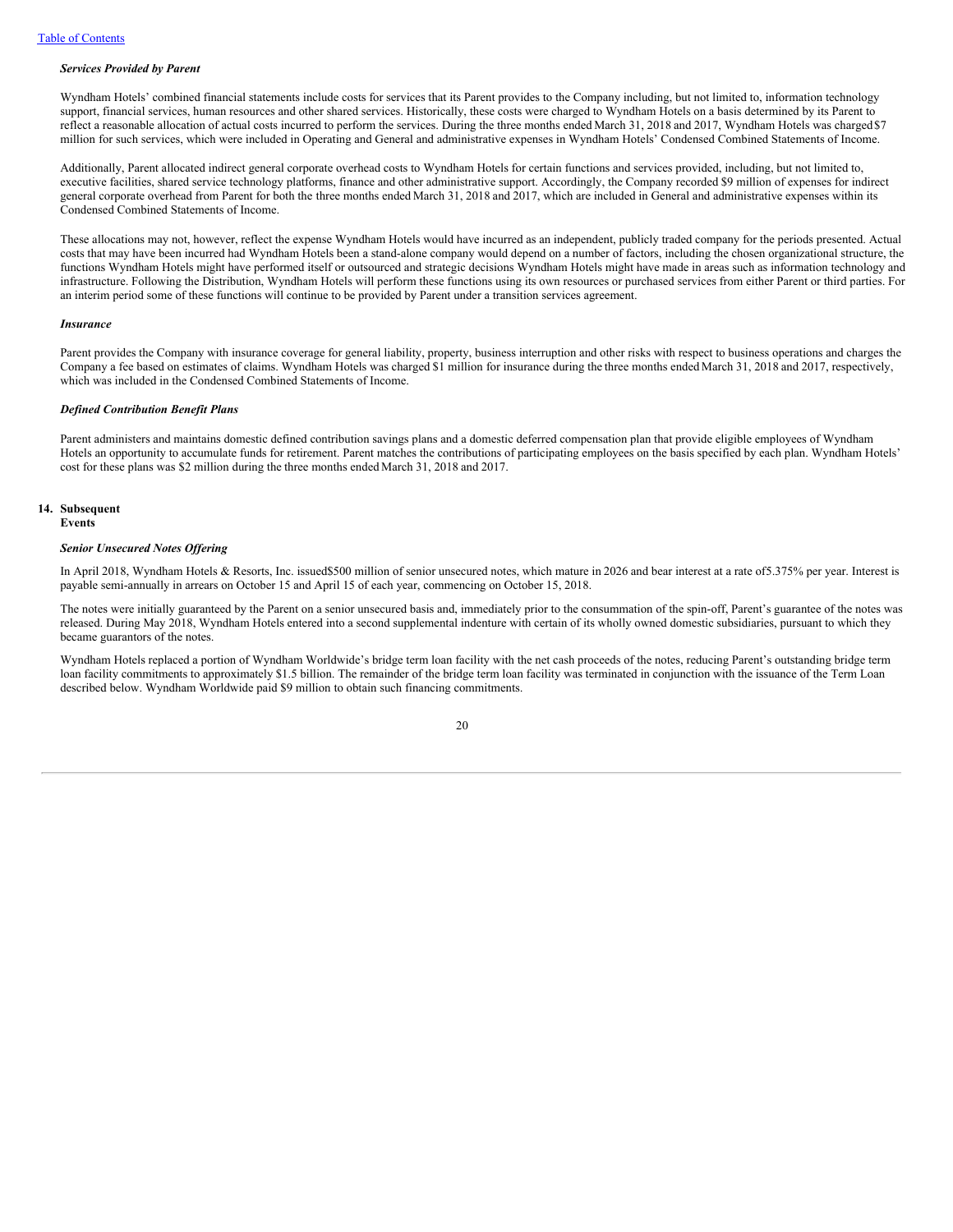### *Services Provided by Parent*

Wyndham Hotels' combined financial statements include costs for services that its Parent provides to the Company including, but not limited to, information technology support, financial services, human resources and other shared services. Historically, these costs were charged to Wyndham Hotels on a basis determined by its Parent to reflect a reasonable allocation of actual costs incurred to perform the services. During the three months ended March 31, 2018 and 2017, Wyndham Hotels was charged $7 million for such services, which were included in Operating and General and administrative expenses in Wyndham Hotels' Condensed Combined Statements of Income.

Additionally, Parent allocated indirect general corporate overhead costs to Wyndham Hotels for certain functions and services provided, including, but not limited to, executive facilities, shared service technology platforms, finance and other administrative support. Accordingly, the Company recorded $9 million of expenses for indirect general corporate overhead from Parent for both the three months ended March 31, 2018 and 2017, which are included in General and administrative expenses within its Condensed Combined Statements of Income.

These allocations may not, however, reflect the expense Wyndham Hotels would have incurred as an independent, publicly traded company for the periods presented. Actual costs that may have been incurred had Wyndham Hotels been a stand-alone company would depend on a number of factors, including the chosen organizational structure, the functions Wyndham Hotels might have performed itself or outsourced and strategic decisions Wyndham Hotels might have made in areas such as information technology and infrastructure. Following the Distribution, Wyndham Hotels will perform these functions using its own resources or purchased services from either Parent or third parties. For an interim period some of these functions will continue to be provided by Parent under a transition services agreement.

### *Insurance*

Parent provides the Company with insurance coverage for general liability, property, business interruption and other risks with respect to business operations and charges the Company a fee based on estimates of claims. Wyndham Hotels was charged $1 million for insurance during the three months ended March 31, 2018 and 2017, respectively, which was included in the Condensed Combined Statements of Income.

### *Defined Contribution Benefit Plans*

Parent administers and maintains domestic defined contribution savings plans and a domestic deferred compensation plan that provide eligible employees of Wyndham Hotels an opportunity to accumulate funds for retirement. Parent matches the contributions of participating employees on the basis specified by each plan. Wyndham Hotels' cost for these plans was $2 million during the three months ended March 31, 2018 and 2017.

## 14. Subsequent Events

### *Senior Unsecured Notes Offering*

In April 2018, Wyndham Hotels & Resorts, Inc. issued $500 million of senior unsecured notes, which mature in 2026 and bear interest at a rate of 5.375% per year. Interest is payable semi-annually in arrears on October 15 and April 15 of each year, commencing on October 15, 2018.

The notes were initially guaranteed by the Parent on a senior unsecured basis and, immediately prior to the consummation of the spin-off, Parent's guarantee of the notes was released. During May 2018, Wyndham Hotels entered into a second supplemental indenture with certain of its wholly owned domestic subsidiaries, pursuant to which they became guarantors of the notes.

Wyndham Hotels replaced a portion of Wyndham Worldwide's bridge term loan facility with the net cash proceeds of the notes, reducing Parent's outstanding bridge term loan facility commitments to approximately $1.5 billion. The remainder of the bridge term loan facility was terminated in conjunction with the issuance of the Term Loan described below. Wyndham Worldwide paid $9 million to obtain such financing commitments.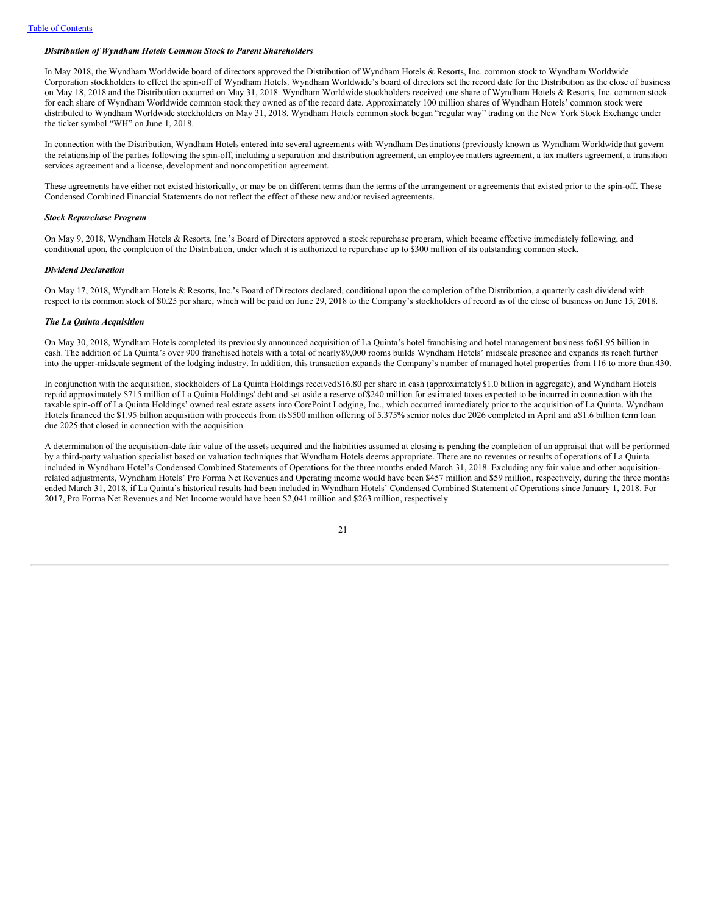### *Distribution of Wyndham Hotels Common Stock to Parent Shareholders*

In May 2018, the Wyndham Worldwide board of directors approved the Distribution of Wyndham Hotels & Resorts, Inc. common stock to Wyndham Worldwide Corporation stockholders to effect the spin-off of Wyndham Hotels. Wyndham Worldwide's board of directors set the record date for the Distribution as the close of business on May 18, 2018 and the Distribution occurred on May 31, 2018. Wyndham Worldwide stockholders received one share of Wyndham Hotels & Resorts, Inc. common stock for each share of Wyndham Worldwide common stock they owned as of the record date. Approximately 100 million shares of Wyndham Hotels' common stock were distributed to Wyndham Worldwide stockholders on May 31, 2018. Wyndham Hotels common stock began "regular way" trading on the New York Stock Exchange under the ticker symbol "WH" on June 1, 2018.

In connection with the Distribution, Wyndham Hotels entered into several agreements with Wyndham Destinations (previously known as Wyndham Worldwide) that govern the relationship of the parties following the spin-off, including a separation and distribution agreement, an employee matters agreement, a tax matters agreement, a transition services agreement and a license, development and noncompetition agreement.

These agreements have either not existed historically, or may be on different terms than the terms of the arrangement or agreements that existed prior to the spin-off. These Condensed Combined Financial Statements do not reflect the effect of these new and/or revised agreements.

### *Stock Repurchase Program*

On May 9, 2018, Wyndham Hotels & Resorts, Inc.'s Board of Directors approved a stock repurchase program, which became effective immediately following, and conditional upon, the completion of the Distribution, under which it is authorized to repurchase up to $300 million of its outstanding common stock.

### *Dividend Declaration*

On May 17, 2018, Wyndham Hotels & Resorts, Inc.'s Board of Directors declared, conditional upon the completion of the Distribution, a quarterly cash dividend with respect to its common stock of $0.25 per share, which will be paid on June 29, 2018 to the Company's stockholders of record as of the close of business on June 15, 2018.

### *The La Quinta Acquisition*

On May 30, 2018, Wyndham Hotels completed its previously announced acquisition of La Quinta's hotel franchising and hotel management business for $1.95 billion in cash. The addition of La Quinta's over 900 franchised hotels with a total of nearly 89,000 rooms builds Wyndham Hotels' midscale presence and expands its reach further into the upper-midscale segment of the lodging industry. In addition, this transaction expands the Company's number of managed hotel properties from 116 to more than 430.

In conjunction with the acquisition, stockholders of La Quinta Holdings received $16.80 per share in cash (approximately $1.0 billion in aggregate), and Wyndham Hotels repaid approximately $715 million of La Quinta Holdings' debt and set aside a reserve of $240 million for estimated taxes expected to be incurred in connection with the taxable spin-off of La Quinta Holdings' owned real estate assets into CorePoint Lodging, Inc., which occurred immediately prior to the acquisition of La Quinta. Wyndham Hotels financed the $1.95 billion acquisition with proceeds from its $500 million offering of 5.375% senior notes due 2026 completed in April and a $1.6 billion term loan due 2025 that closed in connection with the acquisition.

A determination of the acquisition-date fair value of the assets acquired and the liabilities assumed at closing is pending the completion of an appraisal that will be performed by a third-party valuation specialist based on valuation techniques that Wyndham Hotels deems appropriate. There are no revenues or results of operations of La Quinta included in Wyndham Hotel's Condensed Combined Statements of Operations for the three months ended March 31, 2018. Excluding any fair value and other acquisition-related adjustments, Wyndham Hotels' Pro Forma Net Revenues and Operating income would have been $457 million and $59 million, respectively, during the three months ended March 31, 2018, if La Quinta's historical results had been included in Wyndham Hotels' Condensed Combined Statement of Operations since January 1, 2018. For 2017, Pro Forma Net Revenues and Net Income would have been $2,041 million and $263 million, respectively.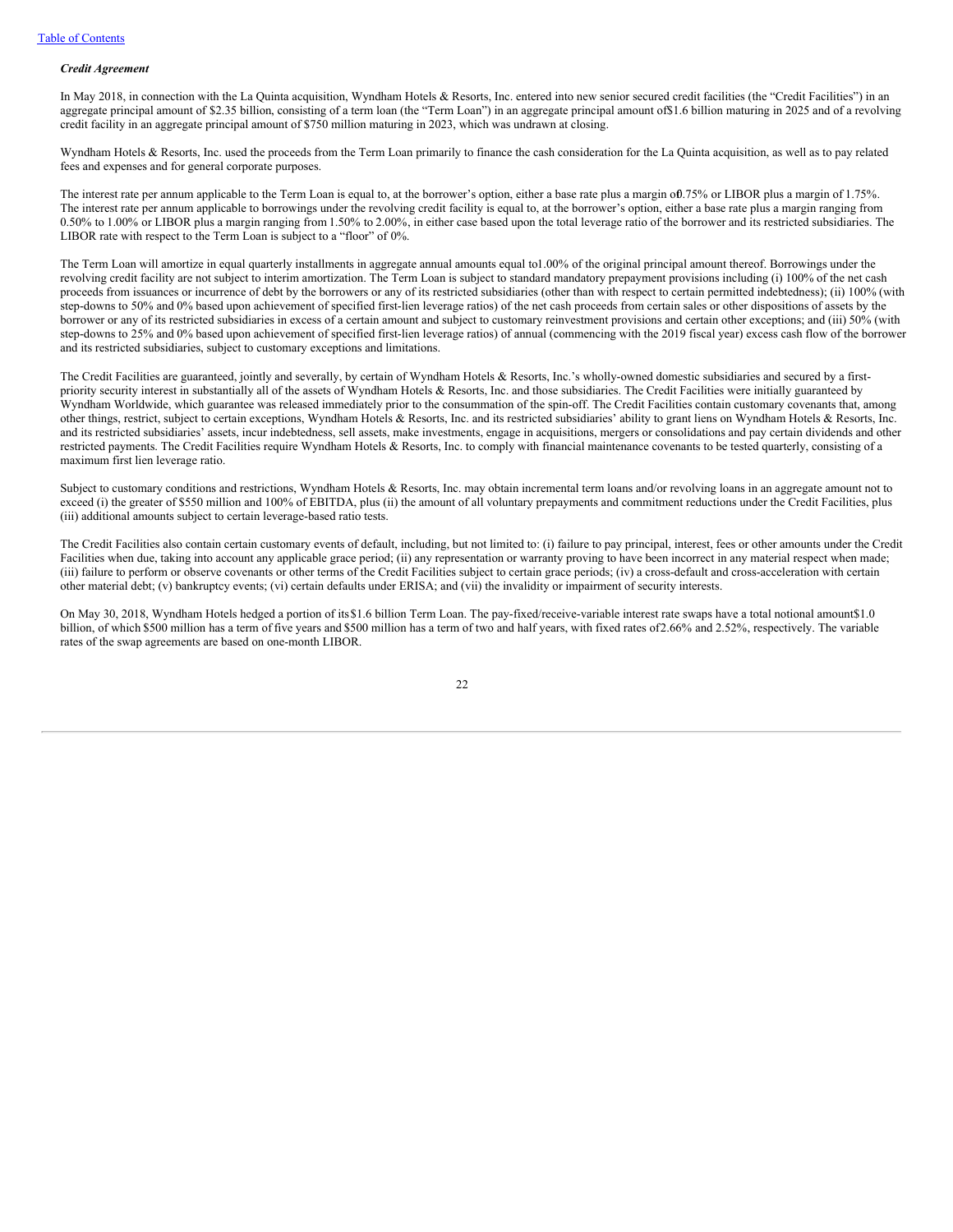*Credit Agreement*

In May 2018, in connection with the La Quinta acquisition, Wyndham Hotels & Resorts, Inc. entered into new senior secured credit facilities (the "Credit Facilities") in an aggregate principal amount of $2.35 billion, consisting of a term loan (the "Term Loan") in an aggregate principal amount of $1.6 billion maturing in 2025 and of a revolving credit facility in an aggregate principal amount of $750 million maturing in 2023, which was undrawn at closing.

Wyndham Hotels & Resorts, Inc. used the proceeds from the Term Loan primarily to finance the cash consideration for the La Quinta acquisition, as well as to pay related fees and expenses and for general corporate purposes.

The interest rate per annum applicable to the Term Loan is equal to, at the borrower's option, either a base rate plus a margin of 0.75% or LIBOR plus a margin of 1.75%. The interest rate per annum applicable to borrowings under the revolving credit facility is equal to, at the borrower's option, either a base rate plus a margin ranging from 0.50% to 1.00% or LIBOR plus a margin ranging from 1.50% to 2.00%, in either case based upon the total leverage ratio of the borrower and its restricted subsidiaries. The LIBOR rate with respect to the Term Loan is subject to a "floor" of 0%.

The Term Loan will amortize in equal quarterly installments in aggregate annual amounts equal to 1.00% of the original principal amount thereof. Borrowings under the revolving credit facility are not subject to interim amortization. The Term Loan is subject to standard mandatory prepayment provisions including (i) 100% of the net cash proceeds from issuances or incurrence of debt by the borrowers or any of its restricted subsidiaries (other than with respect to certain permitted indebtedness); (ii) 100% (with step-downs to 50% and 0% based upon achievement of specified first-lien leverage ratios) of the net cash proceeds from certain sales or other dispositions of assets by the borrower or any of its restricted subsidiaries in excess of a certain amount and subject to customary reinvestment provisions and certain other exceptions; and (iii) 50% (with step-downs to 25% and 0% based upon achievement of specified first-lien leverage ratios) of annual (commencing with the 2019 fiscal year) excess cash flow of the borrower and its restricted subsidiaries, subject to customary exceptions and limitations.

The Credit Facilities are guaranteed, jointly and severally, by certain of Wyndham Hotels & Resorts, Inc.'s wholly-owned domestic subsidiaries and secured by a first-priority security interest in substantially all of the assets of Wyndham Hotels & Resorts, Inc. and those subsidiaries. The Credit Facilities were initially guaranteed by Wyndham Worldwide, which guarantee was released immediately prior to the consummation of the spin-off. The Credit Facilities contain customary covenants that, among other things, restrict, subject to certain exceptions, Wyndham Hotels & Resorts, Inc. and its restricted subsidiaries' ability to grant liens on Wyndham Hotels & Resorts, Inc. and its restricted subsidiaries' assets, incur indebtedness, sell assets, make investments, engage in acquisitions, mergers or consolidations and pay certain dividends and other restricted payments. The Credit Facilities require Wyndham Hotels & Resorts, Inc. to comply with financial maintenance covenants to be tested quarterly, consisting of a maximum first lien leverage ratio.

Subject to customary conditions and restrictions, Wyndham Hotels & Resorts, Inc. may obtain incremental term loans and/or revolving loans in an aggregate amount not to exceed (i) the greater of $550 million and 100% of EBITDA, plus (ii) the amount of all voluntary prepayments and commitment reductions under the Credit Facilities, plus (iii) additional amounts subject to certain leverage-based ratio tests.

The Credit Facilities also contain certain customary events of default, including, but not limited to: (i) failure to pay principal, interest, fees or other amounts under the Credit Facilities when due, taking into account any applicable grace period; (ii) any representation or warranty proving to have been incorrect in any material respect when made; (iii) failure to perform or observe covenants or other terms of the Credit Facilities subject to certain grace periods; (iv) a cross-default and cross-acceleration with certain other material debt; (v) bankruptcy events; (vi) certain defaults under ERISA; and (vii) the invalidity or impairment of security interests.

On May 30, 2018, Wyndham Hotels hedged a portion of its $1.6 billion Term Loan. The pay-fixed/receive-variable interest rate swaps have a total notional amount $1.0 billion, of which $500 million has a term of five years and $500 million has a term of two and half years, with fixed rates of 2.66% and 2.52%, respectively. The variable rates of the swap agreements are based on one-month LIBOR.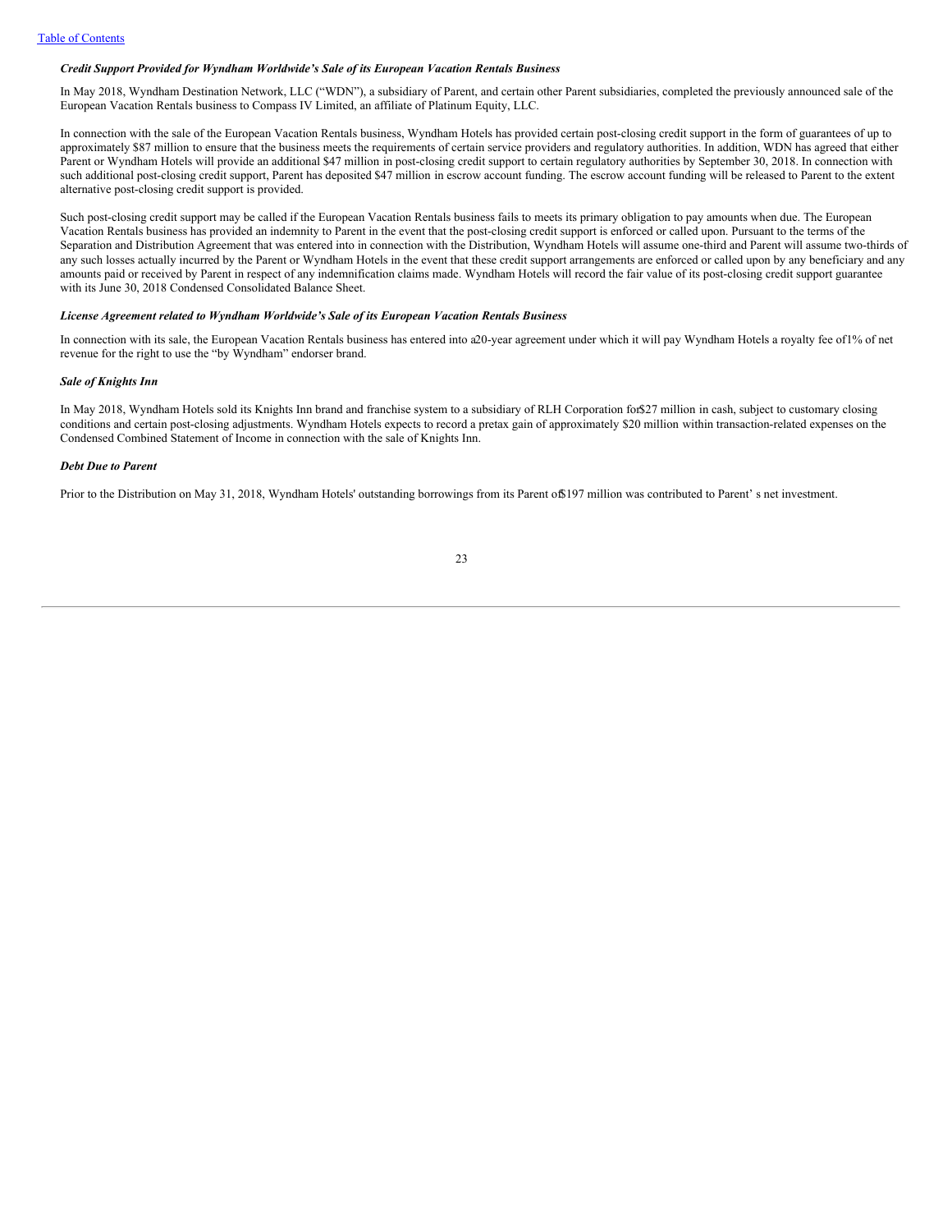***Credit Support Provided for Wyndham Worldwide's Sale of its European Vacation Rentals Business***

In May 2018, Wyndham Destination Network, LLC ("WDN"), a subsidiary of Parent, and certain other Parent subsidiaries, completed the previously announced sale of the European Vacation Rentals business to Compass IV Limited, an affiliate of Platinum Equity, LLC.

In connection with the sale of the European Vacation Rentals business, Wyndham Hotels has provided certain post-closing credit support in the form of guarantees of up to approximately $87 million to ensure that the business meets the requirements of certain service providers and regulatory authorities. In addition, WDN has agreed that either Parent or Wyndham Hotels will provide an additional $47 million in post-closing credit support to certain regulatory authorities by September 30, 2018. In connection with such additional post-closing credit support, Parent has deposited $47 million in escrow account funding. The escrow account funding will be released to Parent to the extent alternative post-closing credit support is provided.

Such post-closing credit support may be called if the European Vacation Rentals business fails to meets its primary obligation to pay amounts when due. The European Vacation Rentals business has provided an indemnity to Parent in the event that the post-closing credit support is enforced or called upon. Pursuant to the terms of the Separation and Distribution Agreement that was entered into in connection with the Distribution, Wyndham Hotels will assume one-third and Parent will assume two-thirds of any such losses actually incurred by the Parent or Wyndham Hotels in the event that these credit support arrangements are enforced or called upon by any beneficiary and any amounts paid or received by Parent in respect of any indemnification claims made. Wyndham Hotels will record the fair value of its post-closing credit support guarantee with its June 30, 2018 Condensed Consolidated Balance Sheet.

***License Agreement related to Wyndham Worldwide's Sale of its European Vacation Rentals Business***

In connection with its sale, the European Vacation Rentals business has entered into a 20-year agreement under which it will pay Wyndham Hotels a royalty fee of 1% of net revenue for the right to use the "by Wyndham" endorser brand.

***Sale of Knights Inn***

In May 2018, Wyndham Hotels sold its Knights Inn brand and franchise system to a subsidiary of RLH Corporation for $27 million in cash, subject to customary closing conditions and certain post-closing adjustments. Wyndham Hotels expects to record a pretax gain of approximately $20 million within transaction-related expenses on the Condensed Combined Statement of Income in connection with the sale of Knights Inn.

***Debt Due to Parent***

Prior to the Distribution on May 31, 2018, Wyndham Hotels' outstanding borrowings from its Parent of $197 million was contributed to Parent' s net investment.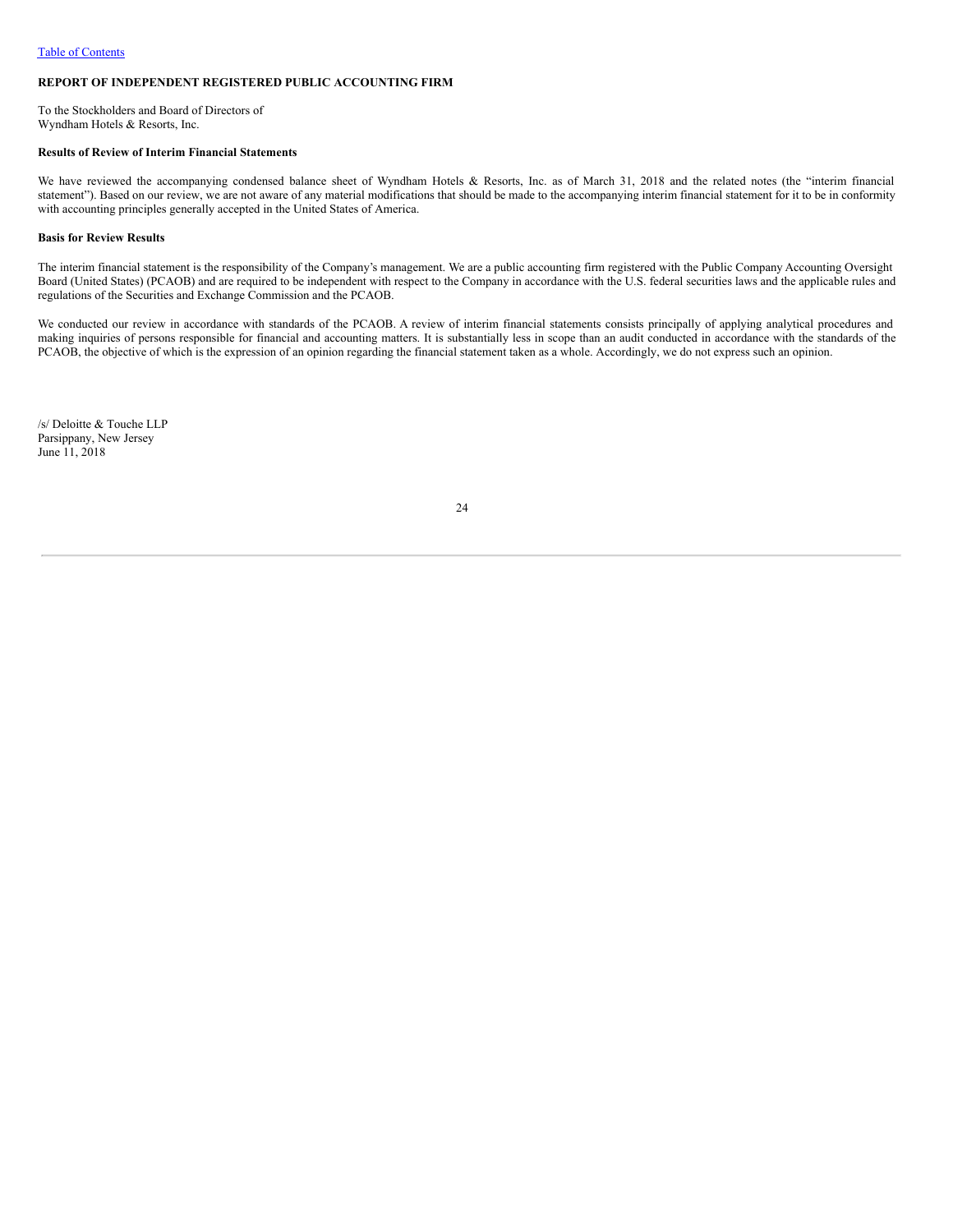## REPORT OF INDEPENDENT REGISTERED PUBLIC ACCOUNTING FIRM

To the Stockholders and Board of Directors of
Wyndham Hotels & Resorts, Inc.

**Results of Review of Interim Financial Statements**

We have reviewed the accompanying condensed balance sheet of Wyndham Hotels & Resorts, Inc. as of March 31, 2018 and the related notes (the "interim financial statement"). Based on our review, we are not aware of any material modifications that should be made to the accompanying interim financial statement for it to be in conformity with accounting principles generally accepted in the United States of America.

**Basis for Review Results**

The interim financial statement is the responsibility of the Company's management. We are a public accounting firm registered with the Public Company Accounting Oversight Board (United States) (PCAOB) and are required to be independent with respect to the Company in accordance with the U.S. federal securities laws and the applicable rules and regulations of the Securities and Exchange Commission and the PCAOB.

We conducted our review in accordance with standards of the PCAOB. A review of interim financial statements consists principally of applying analytical procedures and making inquiries of persons responsible for financial and accounting matters. It is substantially less in scope than an audit conducted in accordance with the standards of the PCAOB, the objective of which is the expression of an opinion regarding the financial statement taken as a whole. Accordingly, we do not express such an opinion.

/s/ Deloitte & Touche LLP
Parsippany, New Jersey
June 11, 2018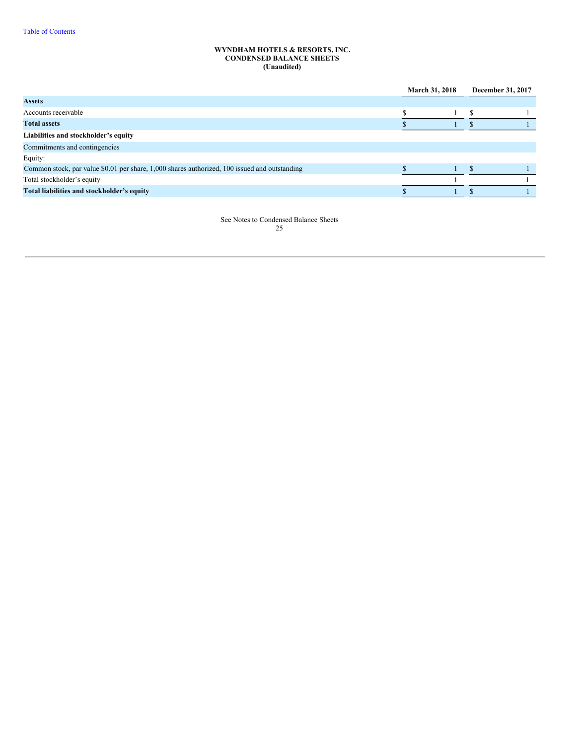**WYNDHAM HOTELS & RESORTS, INC.**
**CONDENSED BALANCE SHEETS**
**(Unaudited)**

| | March 31, 2018 | December 31, 2017 |
|---|---|---|
| **Assets** | | |
| Accounts receivable | $ 1 | $ 1 |
| **Total assets** | $ 1 | $ 1 |
| **Liabilities and stockholder's equity** | | |
| Commitments and contingencies | | |
| Equity: | | |
| Common stock, par value $0.01 per share, 1,000 shares authorized, 100 issued and outstanding | $ 1 | $ 1 |
| Total stockholder's equity | 1 | 1 |
| **Total liabilities and stockholder's equity** | $ 1 | $ 1 |

See Notes to Condensed Balance Sheets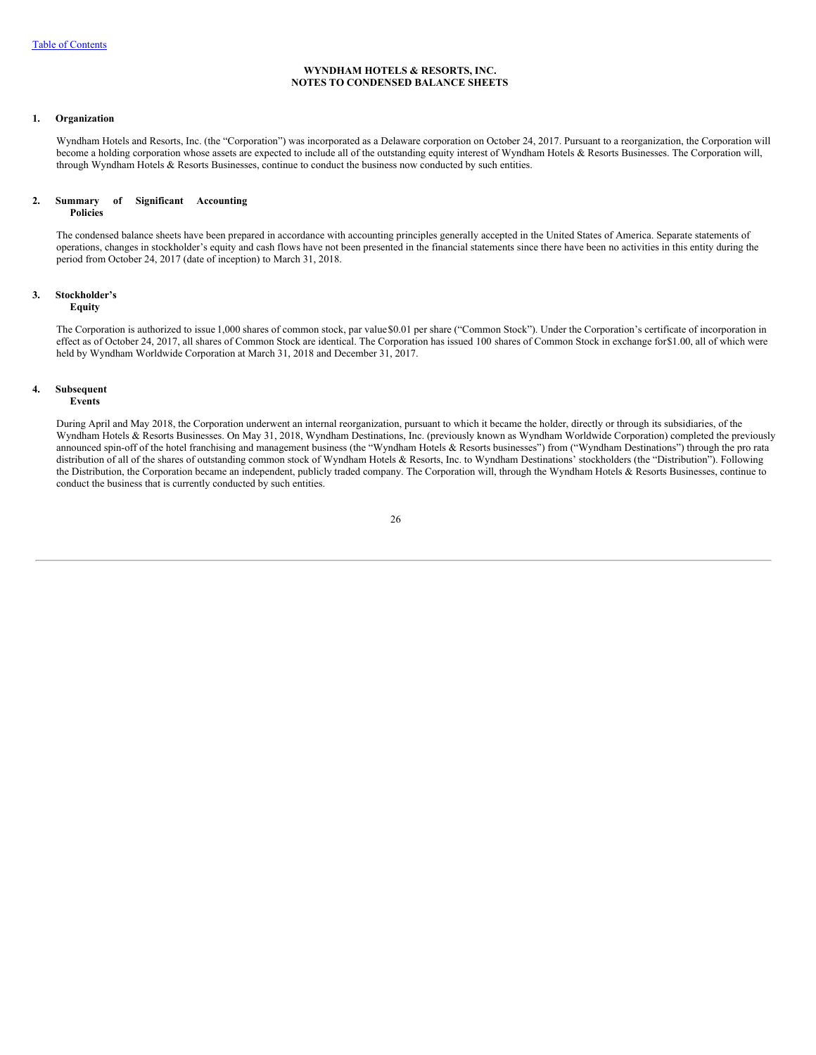[Table of Contents](#)

**WYNDHAM HOTELS & RESORTS, INC.**
**NOTES TO CONDENSED BALANCE SHEETS**

## 1. Organization

Wyndham Hotels and Resorts, Inc. (the "Corporation") was incorporated as a Delaware corporation on October 24, 2017. Pursuant to a reorganization, the Corporation will become a holding corporation whose assets are expected to include all of the outstanding equity interest of Wyndham Hotels & Resorts Businesses. The Corporation will, through Wyndham Hotels & Resorts Businesses, continue to conduct the business now conducted by such entities.

## 2. Summary of Significant Accounting Policies

The condensed balance sheets have been prepared in accordance with accounting principles generally accepted in the United States of America. Separate statements of operations, changes in stockholder's equity and cash flows have not been presented in the financial statements since there have been no activities in this entity during the period from October 24, 2017 (date of inception) to March 31, 2018.

## 3. Stockholder's Equity

The Corporation is authorized to issue 1,000 shares of common stock, par value $0.01 per share ("Common Stock"). Under the Corporation's certificate of incorporation in effect as of October 24, 2017, all shares of Common Stock are identical. The Corporation has issued 100 shares of Common Stock in exchange for $1.00, all of which were held by Wyndham Worldwide Corporation at March 31, 2018 and December 31, 2017.

## 4. Subsequent Events

During April and May 2018, the Corporation underwent an internal reorganization, pursuant to which it became the holder, directly or through its subsidiaries, of the Wyndham Hotels & Resorts Businesses. On May 31, 2018, Wyndham Destinations, Inc. (previously known as Wyndham Worldwide Corporation) completed the previously announced spin-off of the hotel franchising and management business (the "Wyndham Hotels & Resorts businesses") from ("Wyndham Destinations") through the pro rata distribution of all of the shares of outstanding common stock of Wyndham Hotels & Resorts, Inc. to Wyndham Destinations' stockholders (the "Distribution"). Following the Distribution, the Corporation became an independent, publicly traded company. The Corporation will, through the Wyndham Hotels & Resorts Businesses, continue to conduct the business that is currently conducted by such entities.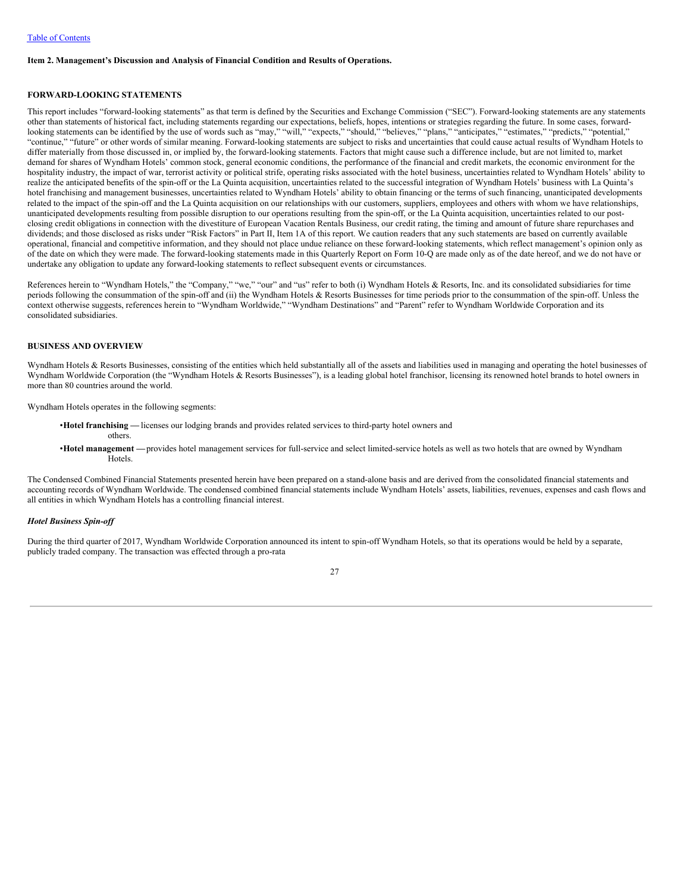[Table of Contents](#)

**Item 2. Management's Discussion and Analysis of Financial Condition and Results of Operations.**

**FORWARD-LOOKING STATEMENTS**

This report includes "forward-looking statements" as that term is defined by the Securities and Exchange Commission ("SEC"). Forward-looking statements are any statements other than statements of historical fact, including statements regarding our expectations, beliefs, hopes, intentions or strategies regarding the future. In some cases, forward-looking statements can be identified by the use of words such as "may," "will," "expects," "should," "believes," "plans," "anticipates," "estimates," "predicts," "potential," "continue," "future" or other words of similar meaning. Forward-looking statements are subject to risks and uncertainties that could cause actual results of Wyndham Hotels to differ materially from those discussed in, or implied by, the forward-looking statements. Factors that might cause such a difference include, but are not limited to, market demand for shares of Wyndham Hotels' common stock, general economic conditions, the performance of the financial and credit markets, the economic environment for the hospitality industry, the impact of war, terrorist activity or political strife, operating risks associated with the hotel business, uncertainties related to Wyndham Hotels' ability to realize the anticipated benefits of the spin-off or the La Quinta acquisition, uncertainties related to the successful integration of Wyndham Hotels' business with La Quinta's hotel franchising and management businesses, uncertainties related to Wyndham Hotels' ability to obtain financing or the terms of such financing, unanticipated developments related to the impact of the spin-off and the La Quinta acquisition on our relationships with our customers, suppliers, employees and others with whom we have relationships, unanticipated developments resulting from possible disruption to our operations resulting from the spin-off, or the La Quinta acquisition, uncertainties related to our post-closing credit obligations in connection with the divestiture of European Vacation Rentals Business, our credit rating, the timing and amount of future share repurchases and dividends; and those disclosed as risks under "Risk Factors" in Part II, Item 1A of this report. We caution readers that any such statements are based on currently available operational, financial and competitive information, and they should not place undue reliance on these forward-looking statements, which reflect management's opinion only as of the date on which they were made. The forward-looking statements made in this Quarterly Report on Form 10-Q are made only as of the date hereof, and we do not have or undertake any obligation to update any forward-looking statements to reflect subsequent events or circumstances.

References herein to "Wyndham Hotels," the "Company," "we," "our" and "us" refer to both (i) Wyndham Hotels & Resorts, Inc. and its consolidated subsidiaries for time periods following the consummation of the spin-off and (ii) the Wyndham Hotels & Resorts Businesses for time periods prior to the consummation of the spin-off. Unless the context otherwise suggests, references herein to "Wyndham Worldwide," "Wyndham Destinations" and "Parent" refer to Wyndham Worldwide Corporation and its consolidated subsidiaries.

**BUSINESS AND OVERVIEW**

Wyndham Hotels & Resorts Businesses, consisting of the entities which held substantially all of the assets and liabilities used in managing and operating the hotel businesses of Wyndham Worldwide Corporation (the "Wyndham Hotels & Resorts Businesses"), is a leading global hotel franchisor, licensing its renowned hotel brands to hotel owners in more than 80 countries around the world.

Wyndham Hotels operates in the following segments:

- **Hotel franchising —** licenses our lodging brands and provides related services to third-party hotel owners and others.
- **Hotel management —** provides hotel management services for full-service and select limited-service hotels as well as two hotels that are owned by Wyndham Hotels.

The Condensed Combined Financial Statements presented herein have been prepared on a stand-alone basis and are derived from the consolidated financial statements and accounting records of Wyndham Worldwide. The condensed combined financial statements include Wyndham Hotels' assets, liabilities, revenues, expenses and cash flows and all entities in which Wyndham Hotels has a controlling financial interest.

***Hotel Business Spin-off***

During the third quarter of 2017, Wyndham Worldwide Corporation announced its intent to spin-off Wyndham Hotels, so that its operations would be held by a separate, publicly traded company. The transaction was effected through a pro-rata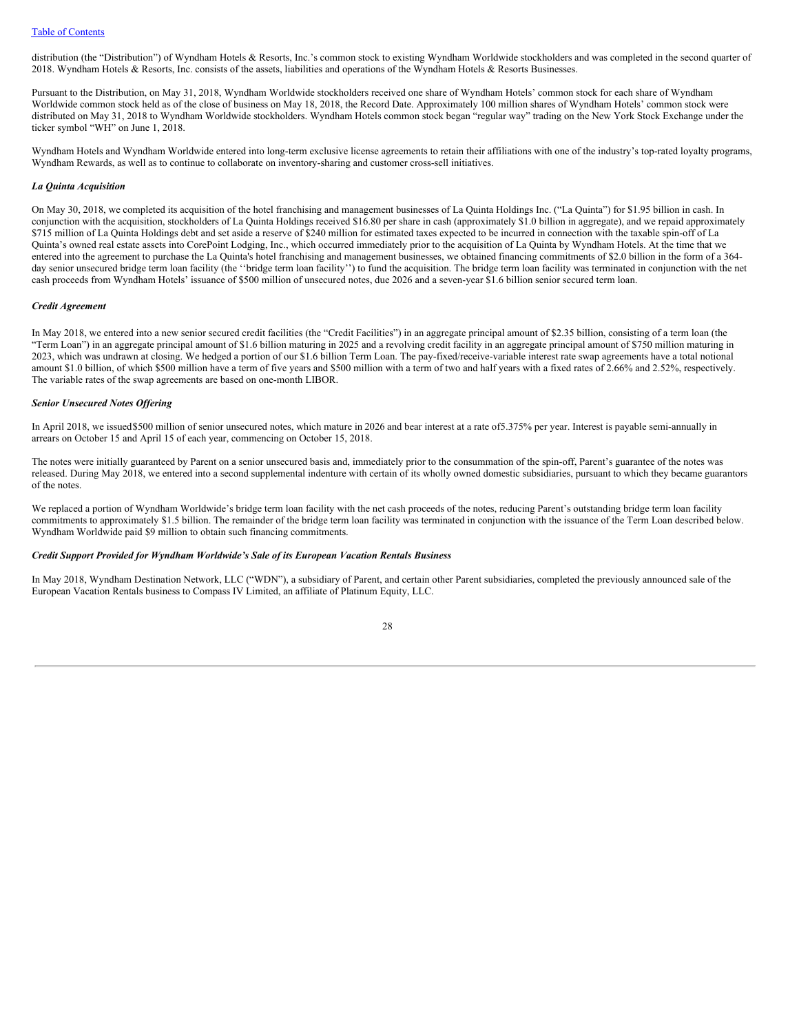distribution (the "Distribution") of Wyndham Hotels & Resorts, Inc.'s common stock to existing Wyndham Worldwide stockholders and was completed in the second quarter of 2018. Wyndham Hotels & Resorts, Inc. consists of the assets, liabilities and operations of the Wyndham Hotels & Resorts Businesses.

Pursuant to the Distribution, on May 31, 2018, Wyndham Worldwide stockholders received one share of Wyndham Hotels' common stock for each share of Wyndham Worldwide common stock held as of the close of business on May 18, 2018, the Record Date. Approximately 100 million shares of Wyndham Hotels' common stock were distributed on May 31, 2018 to Wyndham Worldwide stockholders. Wyndham Hotels common stock began "regular way" trading on the New York Stock Exchange under the ticker symbol "WH" on June 1, 2018.

Wyndham Hotels and Wyndham Worldwide entered into long-term exclusive license agreements to retain their affiliations with one of the industry's top-rated loyalty programs, Wyndham Rewards, as well as to continue to collaborate on inventory-sharing and customer cross-sell initiatives.

***La Quinta Acquisition***

On May 30, 2018, we completed its acquisition of the hotel franchising and management businesses of La Quinta Holdings Inc. ("La Quinta") for $1.95 billion in cash. In conjunction with the acquisition, stockholders of La Quinta Holdings received $16.80 per share in cash (approximately $1.0 billion in aggregate), and we repaid approximately $715 million of La Quinta Holdings debt and set aside a reserve of $240 million for estimated taxes expected to be incurred in connection with the taxable spin-off of La Quinta's owned real estate assets into CorePoint Lodging, Inc., which occurred immediately prior to the acquisition of La Quinta by Wyndham Hotels. At the time that we entered into the agreement to purchase the La Quinta's hotel franchising and management businesses, we obtained financing commitments of $2.0 billion in the form of a 364-day senior unsecured bridge term loan facility (the ''bridge term loan facility'') to fund the acquisition. The bridge term loan facility was terminated in conjunction with the net cash proceeds from Wyndham Hotels' issuance of $500 million of unsecured notes, due 2026 and a seven-year $1.6 billion senior secured term loan.

***Credit Agreement***

In May 2018, we entered into a new senior secured credit facilities (the "Credit Facilities") in an aggregate principal amount of $2.35 billion, consisting of a term loan (the "Term Loan") in an aggregate principal amount of $1.6 billion maturing in 2025 and a revolving credit facility in an aggregate principal amount of $750 million maturing in 2023, which was undrawn at closing. We hedged a portion of our $1.6 billion Term Loan. The pay-fixed/receive-variable interest rate swap agreements have a total notional amount $1.0 billion, of which $500 million have a term of five years and $500 million with a term of two and half years with a fixed rates of 2.66% and 2.52%, respectively. The variable rates of the swap agreements are based on one-month LIBOR.

***Senior Unsecured Notes Offering***

In April 2018, we issued$500 million of senior unsecured notes, which mature in 2026 and bear interest at a rate of5.375% per year. Interest is payable semi-annually in arrears on October 15 and April 15 of each year, commencing on October 15, 2018.

The notes were initially guaranteed by Parent on a senior unsecured basis and, immediately prior to the consummation of the spin-off, Parent's guarantee of the notes was released. During May 2018, we entered into a second supplemental indenture with certain of its wholly owned domestic subsidiaries, pursuant to which they became guarantors of the notes.

We replaced a portion of Wyndham Worldwide's bridge term loan facility with the net cash proceeds of the notes, reducing Parent's outstanding bridge term loan facility commitments to approximately $1.5 billion. The remainder of the bridge term loan facility was terminated in conjunction with the issuance of the Term Loan described below. Wyndham Worldwide paid $9 million to obtain such financing commitments.

***Credit Support Provided for Wyndham Worldwide's Sale of its European Vacation Rentals Business***

In May 2018, Wyndham Destination Network, LLC ("WDN"), a subsidiary of Parent, and certain other Parent subsidiaries, completed the previously announced sale of the European Vacation Rentals business to Compass IV Limited, an affiliate of Platinum Equity, LLC.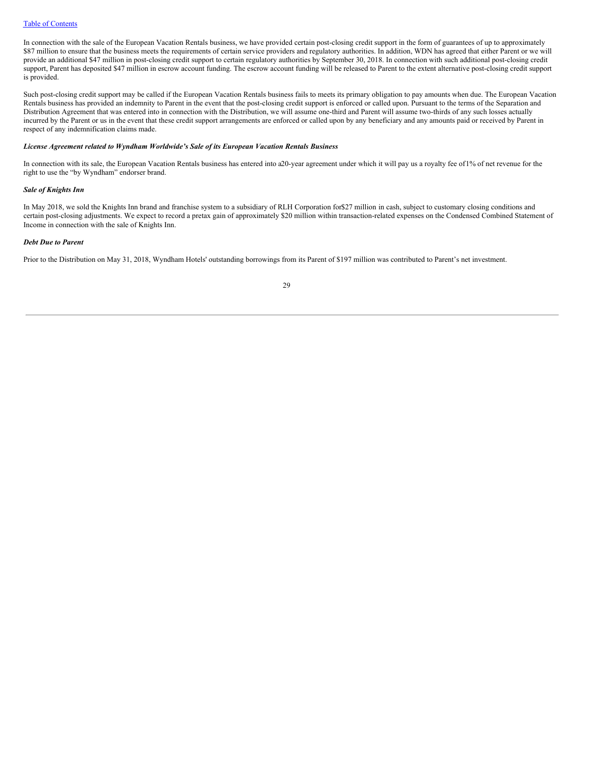In connection with the sale of the European Vacation Rentals business, we have provided certain post-closing credit support in the form of guarantees of up to approximately $87 million to ensure that the business meets the requirements of certain service providers and regulatory authorities. In addition, WDN has agreed that either Parent or we will provide an additional $47 million in post-closing credit support to certain regulatory authorities by September 30, 2018. In connection with such additional post-closing credit support, Parent has deposited $47 million in escrow account funding. The escrow account funding will be released to Parent to the extent alternative post-closing credit support is provided.

Such post-closing credit support may be called if the European Vacation Rentals business fails to meets its primary obligation to pay amounts when due. The European Vacation Rentals business has provided an indemnity to Parent in the event that the post-closing credit support is enforced or called upon. Pursuant to the terms of the Separation and Distribution Agreement that was entered into in connection with the Distribution, we will assume one-third and Parent will assume two-thirds of any such losses actually incurred by the Parent or us in the event that these credit support arrangements are enforced or called upon by any beneficiary and any amounts paid or received by Parent in respect of any indemnification claims made.

***License Agreement related to Wyndham Worldwide's Sale of its European Vacation Rentals Business***

In connection with its sale, the European Vacation Rentals business has entered into a 20-year agreement under which it will pay us a royalty fee of 1% of net revenue for the right to use the "by Wyndham" endorser brand.

***Sale of Knights Inn***

In May 2018, we sold the Knights Inn brand and franchise system to a subsidiary of RLH Corporation for $27 million in cash, subject to customary closing conditions and certain post-closing adjustments. We expect to record a pretax gain of approximately $20 million within transaction-related expenses on the Condensed Combined Statement of Income in connection with the sale of Knights Inn.

***Debt Due to Parent***

Prior to the Distribution on May 31, 2018, Wyndham Hotels' outstanding borrowings from its Parent of $197 million was contributed to Parent's net investment.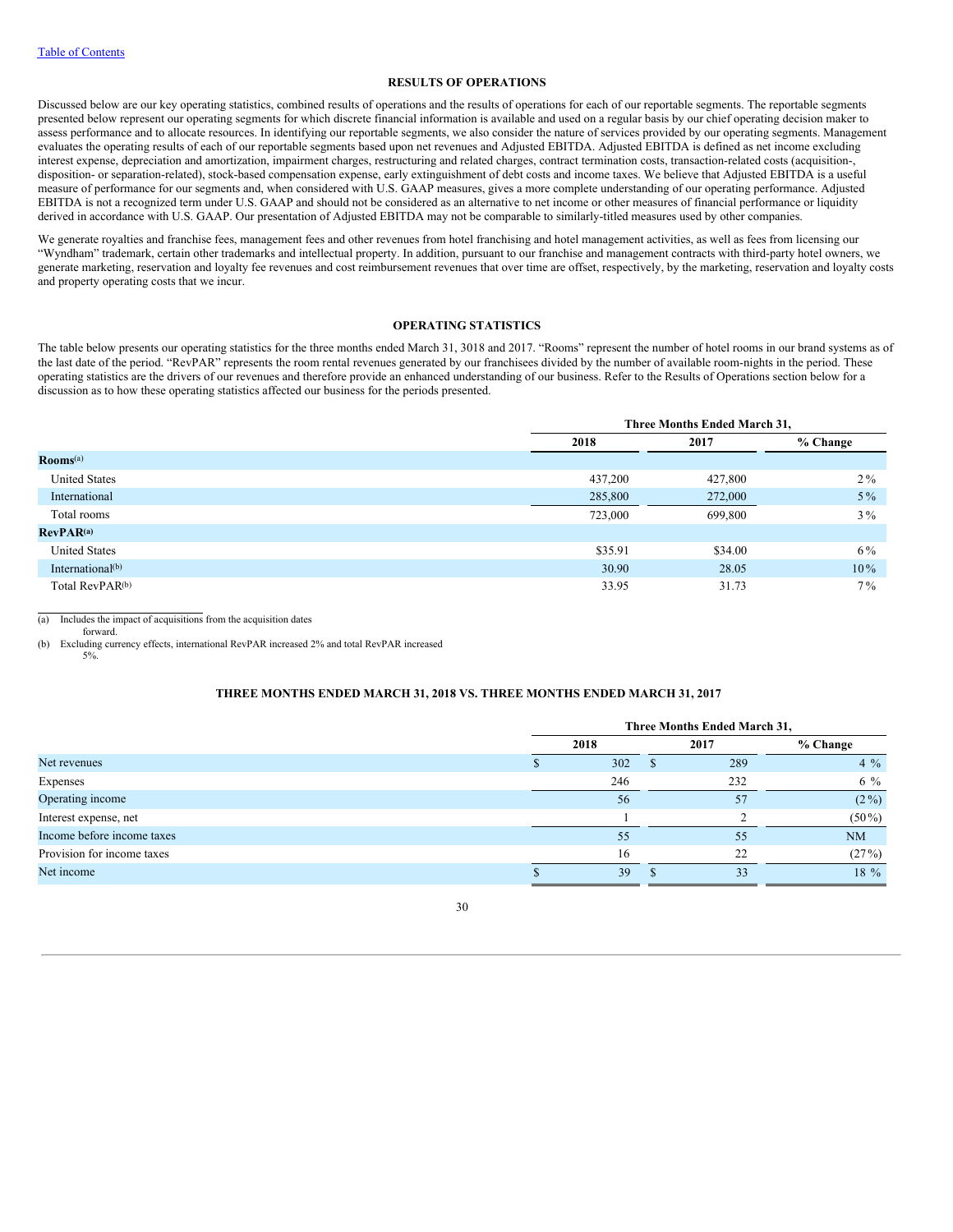## RESULTS OF OPERATIONS

Discussed below are our key operating statistics, combined results of operations and the results of operations for each of our reportable segments. The reportable segments presented below represent our operating segments for which discrete financial information is available and used on a regular basis by our chief operating decision maker to assess performance and to allocate resources. In identifying our reportable segments, we also consider the nature of services provided by our operating segments. Management evaluates the operating results of each of our reportable segments based upon net revenues and Adjusted EBITDA. Adjusted EBITDA is defined as net income excluding interest expense, depreciation and amortization, impairment charges, restructuring and related charges, contract termination costs, transaction-related costs (acquisition-, disposition- or separation-related), stock-based compensation expense, early extinguishment of debt costs and income taxes. We believe that Adjusted EBITDA is a useful measure of performance for our segments and, when considered with U.S. GAAP measures, gives a more complete understanding of our operating performance. Adjusted EBITDA is not a recognized term under U.S. GAAP and should not be considered as an alternative to net income or other measures of financial performance or liquidity derived in accordance with U.S. GAAP. Our presentation of Adjusted EBITDA may not be comparable to similarly-titled measures used by other companies.

We generate royalties and franchise fees, management fees and other revenues from hotel franchising and hotel management activities, as well as fees from licensing our "Wyndham" trademark, certain other trademarks and intellectual property. In addition, pursuant to our franchise and management contracts with third-party hotel owners, we generate marketing, reservation and loyalty fee revenues and cost reimbursement revenues that over time are offset, respectively, by the marketing, reservation and loyalty costs and property operating costs that we incur.

## OPERATING STATISTICS

The table below presents our operating statistics for the three months ended March 31, 3018 and 2017. "Rooms" represent the number of hotel rooms in our brand systems as of the last date of the period. "RevPAR" represents the room rental revenues generated by our franchisees divided by the number of available room-nights in the period. These operating statistics are the drivers of our revenues and therefore provide an enhanced understanding of our business. Refer to the Results of Operations section below for a discussion as to how these operating statistics affected our business for the periods presented.

| | Three Months Ended March 31, | | |
|---|---|---|---|
| | 2018 | 2017 | % Change |
| **Rooms**[a] | | | |
| United States | 437,200 | 427,800 | 2% |
| International | 285,800 | 272,000 | 5% |
| Total rooms | 723,000 | 699,800 | 3% |
| **RevPAR**[a] | | | |
| United States | $35.91 | $34.00 | 6% |
| International[b] | 30.90 | 28.05 | 10% |
| Total RevPAR[b] | 33.95 | 31.73 | 7% |

(a) Includes the impact of acquisitions from the acquisition dates forward.

(b) Excluding currency effects, international RevPAR increased 2% and total RevPAR increased 5%.

## THREE MONTHS ENDED MARCH 31, 2018 VS. THREE MONTHS ENDED MARCH 31, 2017

| | Three Months Ended March 31, | | |
|---|---|---|---|
| | 2018 | 2017 | % Change |
| Net revenues | $ 302 | $ 289 | 4 % |
| Expenses | 246 | 232 | 6 % |
| Operating income | 56 | 57 | (2%) |
| Interest expense, net | 1 | 2 | (50%) |
| Income before income taxes | 55 | 55 | NM |
| Provision for income taxes | 16 | 22 | (27%) |
| Net income | $ 39 | $ 33 | 18 % |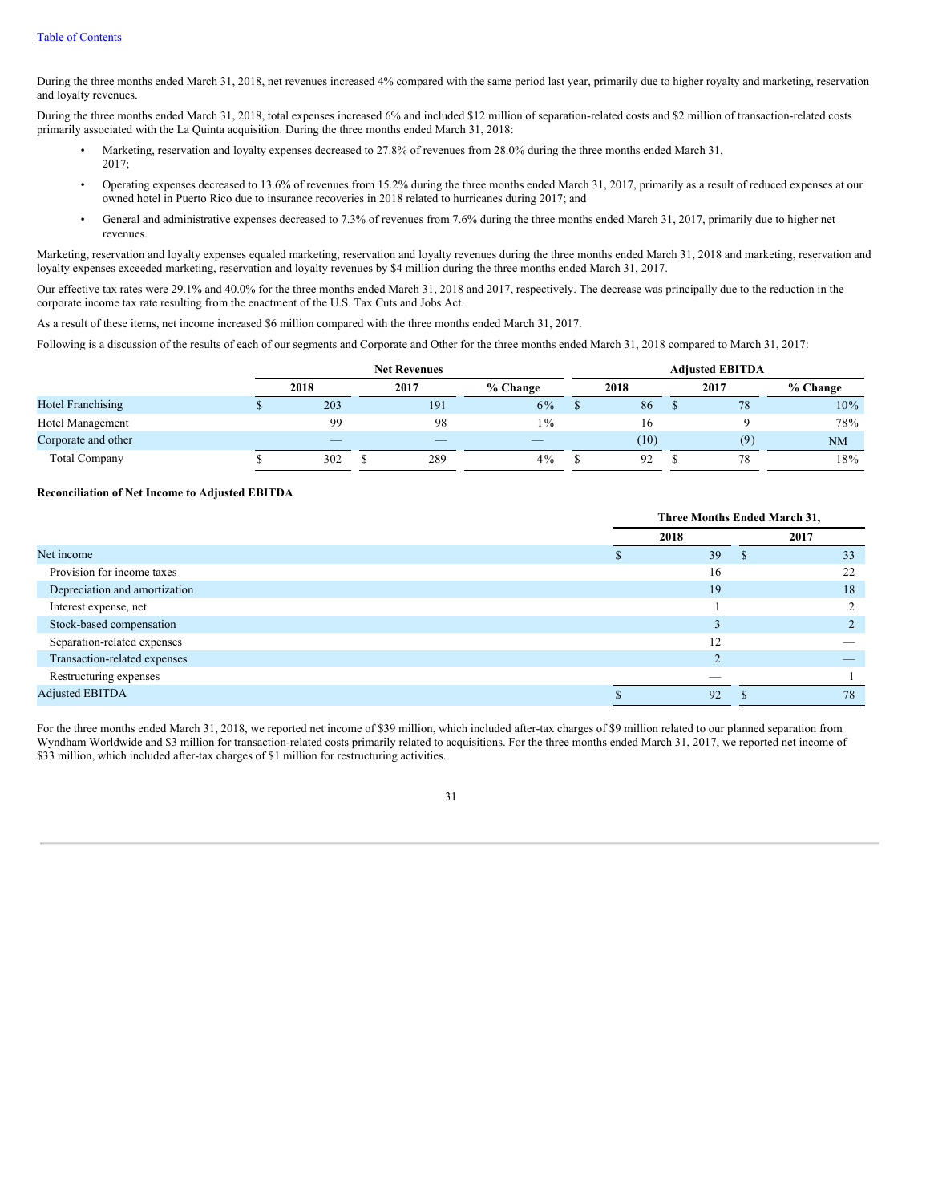During the three months ended March 31, 2018, net revenues increased 4% compared with the same period last year, primarily due to higher royalty and marketing, reservation and loyalty revenues.

During the three months ended March 31, 2018, total expenses increased 6% and included $12 million of separation-related costs and $2 million of transaction-related costs primarily associated with the La Quinta acquisition. During the three months ended March 31, 2018:

- Marketing, reservation and loyalty expenses decreased to 27.8% of revenues from 28.0% during the three months ended March 31, 2017;
- Operating expenses decreased to 13.6% of revenues from 15.2% during the three months ended March 31, 2017, primarily as a result of reduced expenses at our owned hotel in Puerto Rico due to insurance recoveries in 2018 related to hurricanes during 2017; and
- General and administrative expenses decreased to 7.3% of revenues from 7.6% during the three months ended March 31, 2017, primarily due to higher net revenues.

Marketing, reservation and loyalty expenses equaled marketing, reservation and loyalty revenues during the three months ended March 31, 2018 and marketing, reservation and loyalty expenses exceeded marketing, reservation and loyalty revenues by $4 million during the three months ended March 31, 2017.

Our effective tax rates were 29.1% and 40.0% for the three months ended March 31, 2018 and 2017, respectively. The decrease was principally due to the reduction in the corporate income tax rate resulting from the enactment of the U.S. Tax Cuts and Jobs Act.

As a result of these items, net income increased $6 million compared with the three months ended March 31, 2017.

Following is a discussion of the results of each of our segments and Corporate and Other for the three months ended March 31, 2018 compared to March 31, 2017:

| | Net Revenues | | | Adjusted EBITDA | | |
|---|---|---|---|---|---|---|
| | 2018 | 2017 | % Change | 2018 | 2017 | % Change |
| Hotel Franchising | $ 203 | 191 | 6% | $ 86 | $ 78 | 10% |
| Hotel Management | 99 | 98 | 1% | 16 | 9 | 78% |
| Corporate and other | — | — | — | (10) | (9) | NM |
| Total Company | $ 302 | $ 289 | 4% | $ 92 | $ 78 | 18% |

**Reconciliation of Net Income to Adjusted EBITDA**

| | Three Months Ended March 31, | |
|---|---|---|
| | 2018 | 2017 |
| Net income | $ 39 | $ 33 |
| Provision for income taxes | 16 | 22 |
| Depreciation and amortization | 19 | 18 |
| Interest expense, net | 1 | 2 |
| Stock-based compensation | 3 | 2 |
| Separation-related expenses | 12 | — |
| Transaction-related expenses | 2 | — |
| Restructuring expenses | — | 1 |
| Adjusted EBITDA | $ 92 | $ 78 |

For the three months ended March 31, 2018, we reported net income of $39 million, which included after-tax charges of $9 million related to our planned separation from Wyndham Worldwide and $3 million for transaction-related costs primarily related to acquisitions. For the three months ended March 31, 2017, we reported net income of $33 million, which included after-tax charges of $1 million for restructuring activities.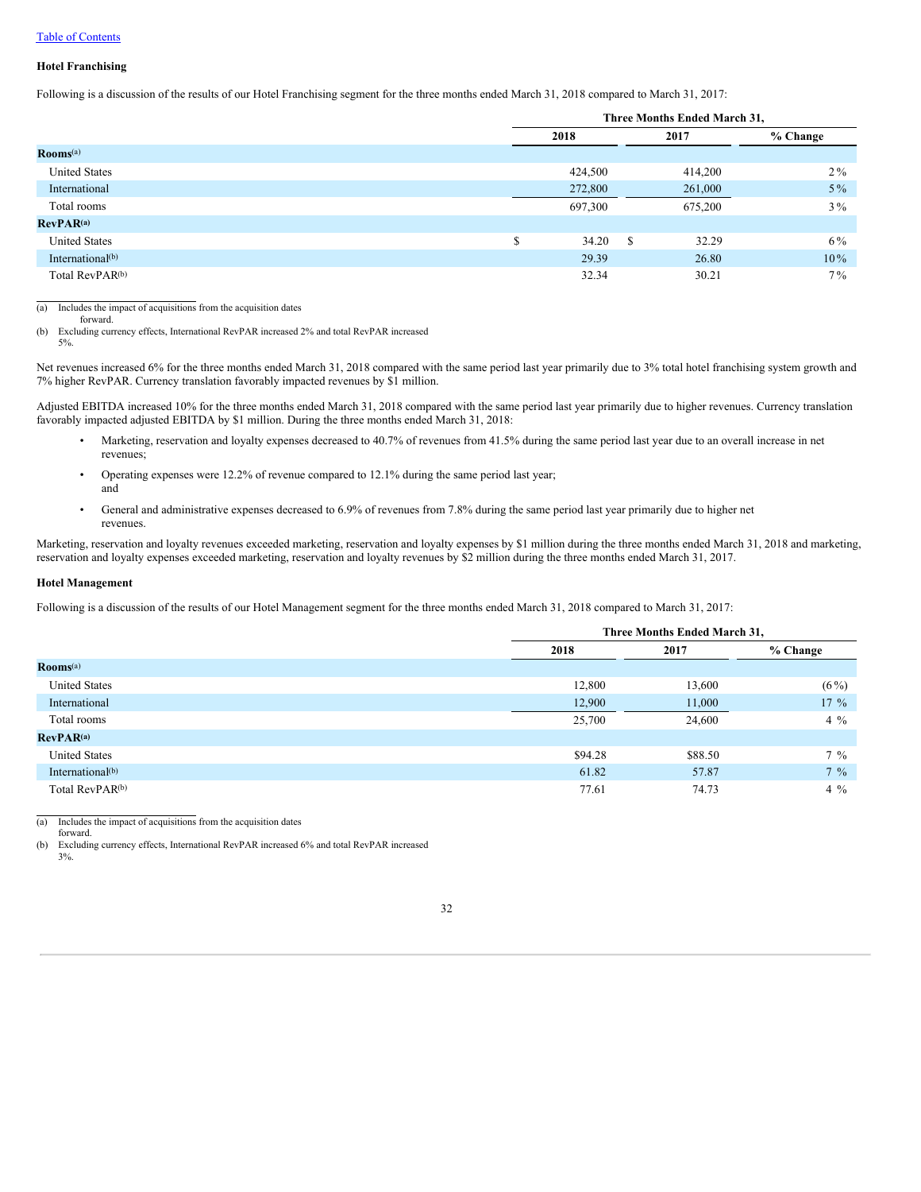[Table of Contents](#)

### Hotel Franchising

Following is a discussion of the results of our Hotel Franchising segment for the three months ended March 31, 2018 compared to March 31, 2017:

| | Three Months Ended March 31, | | |
|---|---|---|---|
| | 2018 | 2017 | % Change |
| **Rooms**[(a)] | | | |
| United States | 424,500 | 414,200 | 2% |
| International | 272,800 | 261,000 | 5% |
| Total rooms | 697,300 | 675,200 | 3% |
| **RevPAR**[(a)] | | | |
| United States | $ 34.20 | $ 32.29 | 6% |
| International[(b)] | 29.39 | 26.80 | 10% |
| Total RevPAR[(b)] | 32.34 | 30.21 | 7% |

(a) Includes the impact of acquisitions from the acquisition dates forward.
(b) Excluding currency effects, International RevPAR increased 2% and total RevPAR increased 5%.

Net revenues increased 6% for the three months ended March 31, 2018 compared with the same period last year primarily due to 3% total hotel franchising system growth and 7% higher RevPAR. Currency translation favorably impacted revenues by $1 million.

Adjusted EBITDA increased 10% for the three months ended March 31, 2018 compared with the same period last year primarily due to higher revenues. Currency translation favorably impacted adjusted EBITDA by $1 million. During the three months ended March 31, 2018:

- Marketing, reservation and loyalty expenses decreased to 40.7% of revenues from 41.5% during the same period last year due to an overall increase in net revenues;
- Operating expenses were 12.2% of revenue compared to 12.1% during the same period last year; and
- General and administrative expenses decreased to 6.9% of revenues from 7.8% during the same period last year primarily due to higher net revenues.

Marketing, reservation and loyalty revenues exceeded marketing, reservation and loyalty expenses by $1 million during the three months ended March 31, 2018 and marketing, reservation and loyalty expenses exceeded marketing, reservation and loyalty revenues by $2 million during the three months ended March 31, 2017.

### Hotel Management

Following is a discussion of the results of our Hotel Management segment for the three months ended March 31, 2018 compared to March 31, 2017:

| | Three Months Ended March 31, | | |
|---|---|---|---|
| | 2018 | 2017 | % Change |
| **Rooms**[(a)] | | | |
| United States | 12,800 | 13,600 | (6%) |
| International | 12,900 | 11,000 | 17 % |
| Total rooms | 25,700 | 24,600 | 4 % |
| **RevPAR**[(a)] | | | |
| United States | $94.28 | $88.50 | 7 % |
| International[(b)] | 61.82 | 57.87 | 7 % |
| Total RevPAR[(b)] | 77.61 | 74.73 | 4 % |

(a) Includes the impact of acquisitions from the acquisition dates forward.
(b) Excluding currency effects, International RevPAR increased 6% and total RevPAR increased 3%.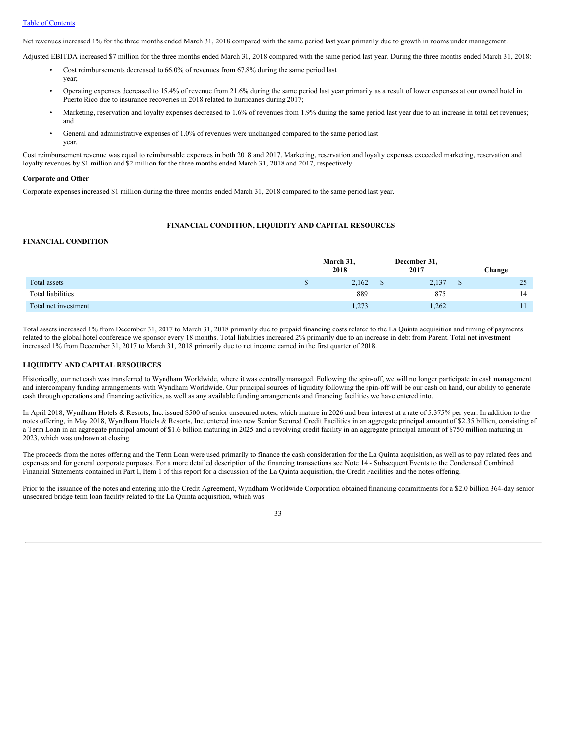Net revenues increased 1% for the three months ended March 31, 2018 compared with the same period last year primarily due to growth in rooms under management.

Adjusted EBITDA increased $7 million for the three months ended March 31, 2018 compared with the same period last year. During the three months ended March 31, 2018:

- Cost reimbursements decreased to 66.0% of revenues from 67.8% during the same period last year;
- Operating expenses decreased to 15.4% of revenue from 21.6% during the same period last year primarily as a result of lower expenses at our owned hotel in Puerto Rico due to insurance recoveries in 2018 related to hurricanes during 2017;
- Marketing, reservation and loyalty expenses decreased to 1.6% of revenues from 1.9% during the same period last year due to an increase in total net revenues; and
- General and administrative expenses of 1.0% of revenues were unchanged compared to the same period last year.

Cost reimbursement revenue was equal to reimbursable expenses in both 2018 and 2017. Marketing, reservation and loyalty expenses exceeded marketing, reservation and loyalty revenues by $1 million and $2 million for the three months ended March 31, 2018 and 2017, respectively.

**Corporate and Other**

Corporate expenses increased $1 million during the three months ended March 31, 2018 compared to the same period last year.

## FINANCIAL CONDITION, LIQUIDITY AND CAPITAL RESOURCES

### FINANCIAL CONDITION

| | March 31, 2018 | December 31, 2017 | Change |
|---|---|---|---|
| Total assets | $ 2,162 | $ 2,137 | $ 25 |
| Total liabilities | 889 | 875 | 14 |
| Total net investment | 1,273 | 1,262 | 11 |

Total assets increased 1% from December 31, 2017 to March 31, 2018 primarily due to prepaid financing costs related to the La Quinta acquisition and timing of payments related to the global hotel conference we sponsor every 18 months. Total liabilities increased 2% primarily due to an increase in debt from Parent. Total net investment increased 1% from December 31, 2017 to March 31, 2018 primarily due to net income earned in the first quarter of 2018.

### LIQUIDITY AND CAPITAL RESOURCES

Historically, our net cash was transferred to Wyndham Worldwide, where it was centrally managed. Following the spin-off, we will no longer participate in cash management and intercompany funding arrangements with Wyndham Worldwide. Our principal sources of liquidity following the spin-off will be our cash on hand, our ability to generate cash through operations and financing activities, as well as any available funding arrangements and financing facilities we have entered into.

In April 2018, Wyndham Hotels & Resorts, Inc. issued $500 of senior unsecured notes, which mature in 2026 and bear interest at a rate of 5.375% per year. In addition to the notes offering, in May 2018, Wyndham Hotels & Resorts, Inc. entered into new Senior Secured Credit Facilities in an aggregate principal amount of $2.35 billion, consisting of a Term Loan in an aggregate principal amount of $1.6 billion maturing in 2025 and a revolving credit facility in an aggregate principal amount of $750 million maturing in 2023, which was undrawn at closing.

The proceeds from the notes offering and the Term Loan were used primarily to finance the cash consideration for the La Quinta acquisition, as well as to pay related fees and expenses and for general corporate purposes. For a more detailed description of the financing transactions see Note 14 - Subsequent Events to the Condensed Combined Financial Statements contained in Part I, Item 1 of this report for a discussion of the La Quinta acquisition, the Credit Facilities and the notes offering.

Prior to the issuance of the notes and entering into the Credit Agreement, Wyndham Worldwide Corporation obtained financing commitments for a $2.0 billion 364-day senior unsecured bridge term loan facility related to the La Quinta acquisition, which was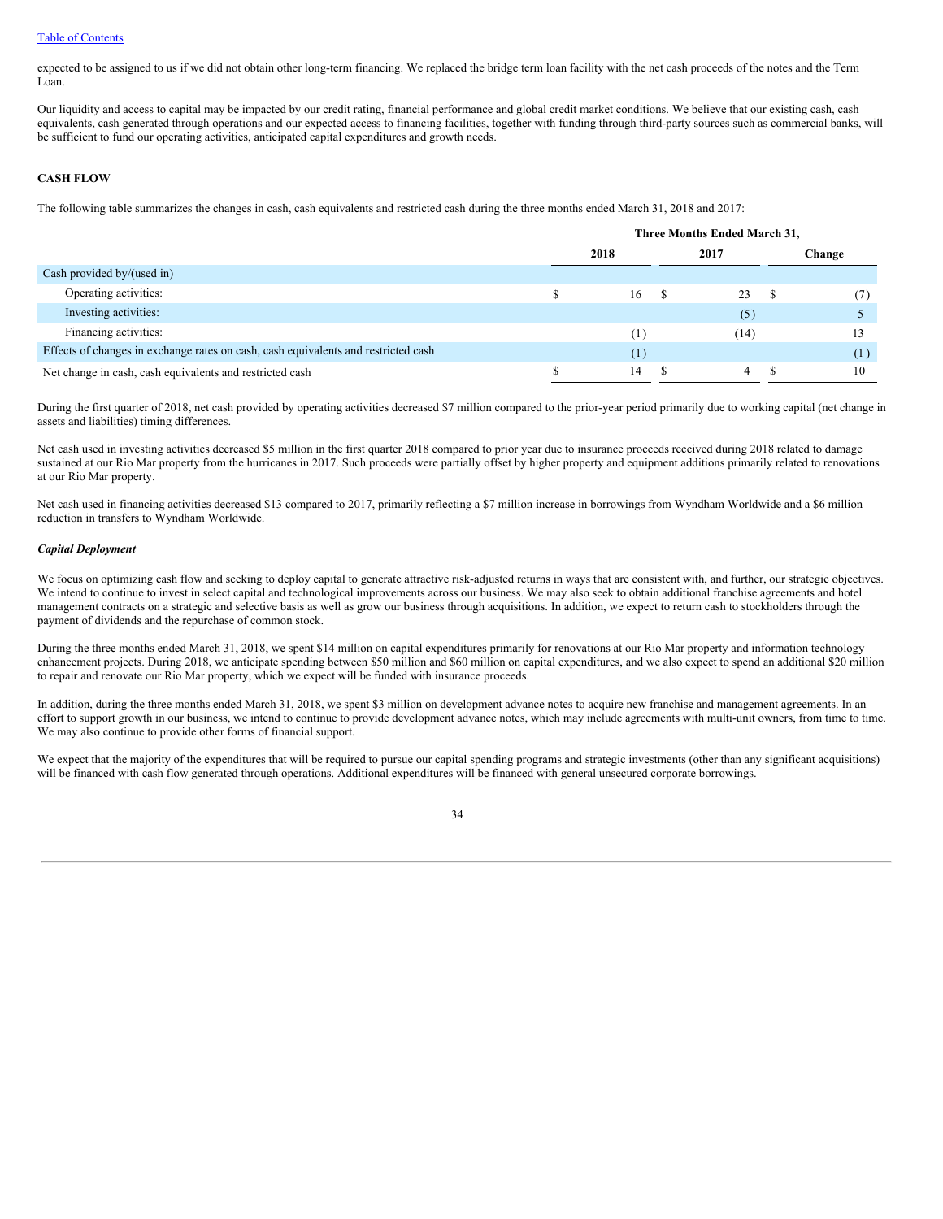expected to be assigned to us if we did not obtain other long-term financing. We replaced the bridge term loan facility with the net cash proceeds of the notes and the Term Loan.

Our liquidity and access to capital may be impacted by our credit rating, financial performance and global credit market conditions. We believe that our existing cash, cash equivalents, cash generated through operations and our expected access to financing facilities, together with funding through third-party sources such as commercial banks, will be sufficient to fund our operating activities, anticipated capital expenditures and growth needs.

**CASH FLOW**

The following table summarizes the changes in cash, cash equivalents and restricted cash during the three months ended March 31, 2018 and 2017:

| | Three Months Ended March 31, | | |
|---|---|---|---|
| | 2018 | 2017 | Change |
| Cash provided by/(used in) | | | |
| Operating activities: | $ 16 | $ 23 | $ (7) |
| Investing activities: | — | (5) | 5 |
| Financing activities: | (1) | (14) | 13 |
| Effects of changes in exchange rates on cash, cash equivalents and restricted cash | (1) | — | (1) |
| Net change in cash, cash equivalents and restricted cash | $ 14 | $ 4 | $ 10 |

During the first quarter of 2018, net cash provided by operating activities decreased $7 million compared to the prior-year period primarily due to working capital (net change in assets and liabilities) timing differences.

Net cash used in investing activities decreased $5 million in the first quarter 2018 compared to prior year due to insurance proceeds received during 2018 related to damage sustained at our Rio Mar property from the hurricanes in 2017. Such proceeds were partially offset by higher property and equipment additions primarily related to renovations at our Rio Mar property.

Net cash used in financing activities decreased $13 compared to 2017, primarily reflecting a $7 million increase in borrowings from Wyndham Worldwide and a $6 million reduction in transfers to Wyndham Worldwide.

***Capital Deployment***

We focus on optimizing cash flow and seeking to deploy capital to generate attractive risk-adjusted returns in ways that are consistent with, and further, our strategic objectives. We intend to continue to invest in select capital and technological improvements across our business. We may also seek to obtain additional franchise agreements and hotel management contracts on a strategic and selective basis as well as grow our business through acquisitions. In addition, we expect to return cash to stockholders through the payment of dividends and the repurchase of common stock.

During the three months ended March 31, 2018, we spent $14 million on capital expenditures primarily for renovations at our Rio Mar property and information technology enhancement projects. During 2018, we anticipate spending between $50 million and $60 million on capital expenditures, and we also expect to spend an additional $20 million to repair and renovate our Rio Mar property, which we expect will be funded with insurance proceeds.

In addition, during the three months ended March 31, 2018, we spent $3 million on development advance notes to acquire new franchise and management agreements. In an effort to support growth in our business, we intend to continue to provide development advance notes, which may include agreements with multi-unit owners, from time to time. We may also continue to provide other forms of financial support.

We expect that the majority of the expenditures that will be required to pursue our capital spending programs and strategic investments (other than any significant acquisitions) will be financed with cash flow generated through operations. Additional expenditures will be financed with general unsecured corporate borrowings.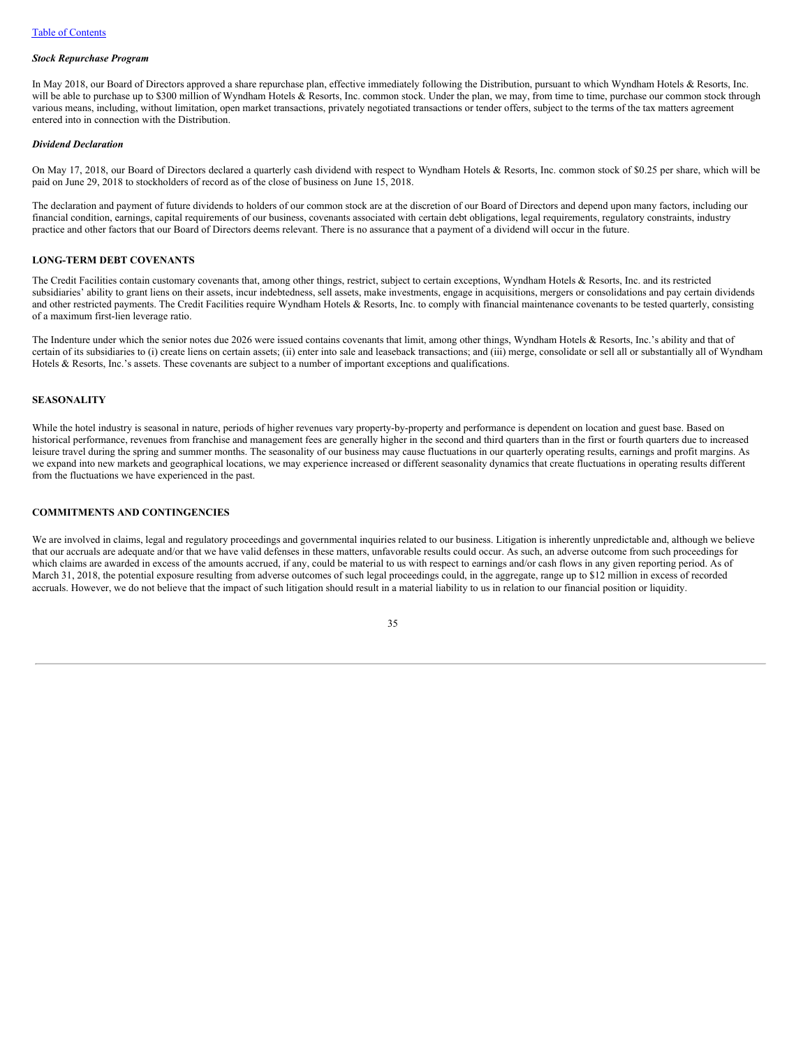### *Stock Repurchase Program*

In May 2018, our Board of Directors approved a share repurchase plan, effective immediately following the Distribution, pursuant to which Wyndham Hotels & Resorts, Inc. will be able to purchase up to $300 million of Wyndham Hotels & Resorts, Inc. common stock. Under the plan, we may, from time to time, purchase our common stock through various means, including, without limitation, open market transactions, privately negotiated transactions or tender offers, subject to the terms of the tax matters agreement entered into in connection with the Distribution.

### *Dividend Declaration*

On May 17, 2018, our Board of Directors declared a quarterly cash dividend with respect to Wyndham Hotels & Resorts, Inc. common stock of $0.25 per share, which will be paid on June 29, 2018 to stockholders of record as of the close of business on June 15, 2018.

The declaration and payment of future dividends to holders of our common stock are at the discretion of our Board of Directors and depend upon many factors, including our financial condition, earnings, capital requirements of our business, covenants associated with certain debt obligations, legal requirements, regulatory constraints, industry practice and other factors that our Board of Directors deems relevant. There is no assurance that a payment of a dividend will occur in the future.

## LONG-TERM DEBT COVENANTS

The Credit Facilities contain customary covenants that, among other things, restrict, subject to certain exceptions, Wyndham Hotels & Resorts, Inc. and its restricted subsidiaries' ability to grant liens on their assets, incur indebtedness, sell assets, make investments, engage in acquisitions, mergers or consolidations and pay certain dividends and other restricted payments. The Credit Facilities require Wyndham Hotels & Resorts, Inc. to comply with financial maintenance covenants to be tested quarterly, consisting of a maximum first-lien leverage ratio.

The Indenture under which the senior notes due 2026 were issued contains covenants that limit, among other things, Wyndham Hotels & Resorts, Inc.'s ability and that of certain of its subsidiaries to (i) create liens on certain assets; (ii) enter into sale and leaseback transactions; and (iii) merge, consolidate or sell all or substantially all of Wyndham Hotels & Resorts, Inc.'s assets. These covenants are subject to a number of important exceptions and qualifications.

## SEASONALITY

While the hotel industry is seasonal in nature, periods of higher revenues vary property-by-property and performance is dependent on location and guest base. Based on historical performance, revenues from franchise and management fees are generally higher in the second and third quarters than in the first or fourth quarters due to increased leisure travel during the spring and summer months. The seasonality of our business may cause fluctuations in our quarterly operating results, earnings and profit margins. As we expand into new markets and geographical locations, we may experience increased or different seasonality dynamics that create fluctuations in operating results different from the fluctuations we have experienced in the past.

## COMMITMENTS AND CONTINGENCIES

We are involved in claims, legal and regulatory proceedings and governmental inquiries related to our business. Litigation is inherently unpredictable and, although we believe that our accruals are adequate and/or that we have valid defenses in these matters, unfavorable results could occur. As such, an adverse outcome from such proceedings for which claims are awarded in excess of the amounts accrued, if any, could be material to us with respect to earnings and/or cash flows in any given reporting period. As of March 31, 2018, the potential exposure resulting from adverse outcomes of such legal proceedings could, in the aggregate, range up to $12 million in excess of recorded accruals. However, we do not believe that the impact of such litigation should result in a material liability to us in relation to our financial position or liquidity.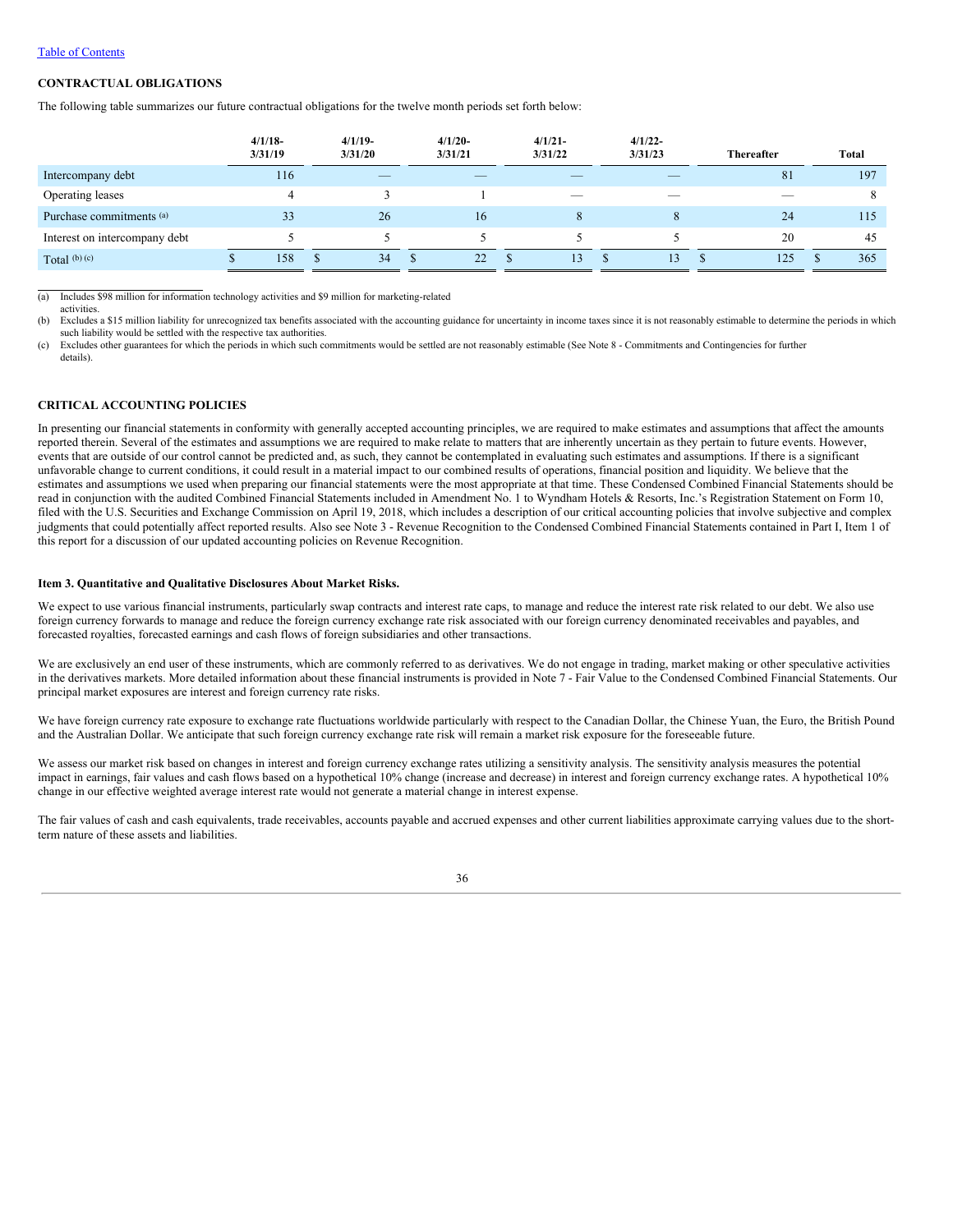### CONTRACTUAL OBLIGATIONS

The following table summarizes our future contractual obligations for the twelve month periods set forth below:

| | 4/1/18-3/31/19 | 4/1/19-3/31/20 | 4/1/20-3/31/21 | 4/1/21-3/31/22 | 4/1/22-3/31/23 | Thereafter | Total |
|---|---|---|---|---|---|---|---|
| Intercompany debt | 116 | — | — | — | — | 81 | 197 |
| Operating leases | 4 | 3 | 1 | — | — | — | 8 |
| Purchase commitments [(a)] | 33 | 26 | 16 | 8 | 8 | 24 | 115 |
| Interest on intercompany debt | 5 | 5 | 5 | 5 | 5 | 20 | 45 |
| Total [(b)] [(c)] | $ 158 | $ 34 | $ 22 | $ 13 | $ 13 | $ 125 | $ 365 |

(a) Includes $98 million for information technology activities and $9 million for marketing-related activities.

(b) Excludes a $15 million liability for unrecognized tax benefits associated with the accounting guidance for uncertainty in income taxes since it is not reasonably estimable to determine the periods in which such liability would be settled with the respective tax authorities.

(c) Excludes other guarantees for which the periods in which such commitments would be settled are not reasonably estimable (See Note 8 - Commitments and Contingencies for further details).

### CRITICAL ACCOUNTING POLICIES

In presenting our financial statements in conformity with generally accepted accounting principles, we are required to make estimates and assumptions that affect the amounts reported therein. Several of the estimates and assumptions we are required to make relate to matters that are inherently uncertain as they pertain to future events. However, events that are outside of our control cannot be predicted and, as such, they cannot be contemplated in evaluating such estimates and assumptions. If there is a significant unfavorable change to current conditions, it could result in a material impact to our combined results of operations, financial position and liquidity. We believe that the estimates and assumptions we used when preparing our financial statements were the most appropriate at that time. These Condensed Combined Financial Statements should be read in conjunction with the audited Combined Financial Statements included in Amendment No. 1 to Wyndham Hotels & Resorts, Inc.'s Registration Statement on Form 10, filed with the U.S. Securities and Exchange Commission on April 19, 2018, which includes a description of our critical accounting policies that involve subjective and complex judgments that could potentially affect reported results. Also see Note 3 - Revenue Recognition to the Condensed Combined Financial Statements contained in Part I, Item 1 of this report for a discussion of our updated accounting policies on Revenue Recognition.

### Item 3. Quantitative and Qualitative Disclosures About Market Risks.

We expect to use various financial instruments, particularly swap contracts and interest rate caps, to manage and reduce the interest rate risk related to our debt. We also use foreign currency forwards to manage and reduce the foreign currency exchange rate risk associated with our foreign currency denominated receivables and payables, and forecasted royalties, forecasted earnings and cash flows of foreign subsidiaries and other transactions.

We are exclusively an end user of these instruments, which are commonly referred to as derivatives. We do not engage in trading, market making or other speculative activities in the derivatives markets. More detailed information about these financial instruments is provided in Note 7 - Fair Value to the Condensed Combined Financial Statements. Our principal market exposures are interest and foreign currency rate risks.

We have foreign currency rate exposure to exchange rate fluctuations worldwide particularly with respect to the Canadian Dollar, the Chinese Yuan, the Euro, the British Pound and the Australian Dollar. We anticipate that such foreign currency exchange rate risk will remain a market risk exposure for the foreseeable future.

We assess our market risk based on changes in interest and foreign currency exchange rates utilizing a sensitivity analysis. The sensitivity analysis measures the potential impact in earnings, fair values and cash flows based on a hypothetical 10% change (increase and decrease) in interest and foreign currency exchange rates. A hypothetical 10% change in our effective weighted average interest rate would not generate a material change in interest expense.

The fair values of cash and cash equivalents, trade receivables, accounts payable and accrued expenses and other current liabilities approximate carrying values due to the short-term nature of these assets and liabilities.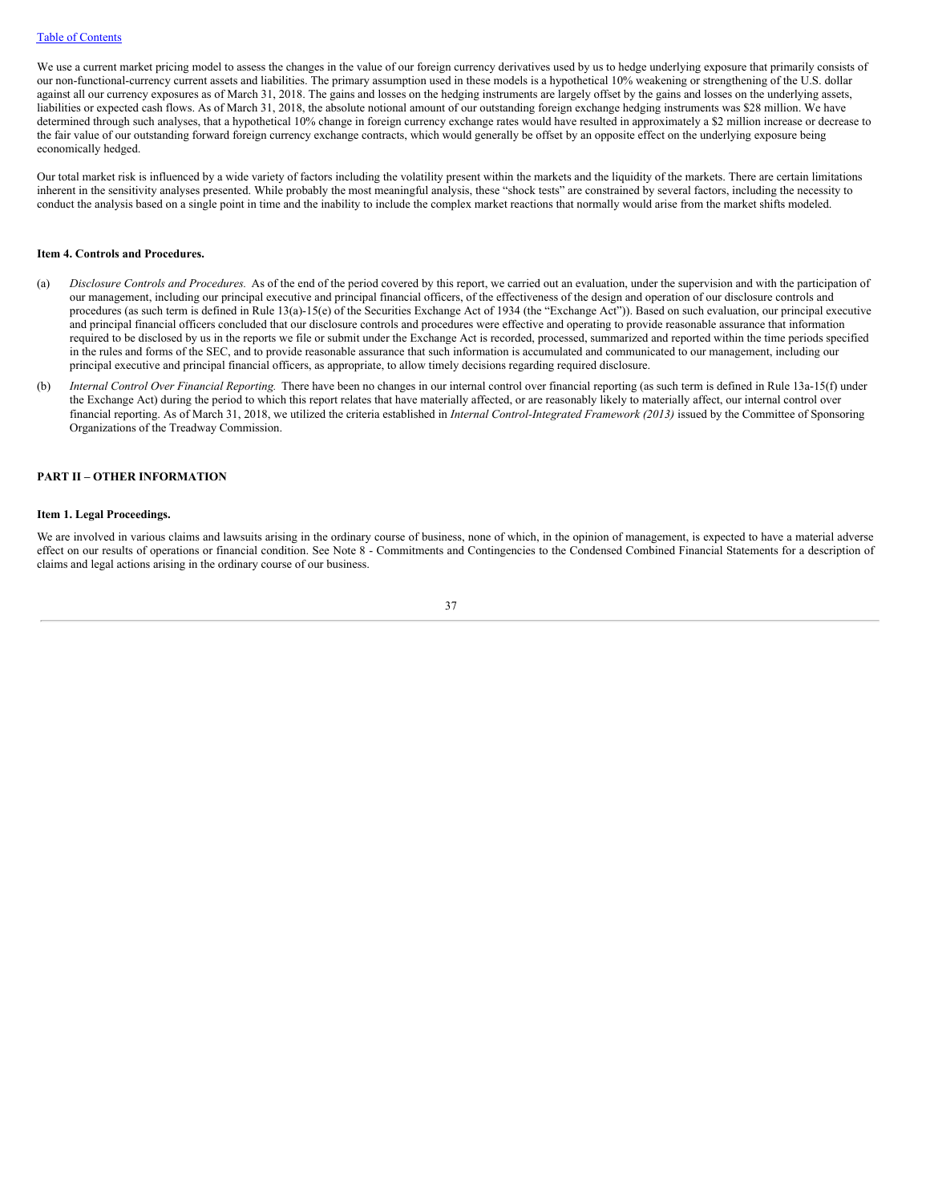We use a current market pricing model to assess the changes in the value of our foreign currency derivatives used by us to hedge underlying exposure that primarily consists of our non-functional-currency current assets and liabilities. The primary assumption used in these models is a hypothetical 10% weakening or strengthening of the U.S. dollar against all our currency exposures as of March 31, 2018. The gains and losses on the hedging instruments are largely offset by the gains and losses on the underlying assets, liabilities or expected cash flows. As of March 31, 2018, the absolute notional amount of our outstanding foreign exchange hedging instruments was $28 million. We have determined through such analyses, that a hypothetical 10% change in foreign currency exchange rates would have resulted in approximately a $2 million increase or decrease to the fair value of our outstanding forward foreign currency exchange contracts, which would generally be offset by an opposite effect on the underlying exposure being economically hedged.

Our total market risk is influenced by a wide variety of factors including the volatility present within the markets and the liquidity of the markets. There are certain limitations inherent in the sensitivity analyses presented. While probably the most meaningful analysis, these "shock tests" are constrained by several factors, including the necessity to conduct the analysis based on a single point in time and the inability to include the complex market reactions that normally would arise from the market shifts modeled.

### Item 4. Controls and Procedures.

(a) *Disclosure Controls and Procedures.* As of the end of the period covered by this report, we carried out an evaluation, under the supervision and with the participation of our management, including our principal executive and principal financial officers, of the effectiveness of the design and operation of our disclosure controls and procedures (as such term is defined in Rule 13(a)-15(e) of the Securities Exchange Act of 1934 (the "Exchange Act")). Based on such evaluation, our principal executive and principal financial officers concluded that our disclosure controls and procedures were effective and operating to provide reasonable assurance that information required to be disclosed by us in the reports we file or submit under the Exchange Act is recorded, processed, summarized and reported within the time periods specified in the rules and forms of the SEC, and to provide reasonable assurance that such information is accumulated and communicated to our management, including our principal executive and principal financial officers, as appropriate, to allow timely decisions regarding required disclosure.

(b) *Internal Control Over Financial Reporting.* There have been no changes in our internal control over financial reporting (as such term is defined in Rule 13a-15(f) under the Exchange Act) during the period to which this report relates that have materially affected, or are reasonably likely to materially affect, our internal control over financial reporting. As of March 31, 2018, we utilized the criteria established in *Internal Control-Integrated Framework (2013)* issued by the Committee of Sponsoring Organizations of the Treadway Commission.

## PART II – OTHER INFORMATION

### Item 1. Legal Proceedings.

We are involved in various claims and lawsuits arising in the ordinary course of business, none of which, in the opinion of management, is expected to have a material adverse effect on our results of operations or financial condition. See Note 8 - Commitments and Contingencies to the Condensed Combined Financial Statements for a description of claims and legal actions arising in the ordinary course of our business.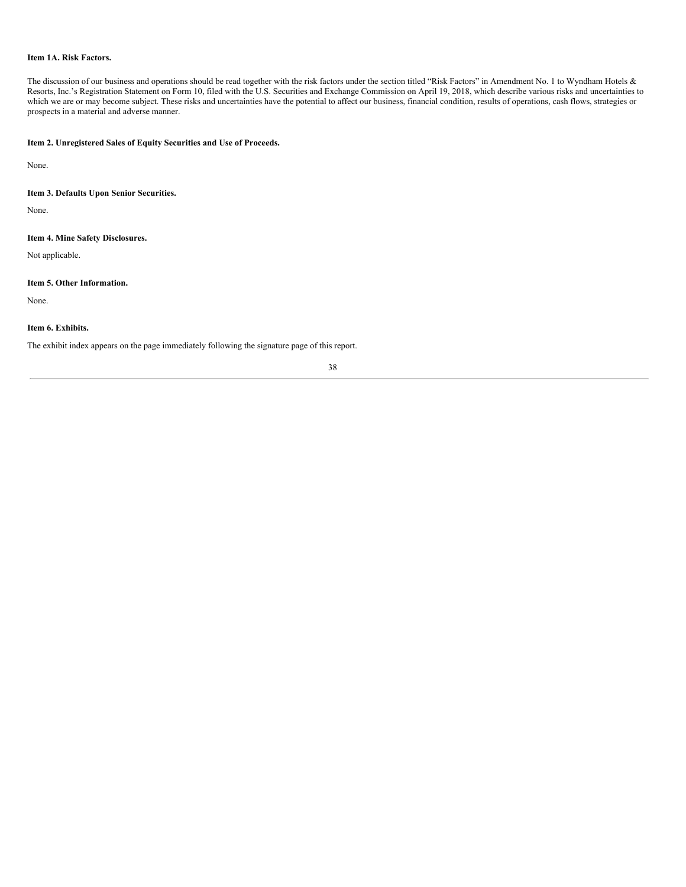**Item 1A. Risk Factors.**

The discussion of our business and operations should be read together with the risk factors under the section titled "Risk Factors" in Amendment No. 1 to Wyndham Hotels & Resorts, Inc.'s Registration Statement on Form 10, filed with the U.S. Securities and Exchange Commission on April 19, 2018, which describe various risks and uncertainties to which we are or may become subject. These risks and uncertainties have the potential to affect our business, financial condition, results of operations, cash flows, strategies or prospects in a material and adverse manner.

**Item 2. Unregistered Sales of Equity Securities and Use of Proceeds.**

None.

**Item 3. Defaults Upon Senior Securities.**

None.

**Item 4. Mine Safety Disclosures.**

Not applicable.

**Item 5. Other Information.**

None.

**Item 6. Exhibits.**

The exhibit index appears on the page immediately following the signature page of this report.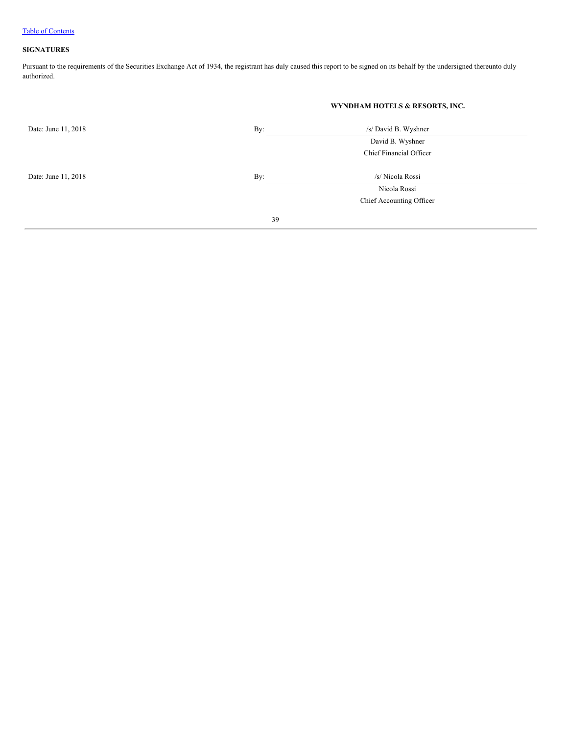[Table of Contents](#)

**SIGNATURES**

Pursuant to the requirements of the Securities Exchange Act of 1934, the registrant has duly caused this report to be signed on its behalf by the undersigned thereunto duly authorized.

**WYNDHAM HOTELS & RESORTS, INC.**

| | | |
|---|---|---|
| Date: June 11, 2018 | By: | /s/ David B. Wyshner |
| | | David B. Wyshner |
| | | Chief Financial Officer |
| Date: June 11, 2018 | By: | /s/ Nicola Rossi |
| | | Nicola Rossi |
| | | Chief Accounting Officer |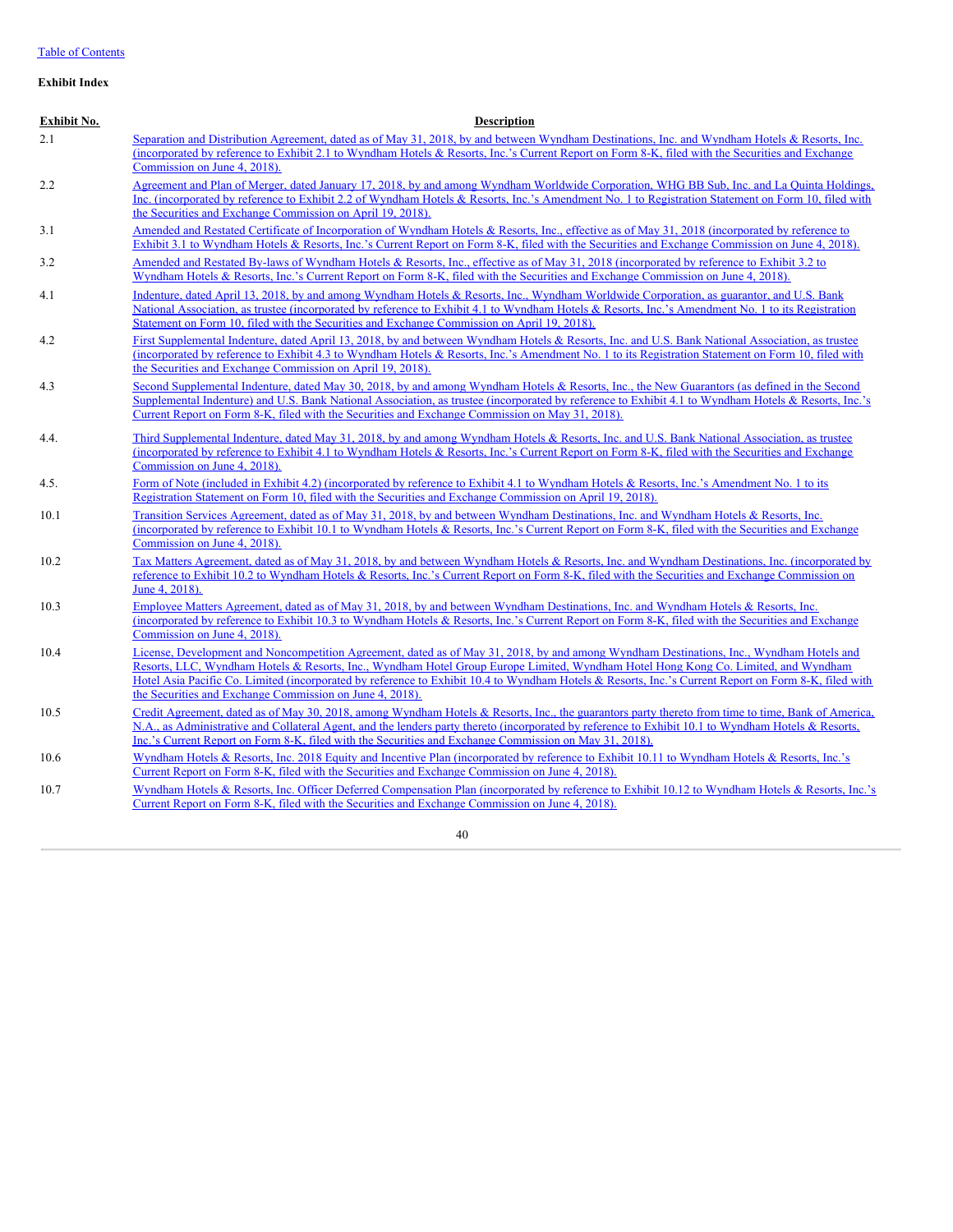[Table of Contents]

**Exhibit Index**

| Exhibit No. | Description |
|---|---|
| 2.1 | Separation and Distribution Agreement, dated as of May 31, 2018, by and between Wyndham Destinations, Inc. and Wyndham Hotels & Resorts, Inc. (incorporated by reference to Exhibit 2.1 to Wyndham Hotels & Resorts, Inc.'s Current Report on Form 8-K, filed with the Securities and Exchange Commission on June 4, 2018). |
| 2.2 | Agreement and Plan of Merger, dated January 17, 2018, by and among Wyndham Worldwide Corporation, WHG BB Sub, Inc. and La Quinta Holdings, Inc. (incorporated by reference to Exhibit 2.2 of Wyndham Hotels & Resorts, Inc.'s Amendment No. 1 to Registration Statement on Form 10, filed with the Securities and Exchange Commission on April 19, 2018). |
| 3.1 | Amended and Restated Certificate of Incorporation of Wyndham Hotels & Resorts, Inc., effective as of May 31, 2018 (incorporated by reference to Exhibit 3.1 to Wyndham Hotels & Resorts, Inc.'s Current Report on Form 8-K, filed with the Securities and Exchange Commission on June 4, 2018). |
| 3.2 | Amended and Restated By-laws of Wyndham Hotels & Resorts, Inc., effective as of May 31, 2018 (incorporated by reference to Exhibit 3.2 to Wyndham Hotels & Resorts, Inc.'s Current Report on Form 8-K, filed with the Securities and Exchange Commission on June 4, 2018). |
| 4.1 | Indenture, dated April 13, 2018, by and among Wyndham Hotels & Resorts, Inc., Wyndham Worldwide Corporation, as guarantor, and U.S. Bank National Association, as trustee (incorporated by reference to Exhibit 4.1 to Wyndham Hotels & Resorts, Inc.'s Amendment No. 1 to its Registration Statement on Form 10, filed with the Securities and Exchange Commission on April 19, 2018). |
| 4.2 | First Supplemental Indenture, dated April 13, 2018, by and between Wyndham Hotels & Resorts, Inc. and U.S. Bank National Association, as trustee (incorporated by reference to Exhibit 4.3 to Wyndham Hotels & Resorts, Inc.'s Amendment No. 1 to its Registration Statement on Form 10, filed with the Securities and Exchange Commission on April 19, 2018). |
| 4.3 | Second Supplemental Indenture, dated May 30, 2018, by and among Wyndham Hotels & Resorts, Inc., the New Guarantors (as defined in the Second Supplemental Indenture) and U.S. Bank National Association, as trustee (incorporated by reference to Exhibit 4.1 to Wyndham Hotels & Resorts, Inc.'s Current Report on Form 8-K, filed with the Securities and Exchange Commission on May 31, 2018). |
| 4.4. | Third Supplemental Indenture, dated May 31, 2018, by and among Wyndham Hotels & Resorts, Inc. and U.S. Bank National Association, as trustee (incorporated by reference to Exhibit 4.1 to Wyndham Hotels & Resorts, Inc.'s Current Report on Form 8-K, filed with the Securities and Exchange Commission on June 4, 2018). |
| 4.5. | Form of Note (included in Exhibit 4.2) (incorporated by reference to Exhibit 4.1 to Wyndham Hotels & Resorts, Inc.'s Amendment No. 1 to its Registration Statement on Form 10, filed with the Securities and Exchange Commission on April 19, 2018). |
| 10.1 | Transition Services Agreement, dated as of May 31, 2018, by and between Wyndham Destinations, Inc. and Wyndham Hotels & Resorts, Inc. (incorporated by reference to Exhibit 10.1 to Wyndham Hotels & Resorts, Inc.'s Current Report on Form 8-K, filed with the Securities and Exchange Commission on June 4, 2018). |
| 10.2 | Tax Matters Agreement, dated as of May 31, 2018, by and between Wyndham Hotels & Resorts, Inc. and Wyndham Destinations, Inc. (incorporated by reference to Exhibit 10.2 to Wyndham Hotels & Resorts, Inc.'s Current Report on Form 8-K, filed with the Securities and Exchange Commission on June 4, 2018). |
| 10.3 | Employee Matters Agreement, dated as of May 31, 2018, by and between Wyndham Destinations, Inc. and Wyndham Hotels & Resorts, Inc. (incorporated by reference to Exhibit 10.3 to Wyndham Hotels & Resorts, Inc.'s Current Report on Form 8-K, filed with the Securities and Exchange Commission on June 4, 2018). |
| 10.4 | License, Development and Noncompetition Agreement, dated as of May 31, 2018, by and among Wyndham Destinations, Inc., Wyndham Hotels and Resorts, LLC, Wyndham Hotels & Resorts, Inc., Wyndham Hotel Group Europe Limited, Wyndham Hotel Hong Kong Co. Limited, and Wyndham Hotel Asia Pacific Co. Limited (incorporated by reference to Exhibit 10.4 to Wyndham Hotels & Resorts, Inc.'s Current Report on Form 8-K, filed with the Securities and Exchange Commission on June 4, 2018). |
| 10.5 | Credit Agreement, dated as of May 30, 2018, among Wyndham Hotels & Resorts, Inc., the guarantors party thereto from time to time, Bank of America, N.A., as Administrative and Collateral Agent, and the lenders party thereto (incorporated by reference to Exhibit 10.1 to Wyndham Hotels & Resorts, Inc.'s Current Report on Form 8-K, filed with the Securities and Exchange Commission on May 31, 2018). |
| 10.6 | Wyndham Hotels & Resorts, Inc. 2018 Equity and Incentive Plan (incorporated by reference to Exhibit 10.11 to Wyndham Hotels & Resorts, Inc.'s Current Report on Form 8-K, filed with the Securities and Exchange Commission on June 4, 2018). |
| 10.7 | Wyndham Hotels & Resorts, Inc. Officer Deferred Compensation Plan (incorporated by reference to Exhibit 10.12 to Wyndham Hotels & Resorts, Inc.'s Current Report on Form 8-K, filed with the Securities and Exchange Commission on June 4, 2018). |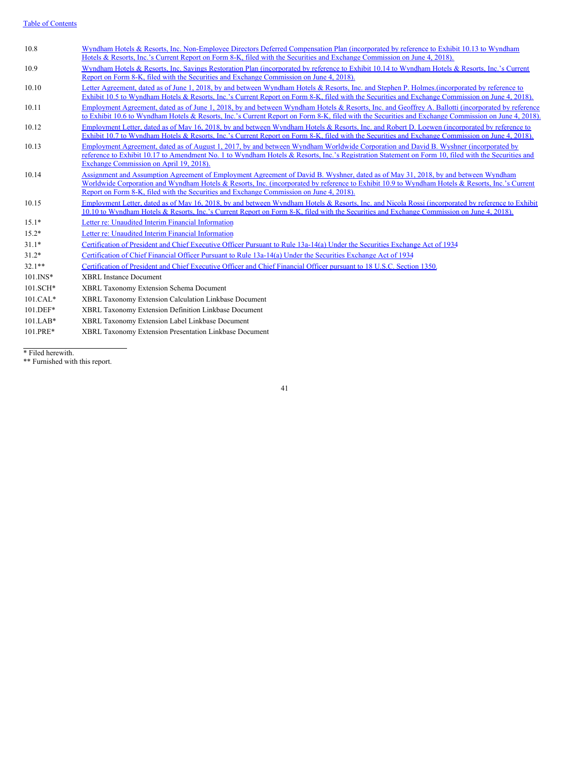| | |
|---|---|
| 10.8 | Wyndham Hotels & Resorts, Inc. Non-Employee Directors Deferred Compensation Plan (incorporated by reference to Exhibit 10.13 to Wyndham Hotels & Resorts, Inc.'s Current Report on Form 8-K, filed with the Securities and Exchange Commission on June 4, 2018). |
| 10.9 | Wyndham Hotels & Resorts, Inc. Savings Restoration Plan (incorporated by reference to Exhibit 10.14 to Wyndham Hotels & Resorts, Inc.'s Current Report on Form 8-K, filed with the Securities and Exchange Commission on June 4, 2018). |
| 10.10 | Letter Agreement, dated as of June 1, 2018, by and between Wyndham Hotels & Resorts, Inc. and Stephen P. Holmes.(incorporated by reference to Exhibit 10.5 to Wyndham Hotels & Resorts, Inc.'s Current Report on Form 8-K, filed with the Securities and Exchange Commission on June 4, 2018). |
| 10.11 | Employment Agreement, dated as of June 1, 2018, by and between Wyndham Hotels & Resorts, Inc. and Geoffrey A. Ballotti (incorporated by reference to Exhibit 10.6 to Wyndham Hotels & Resorts, Inc.'s Current Report on Form 8-K, filed with the Securities and Exchange Commission on June 4, 2018). |
| 10.12 | Employment Letter, dated as of May 16, 2018, by and between Wyndham Hotels & Resorts, Inc. and Robert D. Loewen (incorporated by reference to Exhibit 10.7 to Wyndham Hotels & Resorts, Inc.'s Current Report on Form 8-K, filed with the Securities and Exchange Commission on June 4, 2018). |
| 10.13 | Employment Agreement, dated as of August 1, 2017, by and between Wyndham Worldwide Corporation and David B. Wyshner (incorporated by reference to Exhibit 10.17 to Amendment No. 1 to Wyndham Hotels & Resorts, Inc.'s Registration Statement on Form 10, filed with the Securities and Exchange Commission on April 19, 2018). |
| 10.14 | Assignment and Assumption Agreement of Employment Agreement of David B. Wyshner, dated as of May 31, 2018, by and between Wyndham Worldwide Corporation and Wyndham Hotels & Resorts, Inc. (incorporated by reference to Exhibit 10.9 to Wyndham Hotels & Resorts, Inc.'s Current Report on Form 8-K, filed with the Securities and Exchange Commission on June 4, 2018). |
| 10.15 | Employment Letter, dated as of May 16, 2018, by and between Wyndham Hotels & Resorts, Inc. and Nicola Rossi (incorporated by reference to Exhibit 10.10 to Wyndham Hotels & Resorts, Inc.'s Current Report on Form 8-K, filed with the Securities and Exchange Commission on June 4, 2018). |
| 15.1* | Letter re: Unaudited Interim Financial Information |
| 15.2* | Letter re: Unaudited Interim Financial Information |
| 31.1* | Certification of President and Chief Executive Officer Pursuant to Rule 13a-14(a) Under the Securities Exchange Act of 1934 |
| 31.2* | Certification of Chief Financial Officer Pursuant to Rule 13a-14(a) Under the Securities Exchange Act of 1934 |
| 32.1** | Certification of President and Chief Executive Officer and Chief Financial Officer pursuant to 18 U.S.C. Section 1350. |
| 101.INS* | XBRL Instance Document |
| 101.SCH* | XBRL Taxonomy Extension Schema Document |
| 101.CAL* | XBRL Taxonomy Extension Calculation Linkbase Document |
| 101.DEF* | XBRL Taxonomy Extension Definition Linkbase Document |
| 101.LAB* | XBRL Taxonomy Extension Label Linkbase Document |
| 101.PRE* | XBRL Taxonomy Extension Presentation Linkbase Document |

---

* Filed herewith.
** Furnished with this report.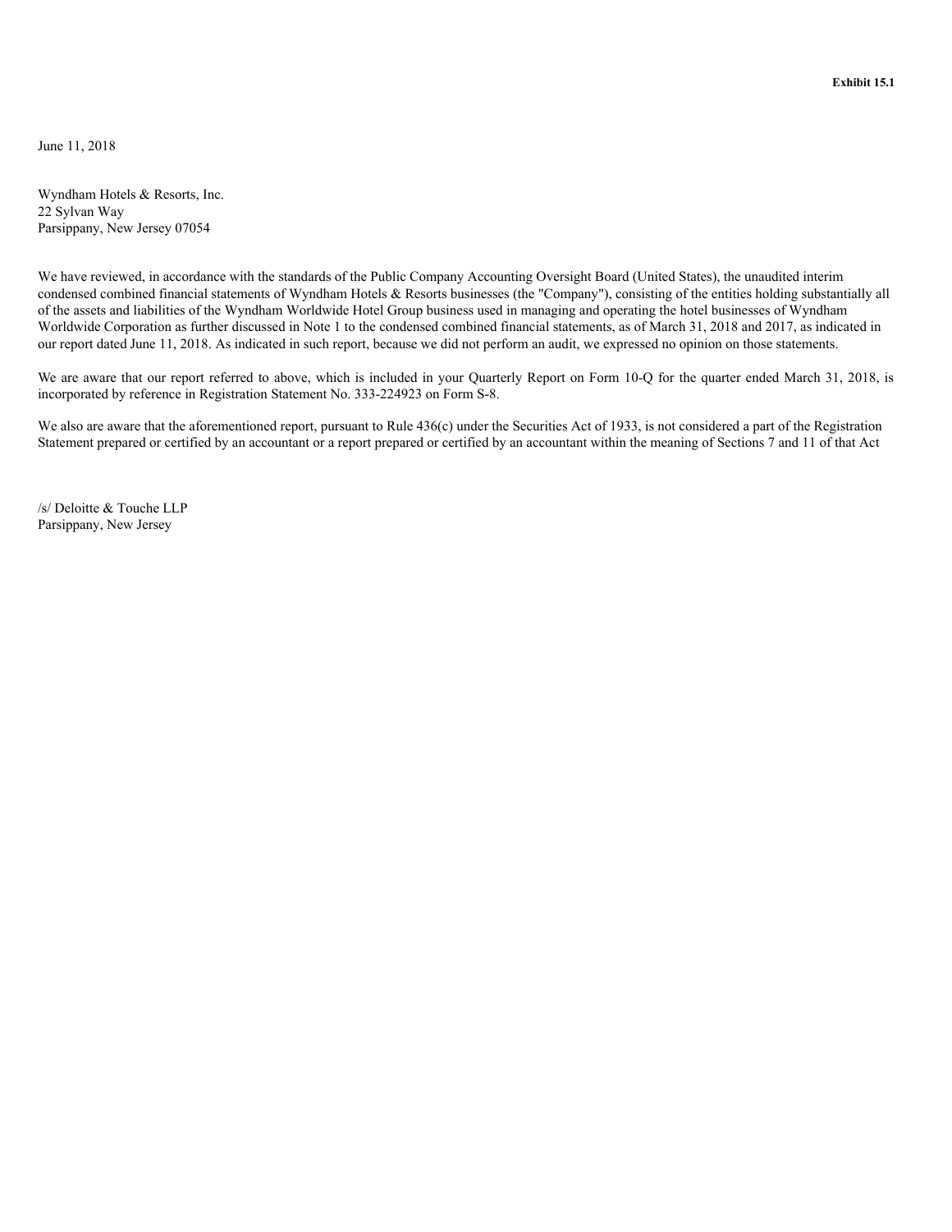**Exhibit 15.1**

June 11, 2018

Wyndham Hotels & Resorts, Inc.
22 Sylvan Way
Parsippany, New Jersey 07054

We have reviewed, in accordance with the standards of the Public Company Accounting Oversight Board (United States), the unaudited interim condensed combined financial statements of Wyndham Hotels & Resorts businesses (the "Company"), consisting of the entities holding substantially all of the assets and liabilities of the Wyndham Worldwide Hotel Group business used in managing and operating the hotel businesses of Wyndham Worldwide Corporation as further discussed in Note 1 to the condensed combined financial statements, as of March 31, 2018 and 2017, as indicated in our report dated June 11, 2018. As indicated in such report, because we did not perform an audit, we expressed no opinion on those statements.

We are aware that our report referred to above, which is included in your Quarterly Report on Form 10-Q for the quarter ended March 31, 2018, is incorporated by reference in Registration Statement No. 333-224923 on Form S-8.

We also are aware that the aforementioned report, pursuant to Rule 436(c) under the Securities Act of 1933, is not considered a part of the Registration Statement prepared or certified by an accountant or a report prepared or certified by an accountant within the meaning of Sections 7 and 11 of that Act

/s/ Deloitte & Touche LLP
Parsippany, New Jersey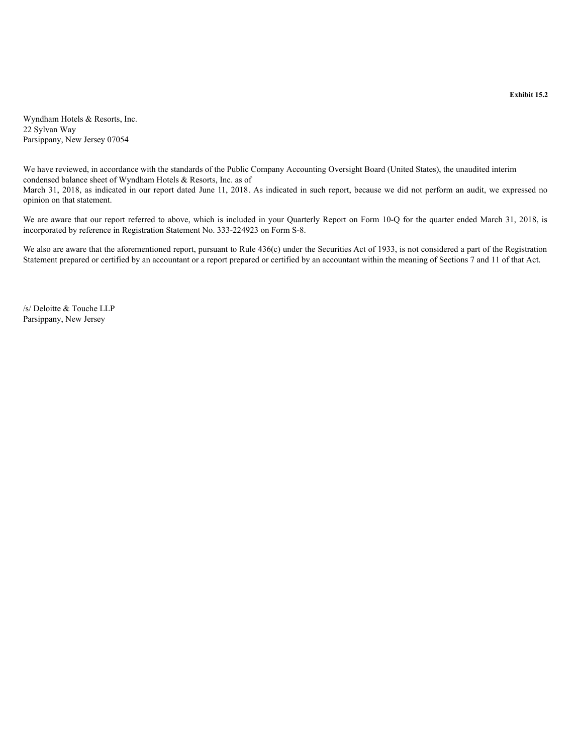**Exhibit 15.2**

Wyndham Hotels & Resorts, Inc.
22 Sylvan Way
Parsippany, New Jersey 07054

We have reviewed, in accordance with the standards of the Public Company Accounting Oversight Board (United States), the unaudited interim condensed balance sheet of Wyndham Hotels & Resorts, Inc. as of March 31, 2018, as indicated in our report dated June 11, 2018. As indicated in such report, because we did not perform an audit, we expressed no opinion on that statement.

We are aware that our report referred to above, which is included in your Quarterly Report on Form 10-Q for the quarter ended March 31, 2018, is incorporated by reference in Registration Statement No. 333-224923 on Form S-8.

We also are aware that the aforementioned report, pursuant to Rule 436(c) under the Securities Act of 1933, is not considered a part of the Registration Statement prepared or certified by an accountant or a report prepared or certified by an accountant within the meaning of Sections 7 and 11 of that Act.

/s/ Deloitte & Touche LLP
Parsippany, New Jersey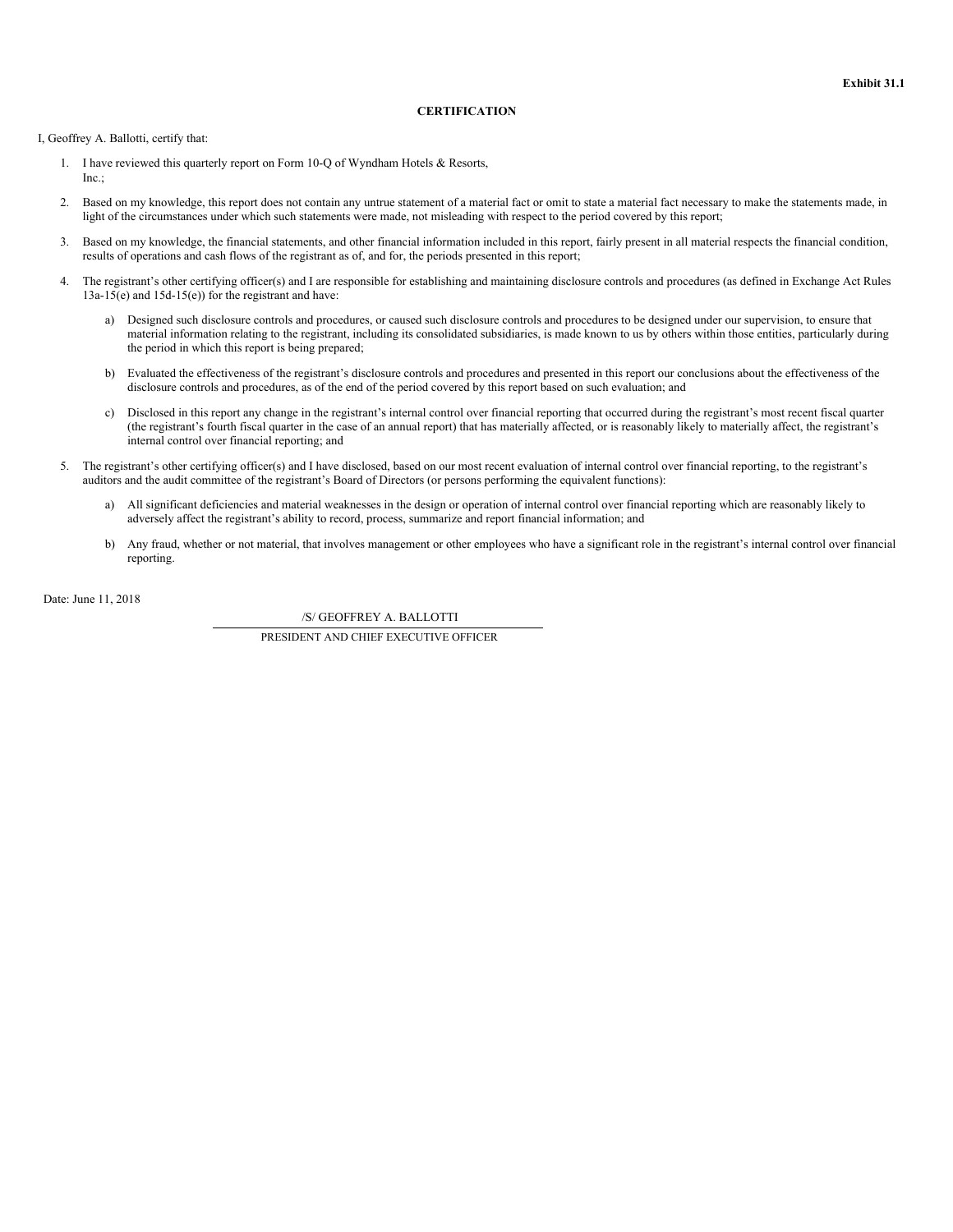**Exhibit 31.1**

**CERTIFICATION**

I, Geoffrey A. Ballotti, certify that:

1. I have reviewed this quarterly report on Form 10-Q of Wyndham Hotels & Resorts, Inc.;
2. Based on my knowledge, this report does not contain any untrue statement of a material fact or omit to state a material fact necessary to make the statements made, in light of the circumstances under which such statements were made, not misleading with respect to the period covered by this report;
3. Based on my knowledge, the financial statements, and other financial information included in this report, fairly present in all material respects the financial condition, results of operations and cash flows of the registrant as of, and for, the periods presented in this report;
4. The registrant's other certifying officer(s) and I are responsible for establishing and maintaining disclosure controls and procedures (as defined in Exchange Act Rules 13a-15(e) and 15d-15(e)) for the registrant and have:
   a) Designed such disclosure controls and procedures, or caused such disclosure controls and procedures to be designed under our supervision, to ensure that material information relating to the registrant, including its consolidated subsidiaries, is made known to us by others within those entities, particularly during the period in which this report is being prepared;
   b) Evaluated the effectiveness of the registrant's disclosure controls and procedures and presented in this report our conclusions about the effectiveness of the disclosure controls and procedures, as of the end of the period covered by this report based on such evaluation; and
   c) Disclosed in this report any change in the registrant's internal control over financial reporting that occurred during the registrant's most recent fiscal quarter (the registrant's fourth fiscal quarter in the case of an annual report) that has materially affected, or is reasonably likely to materially affect, the registrant's internal control over financial reporting; and
5. The registrant's other certifying officer(s) and I have disclosed, based on our most recent evaluation of internal control over financial reporting, to the registrant's auditors and the audit committee of the registrant's Board of Directors (or persons performing the equivalent functions):
   a) All significant deficiencies and material weaknesses in the design or operation of internal control over financial reporting which are reasonably likely to adversely affect the registrant's ability to record, process, summarize and report financial information; and
   b) Any fraud, whether or not material, that involves management or other employees who have a significant role in the registrant's internal control over financial reporting.

Date: June 11, 2018

/S/ GEOFFREY A. BALLOTTI

PRESIDENT AND CHIEF EXECUTIVE OFFICER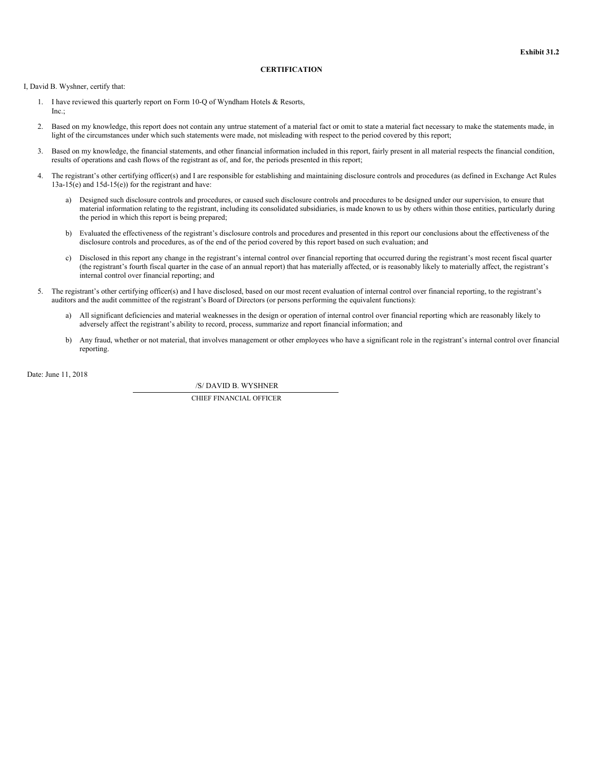**Exhibit 31.2**

**CERTIFICATION**

I, David B. Wyshner, certify that:

1. I have reviewed this quarterly report on Form 10-Q of Wyndham Hotels & Resorts, Inc.;
2. Based on my knowledge, this report does not contain any untrue statement of a material fact or omit to state a material fact necessary to make the statements made, in light of the circumstances under which such statements were made, not misleading with respect to the period covered by this report;
3. Based on my knowledge, the financial statements, and other financial information included in this report, fairly present in all material respects the financial condition, results of operations and cash flows of the registrant as of, and for, the periods presented in this report;
4. The registrant's other certifying officer(s) and I are responsible for establishing and maintaining disclosure controls and procedures (as defined in Exchange Act Rules 13a-15(e) and 15d-15(e)) for the registrant and have:
   a) Designed such disclosure controls and procedures, or caused such disclosure controls and procedures to be designed under our supervision, to ensure that material information relating to the registrant, including its consolidated subsidiaries, is made known to us by others within those entities, particularly during the period in which this report is being prepared;
   b) Evaluated the effectiveness of the registrant's disclosure controls and procedures and presented in this report our conclusions about the effectiveness of the disclosure controls and procedures, as of the end of the period covered by this report based on such evaluation; and
   c) Disclosed in this report any change in the registrant's internal control over financial reporting that occurred during the registrant's most recent fiscal quarter (the registrant's fourth fiscal quarter in the case of an annual report) that has materially affected, or is reasonably likely to materially affect, the registrant's internal control over financial reporting; and
5. The registrant's other certifying officer(s) and I have disclosed, based on our most recent evaluation of internal control over financial reporting, to the registrant's auditors and the audit committee of the registrant's Board of Directors (or persons performing the equivalent functions):
   a) All significant deficiencies and material weaknesses in the design or operation of internal control over financial reporting which are reasonably likely to adversely affect the registrant's ability to record, process, summarize and report financial information; and
   b) Any fraud, whether or not material, that involves management or other employees who have a significant role in the registrant's internal control over financial reporting.

Date: June 11, 2018

/S/ DAVID B. WYSHNER

CHIEF FINANCIAL OFFICER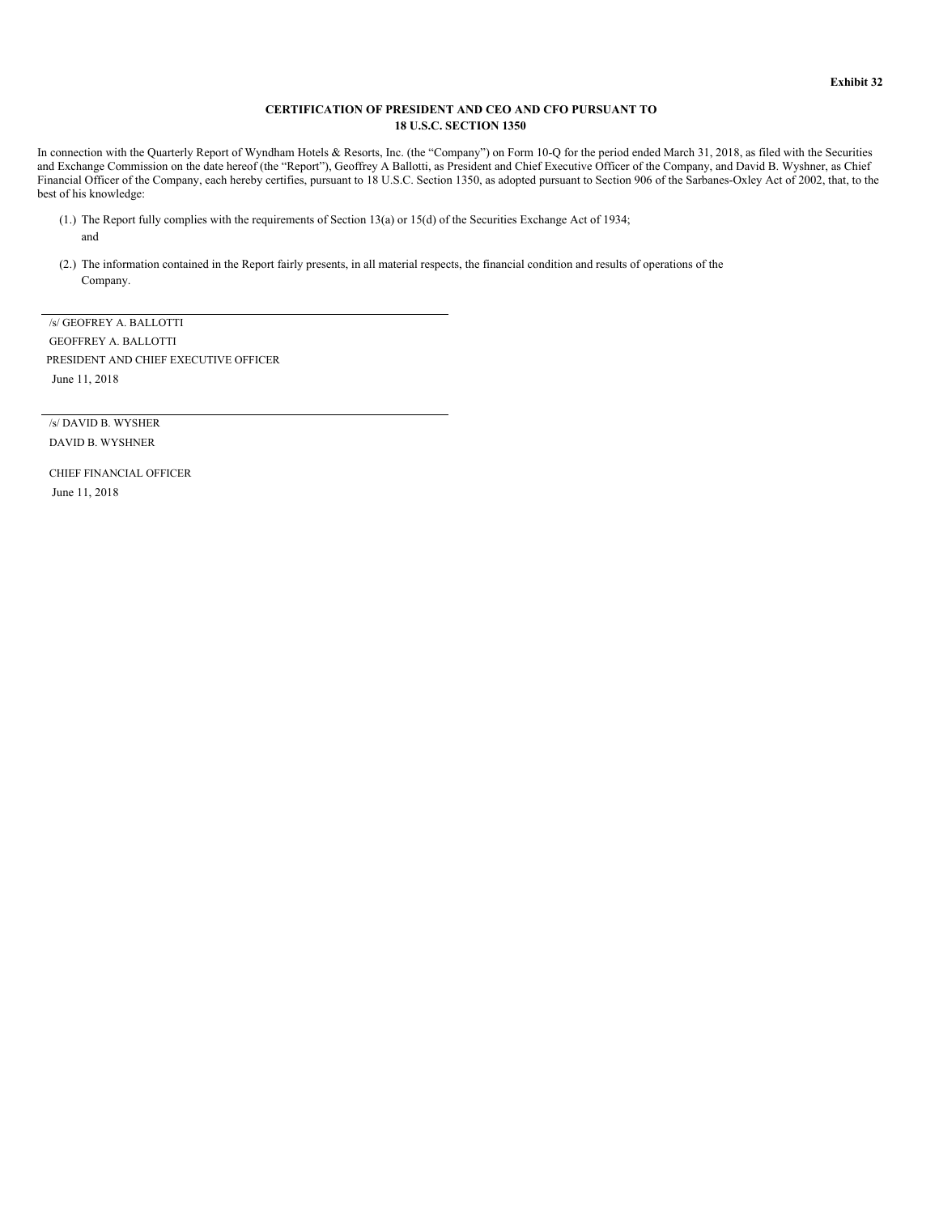**Exhibit 32**

**CERTIFICATION OF PRESIDENT AND CEO AND CFO PURSUANT TO 18 U.S.C. SECTION 1350**

In connection with the Quarterly Report of Wyndham Hotels & Resorts, Inc. (the "Company") on Form 10-Q for the period ended March 31, 2018, as filed with the Securities and Exchange Commission on the date hereof (the "Report"), Geoffrey A Ballotti, as President and Chief Executive Officer of the Company, and David B. Wyshner, as Chief Financial Officer of the Company, each hereby certifies, pursuant to 18 U.S.C. Section 1350, as adopted pursuant to Section 906 of the Sarbanes-Oxley Act of 2002, that, to the best of his knowledge:

(1.) The Report fully complies with the requirements of Section 13(a) or 15(d) of the Securities Exchange Act of 1934; and

(2.) The information contained in the Report fairly presents, in all material respects, the financial condition and results of operations of the Company.

/s/ GEOFREY A. BALLOTTI
GEOFFREY A. BALLOTTI
PRESIDENT AND CHIEF EXECUTIVE OFFICER
June 11, 2018

/s/ DAVID B. WYSHER
DAVID B. WYSHNER

CHIEF FINANCIAL OFFICER
June 11, 2018